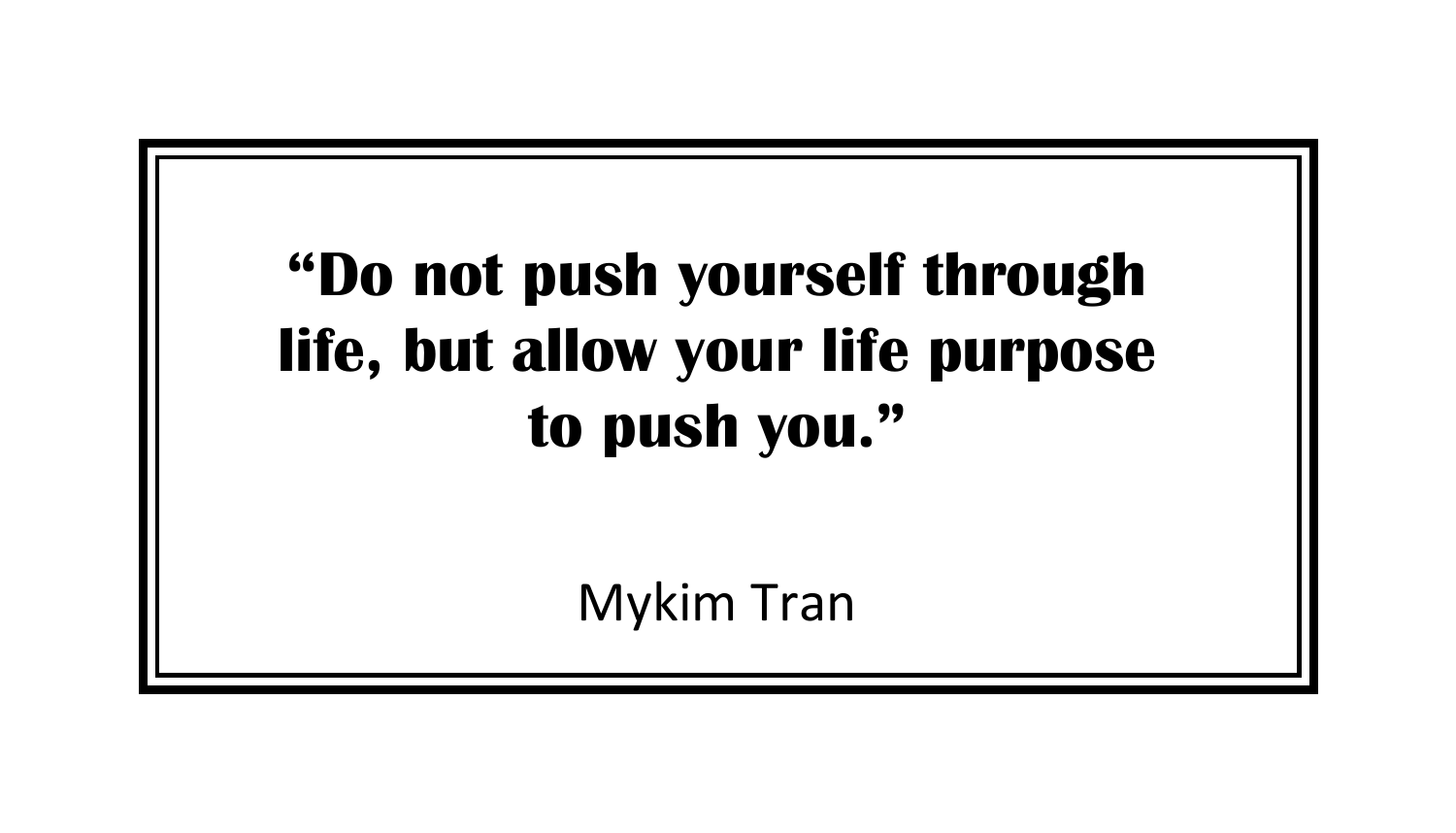**“Do not push yourself through life, but allow your life purpose to push you.”**

Mykim Tran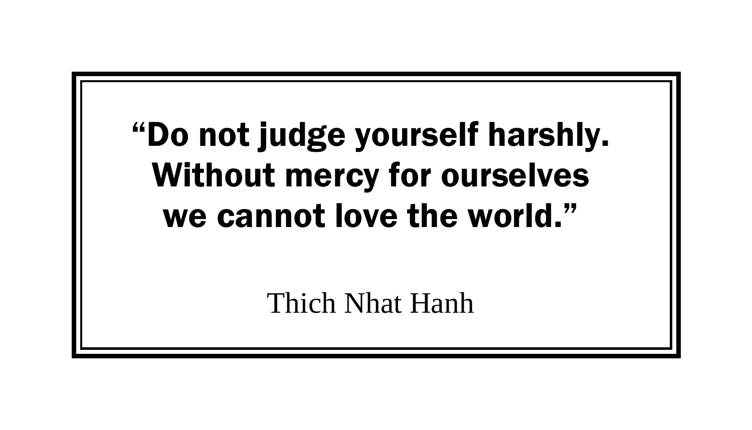**“Do not judge yourself harshly.
Without mercy for ourselves
we cannot love the world.”**

Thich Nhat Hanh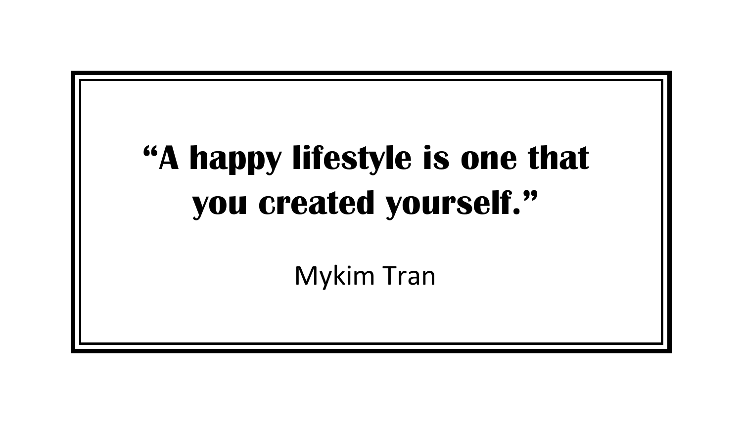**“A happy lifestyle is one that you created yourself.”**

Mykim Tran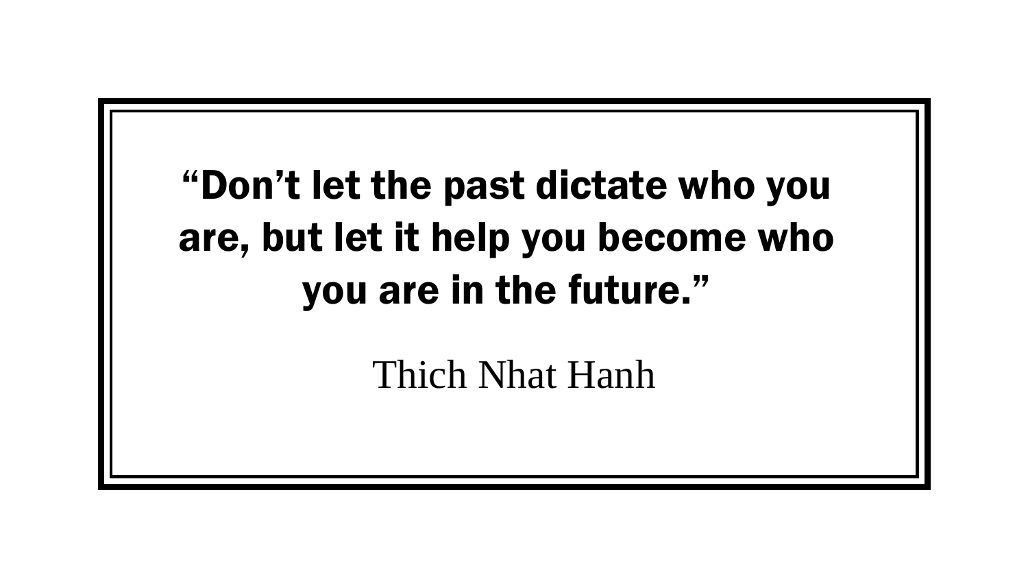**“Don’t let the past dictate who you are, but let it help you become who you are in the future.”**

Thich Nhat Hanh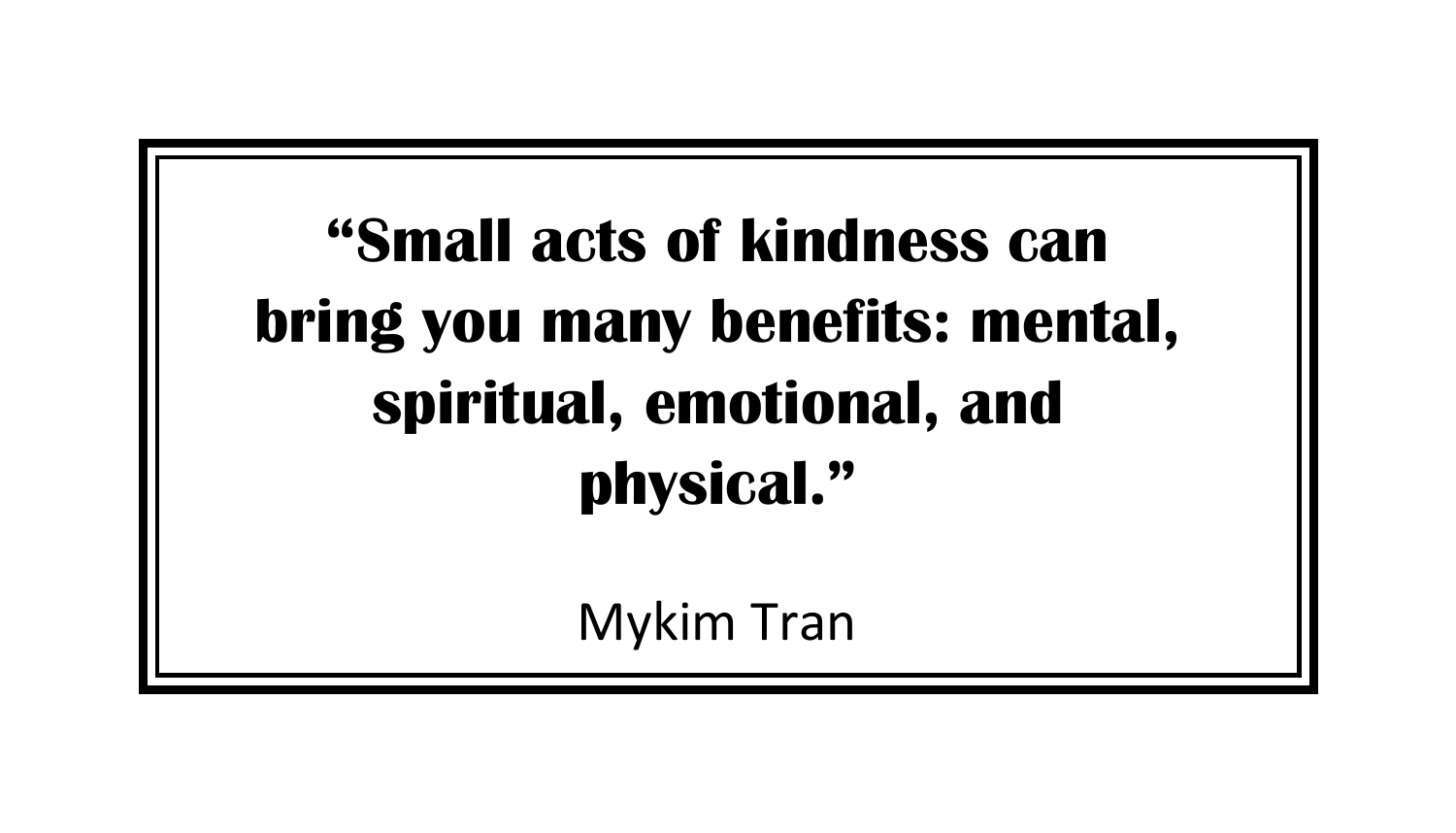**“Small acts of kindness can bring you many benefits: mental, spiritual, emotional, and physical.”**

Mykim Tran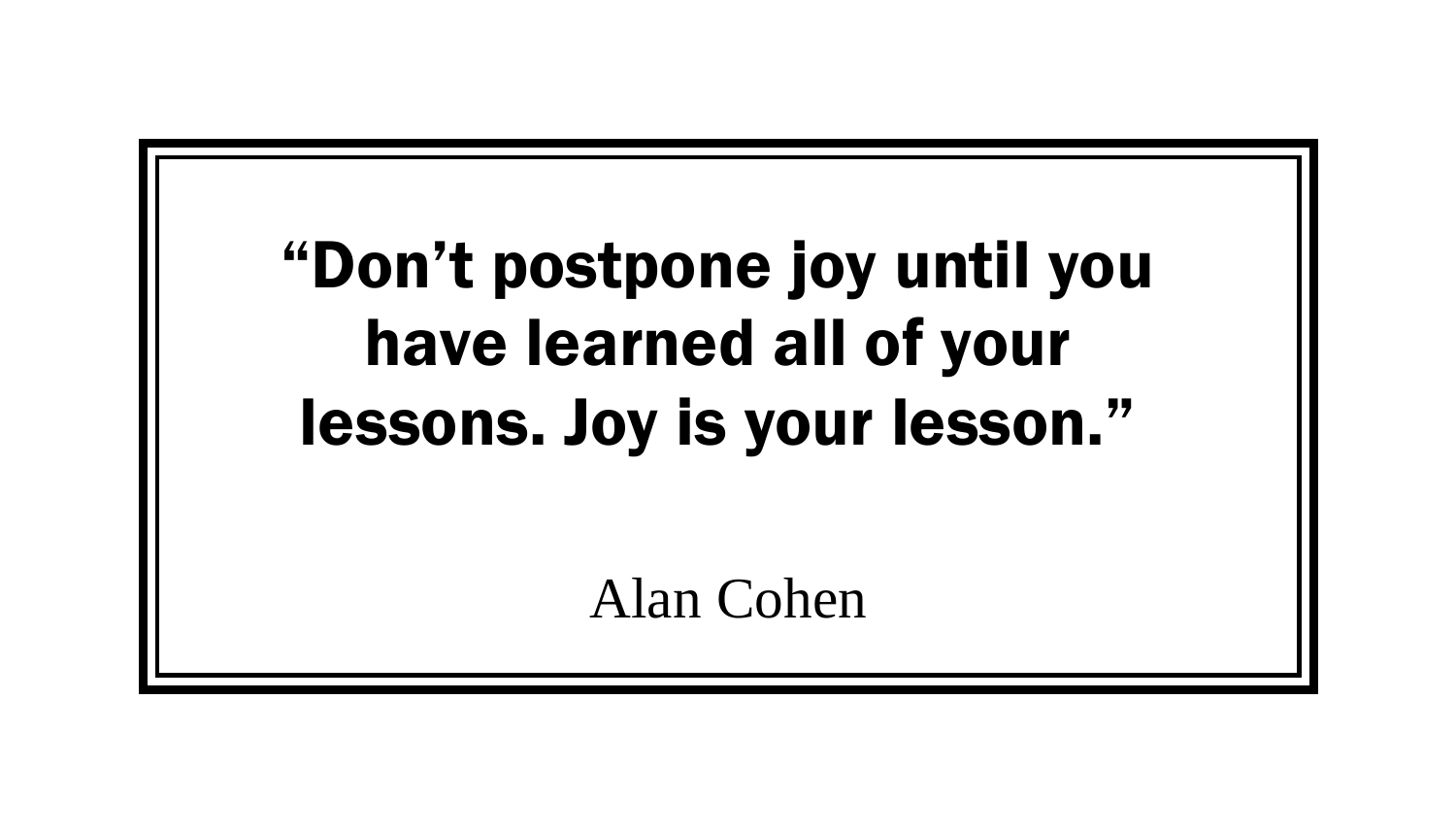**“Don’t postpone joy until you have learned all of your lessons. Joy is your lesson.”**

Alan Cohen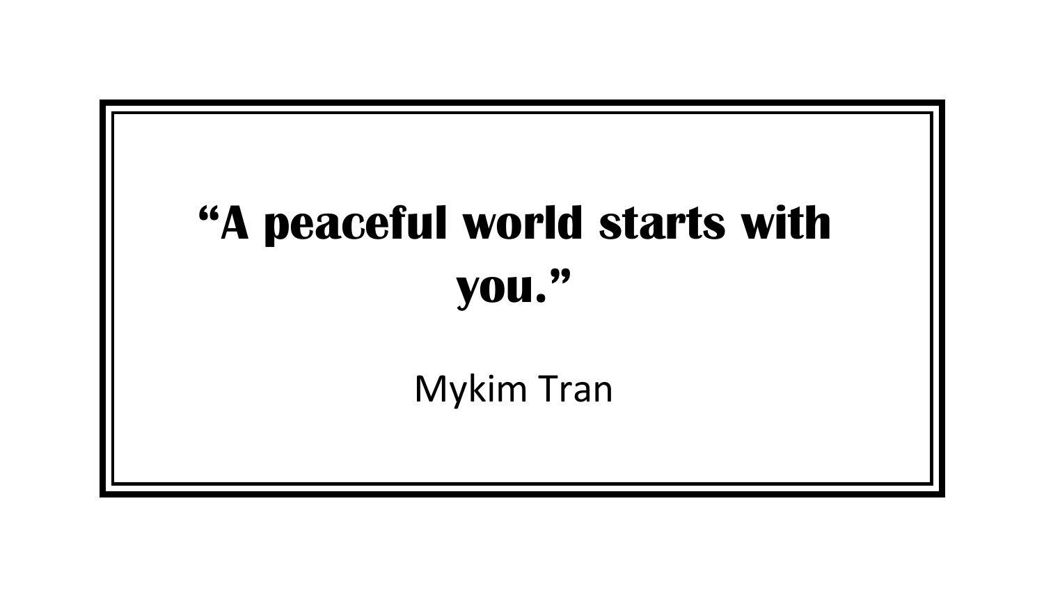**"A peaceful world starts with you."**

Mykim Tran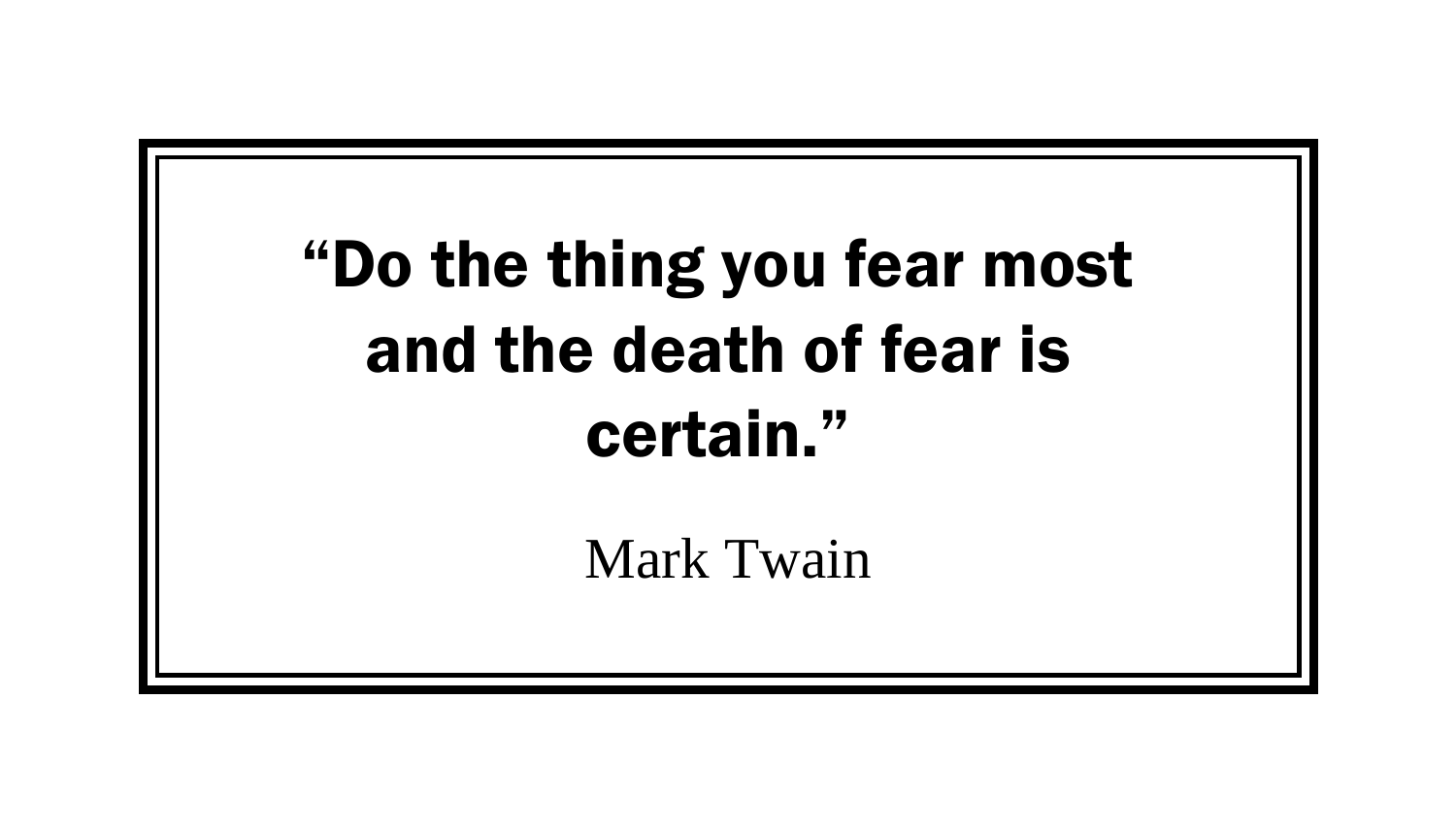**“Do the thing you fear most and the death of fear is certain.”**

Mark Twain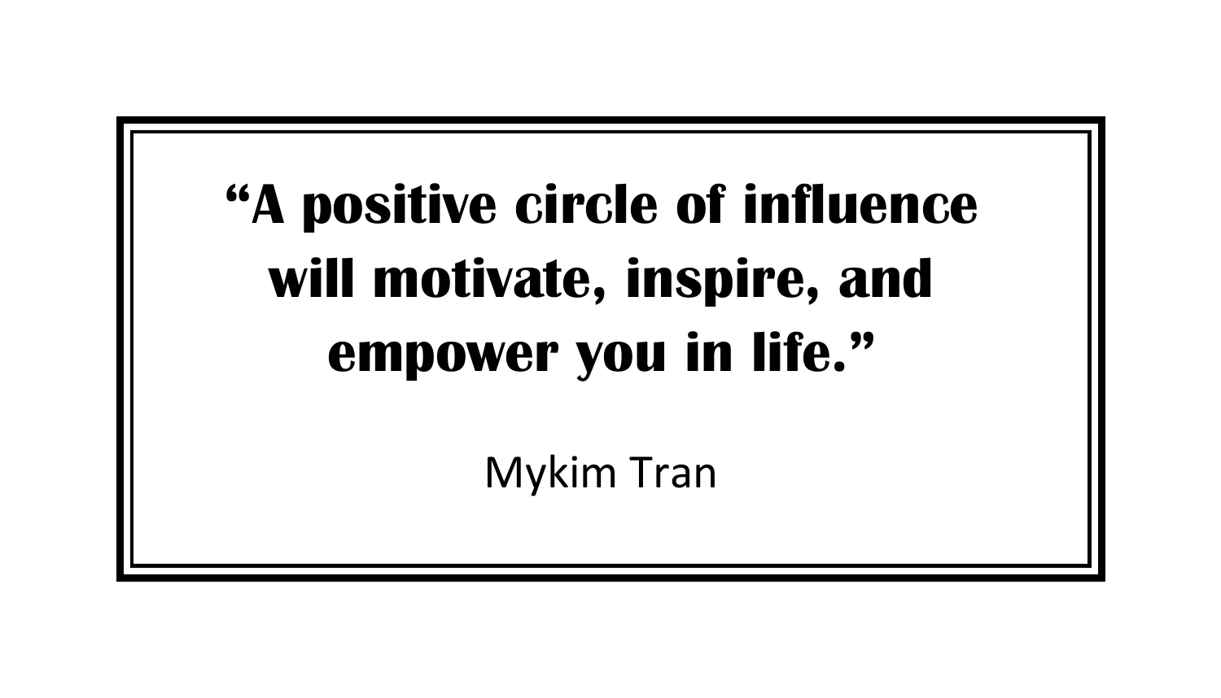**"A positive circle of influence will motivate, inspire, and empower you in life."**

Mykim Tran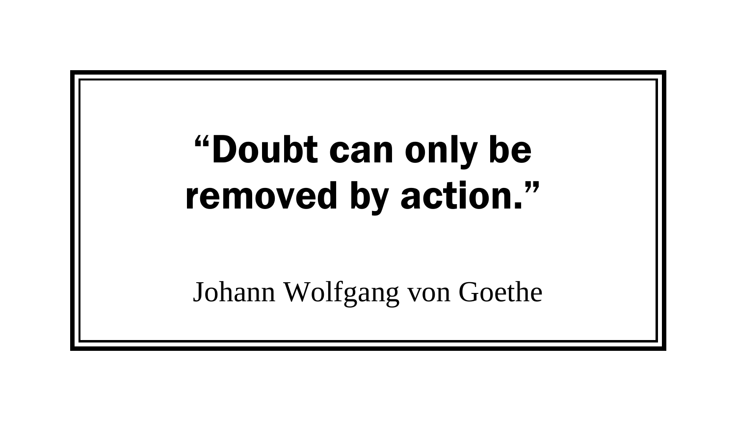**“Doubt can only be removed by action.”**

Johann Wolfgang von Goethe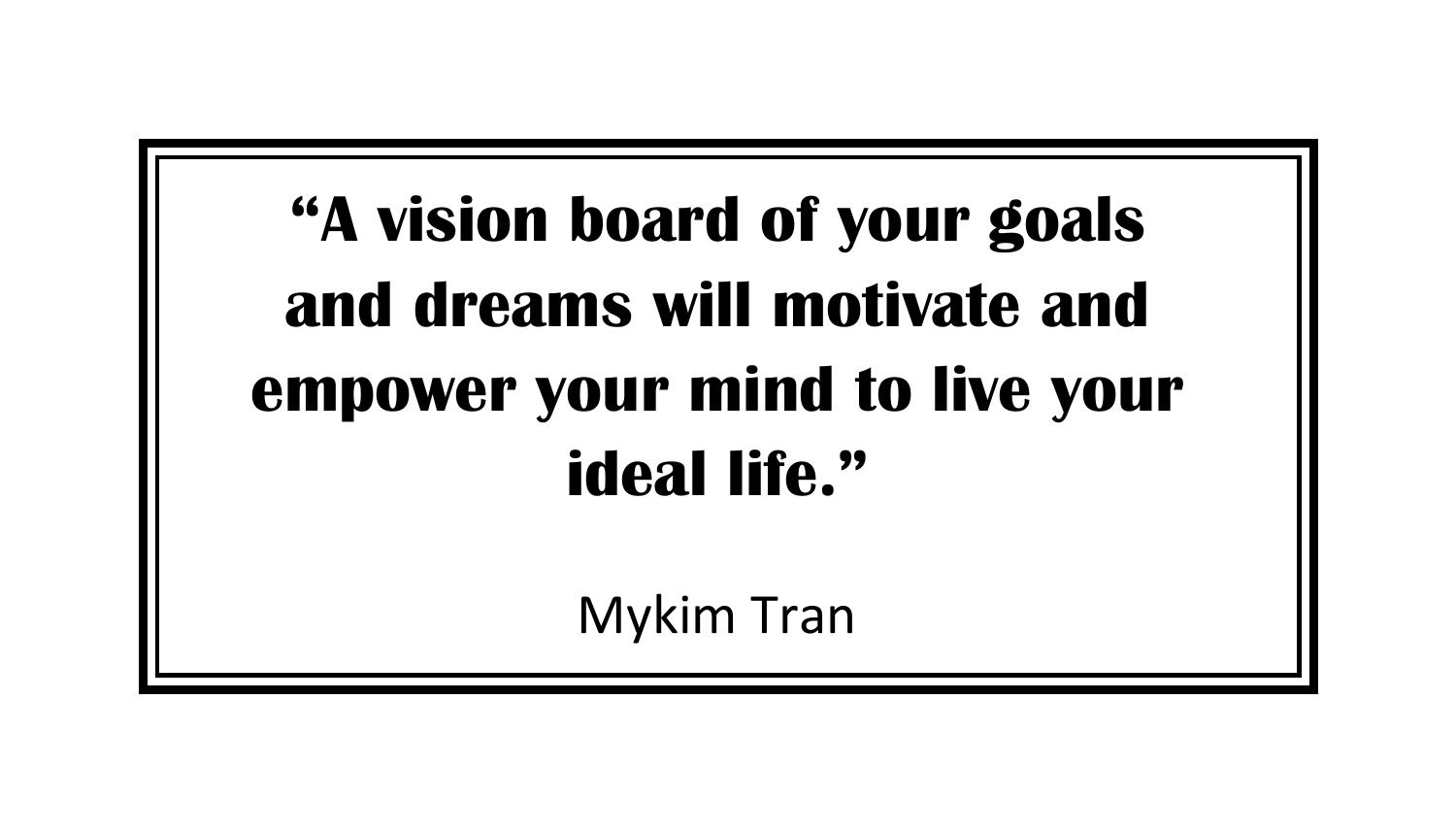**“A vision board of your goals and dreams will motivate and empower your mind to live your ideal life.”**

Mykim Tran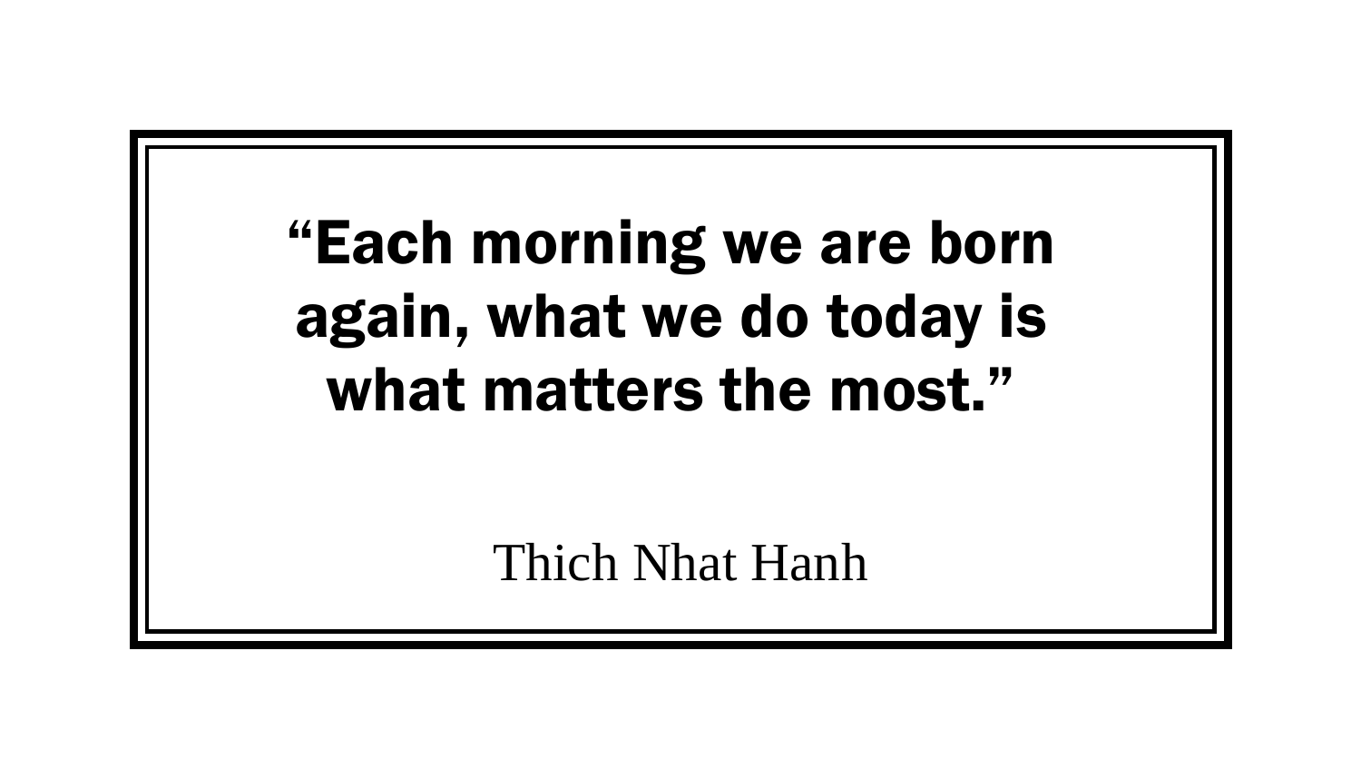**“Each morning we are born again, what we do today is what matters the most.”**

Thich Nhat Hanh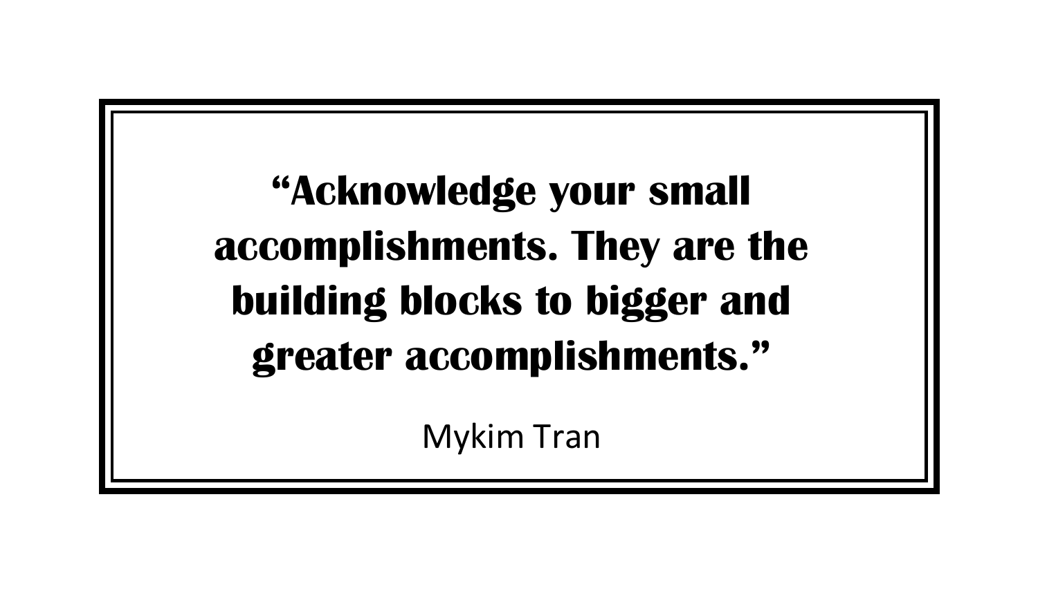**“Acknowledge your small accomplishments. They are the building blocks to bigger and greater accomplishments.”**

Mykim Tran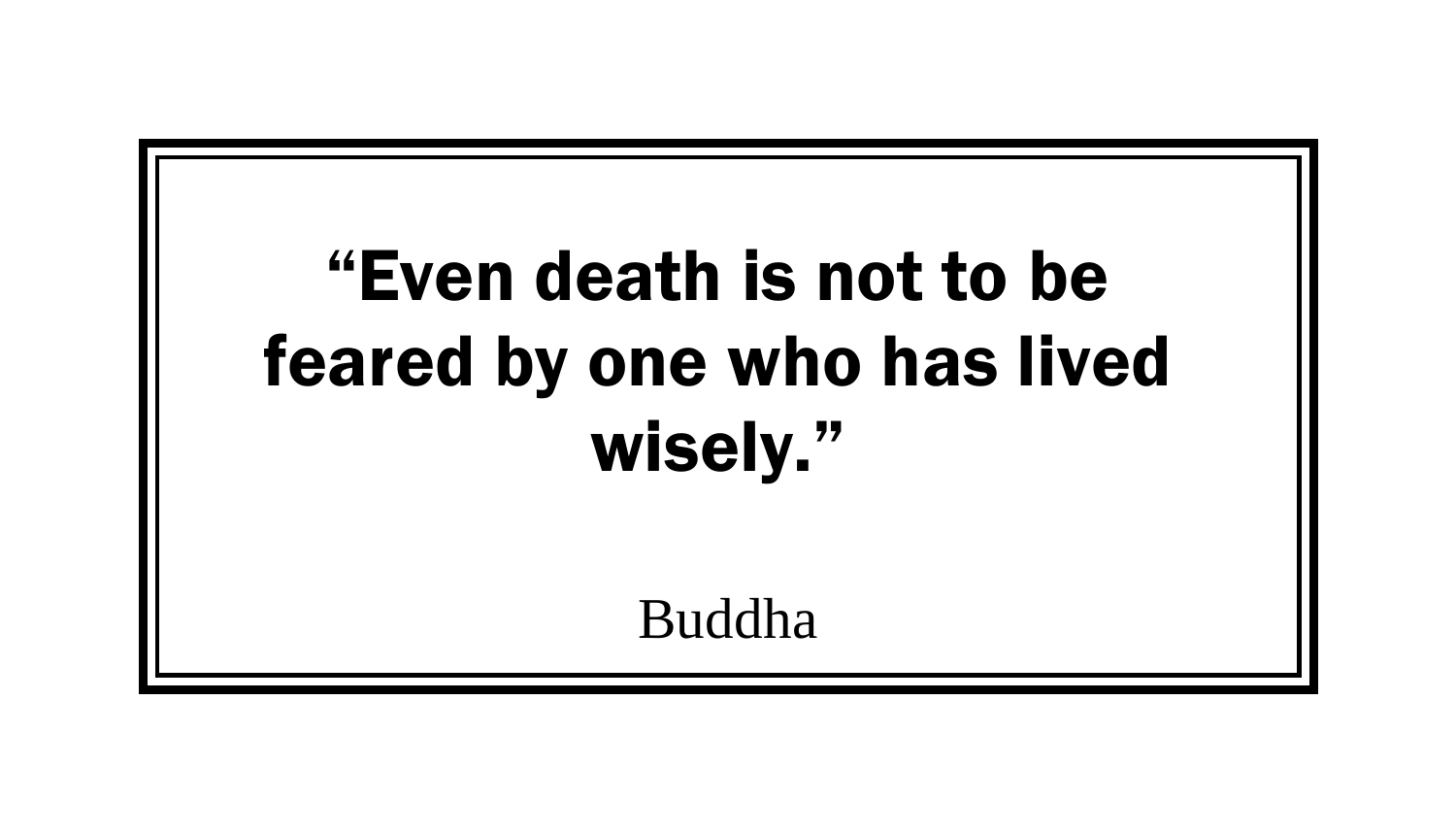**“Even death is not to be feared by one who has lived wisely.”**

Buddha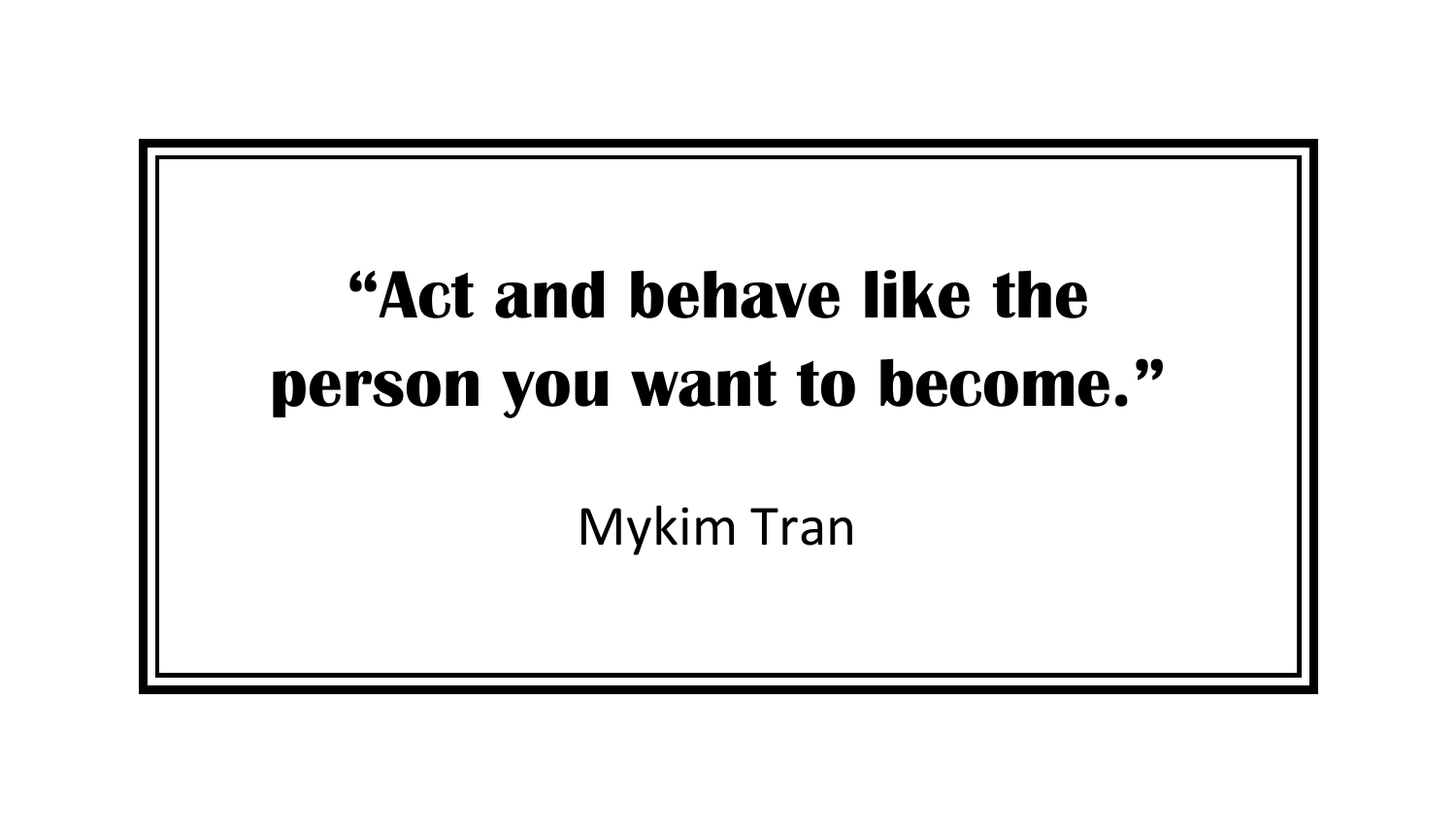**“Act and behave like the person you want to become.”**

Mykim Tran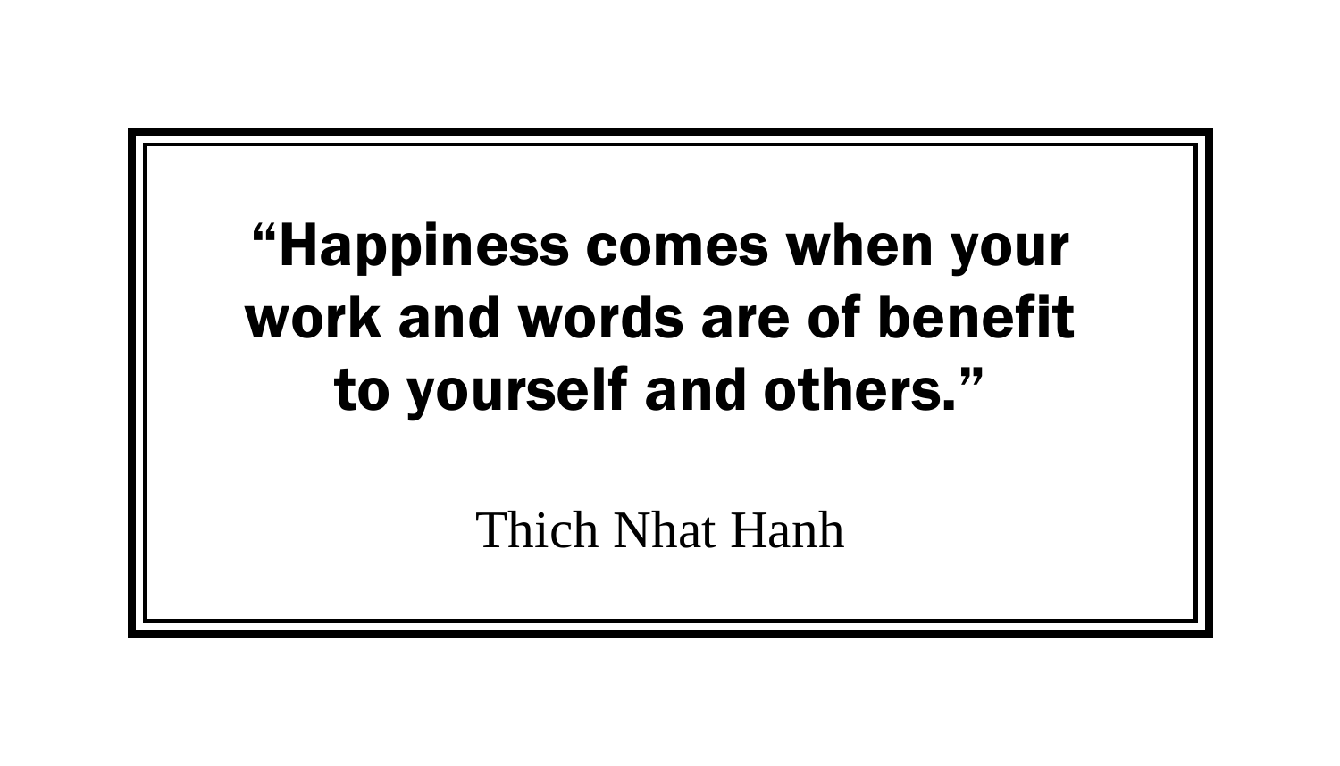**“Happiness comes when your work and words are of benefit to yourself and others.”**

Thich Nhat Hanh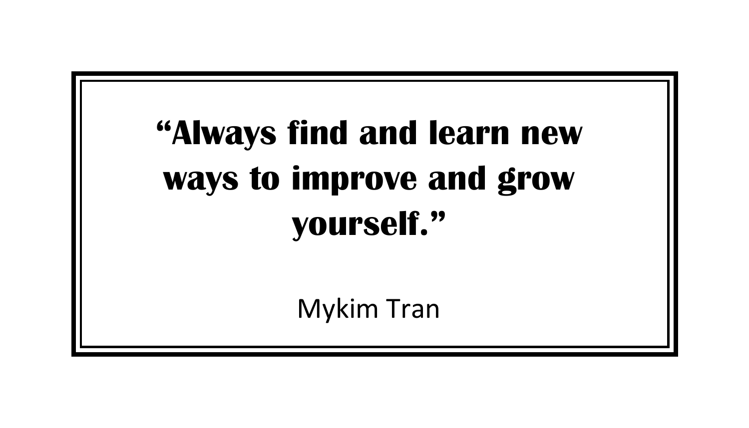**“Always find and learn new ways to improve and grow yourself.”**

Mykim Tran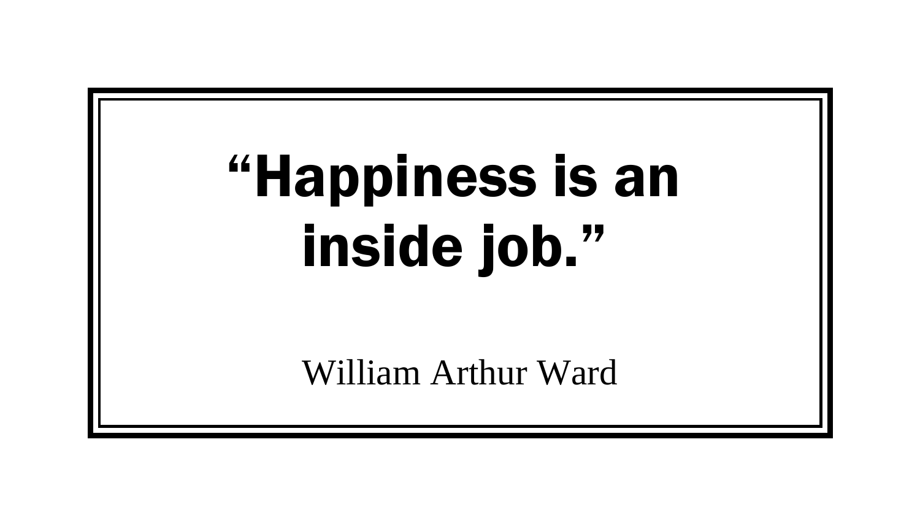# “Happiness is an inside job.”

William Arthur Ward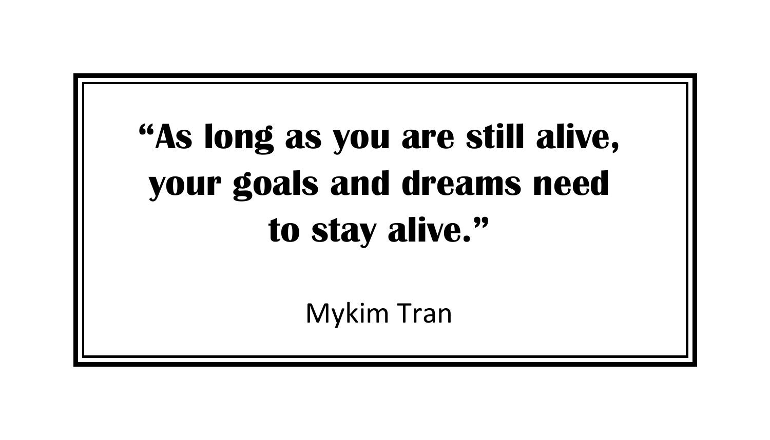**“As long as you are still alive, your goals and dreams need to stay alive.”**

Mykim Tran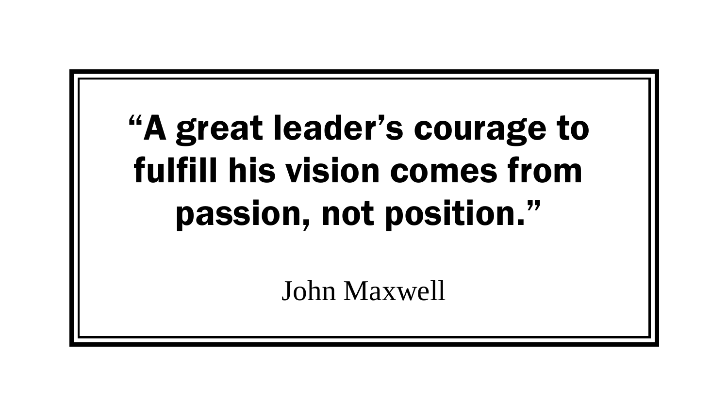**“A great leader’s courage to fulfill his vision comes from passion, not position.”**

John Maxwell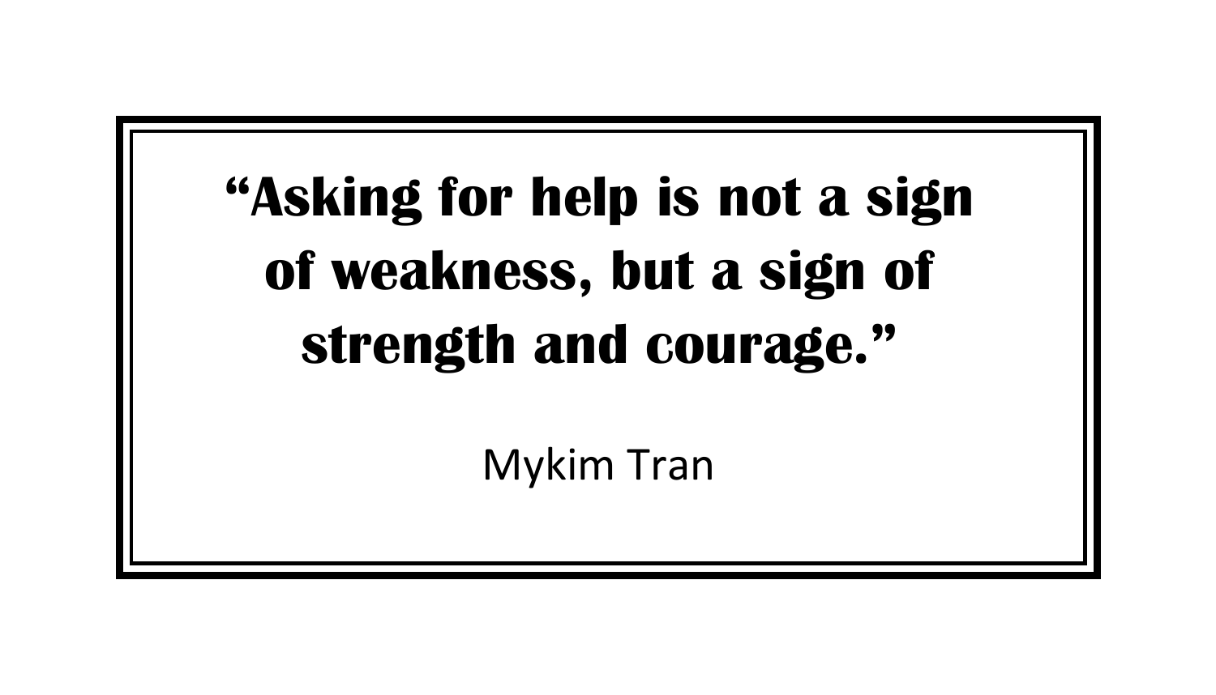**"Asking for help is not a sign of weakness, but a sign of strength and courage."**

Mykim Tran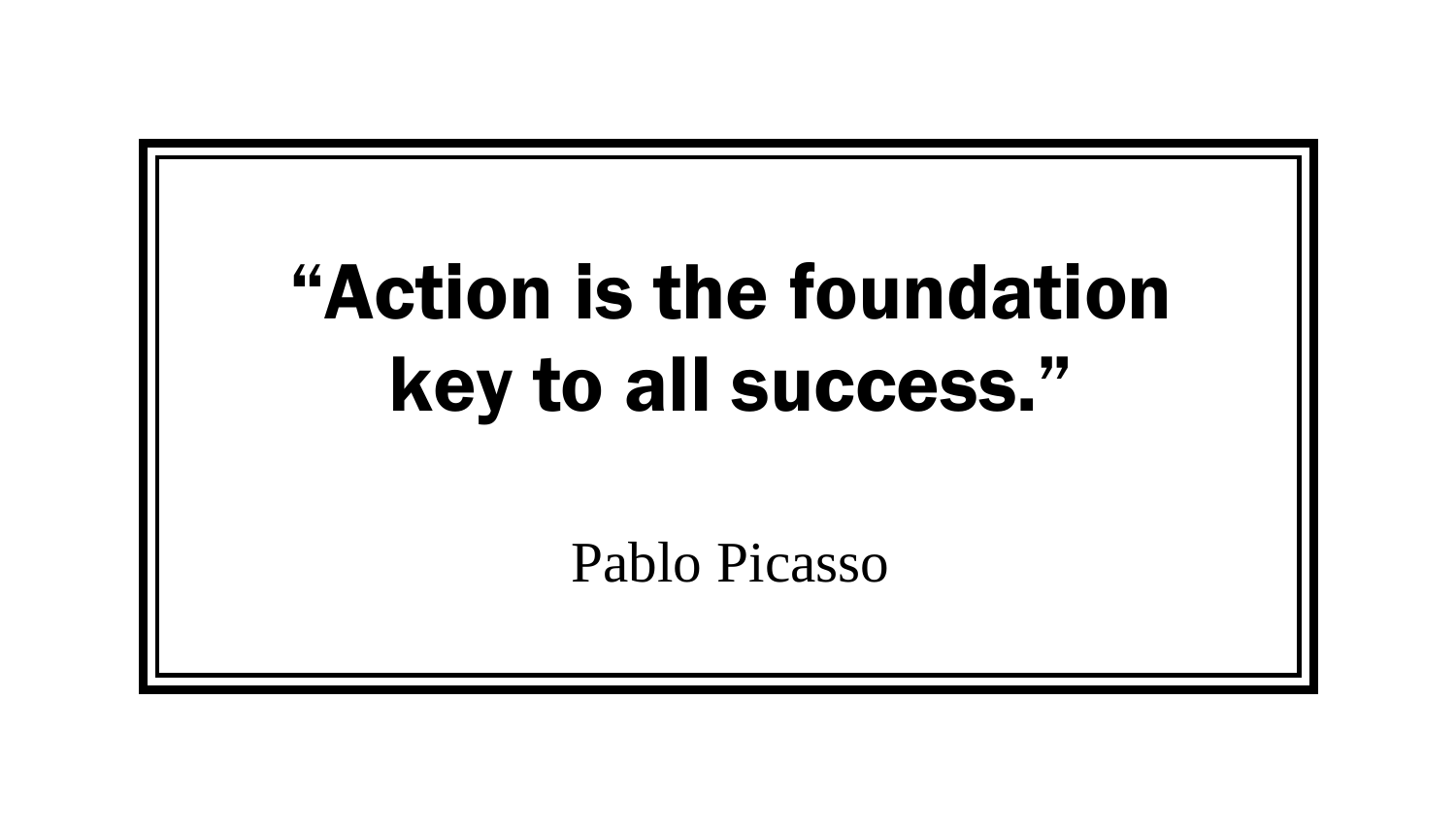**“Action is the foundation key to all success.”**

Pablo Picasso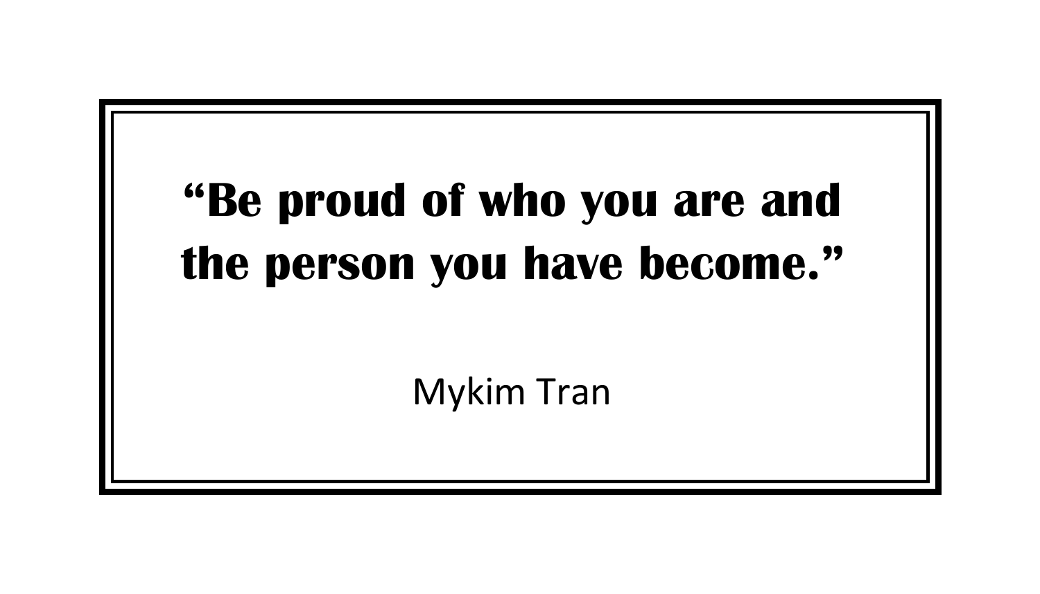**“Be proud of who you are and the person you have become.”**

Mykim Tran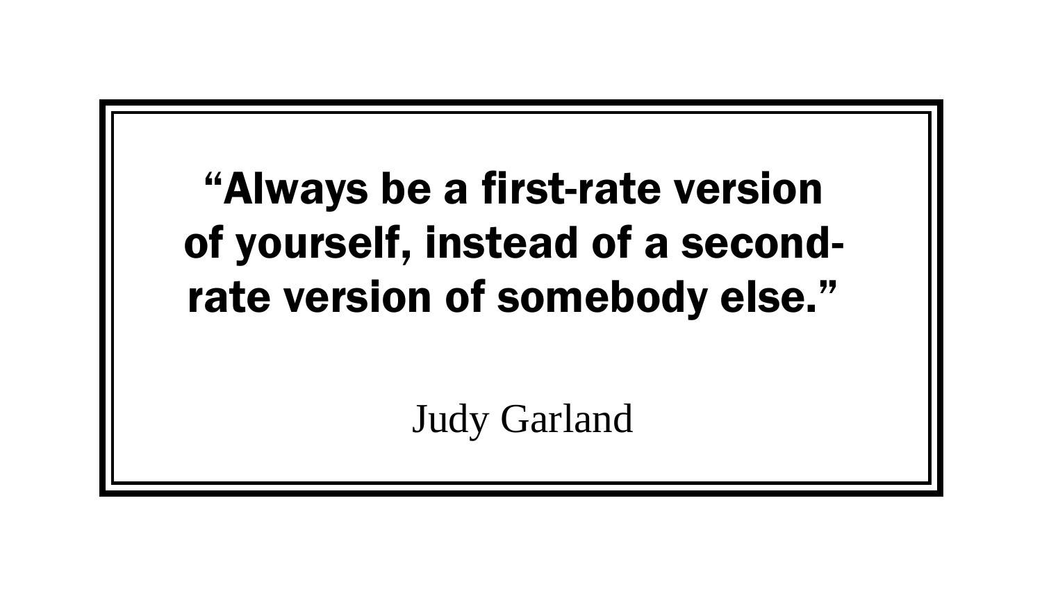**“Always be a first-rate version of yourself, instead of a second-rate version of somebody else.”**

Judy Garland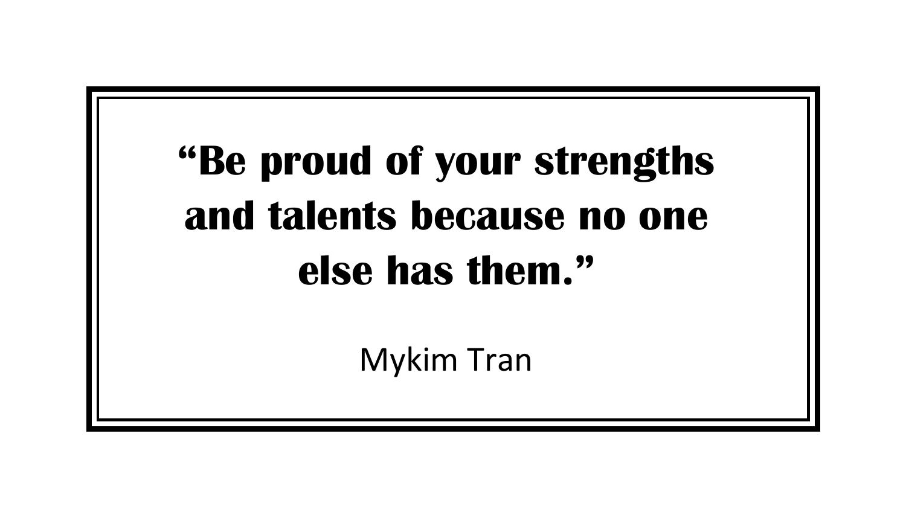**“Be proud of your strengths and talents because no one else has them.”**

Mykim Tran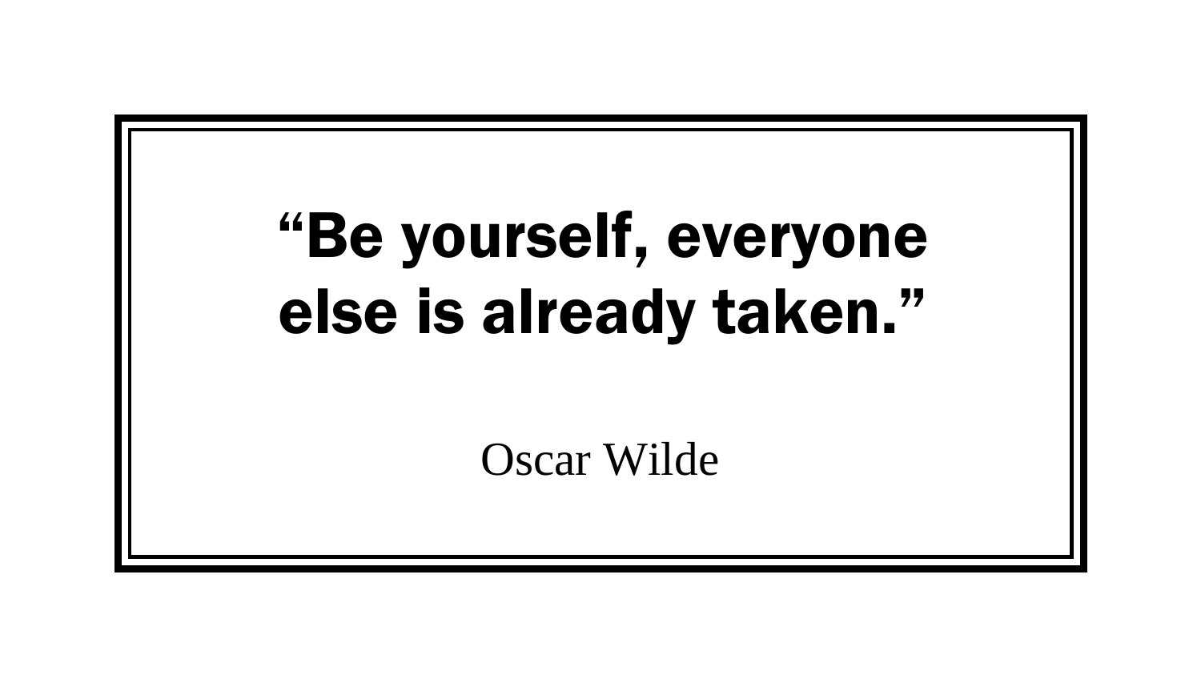**“Be yourself, everyone else is already taken.”**

Oscar Wilde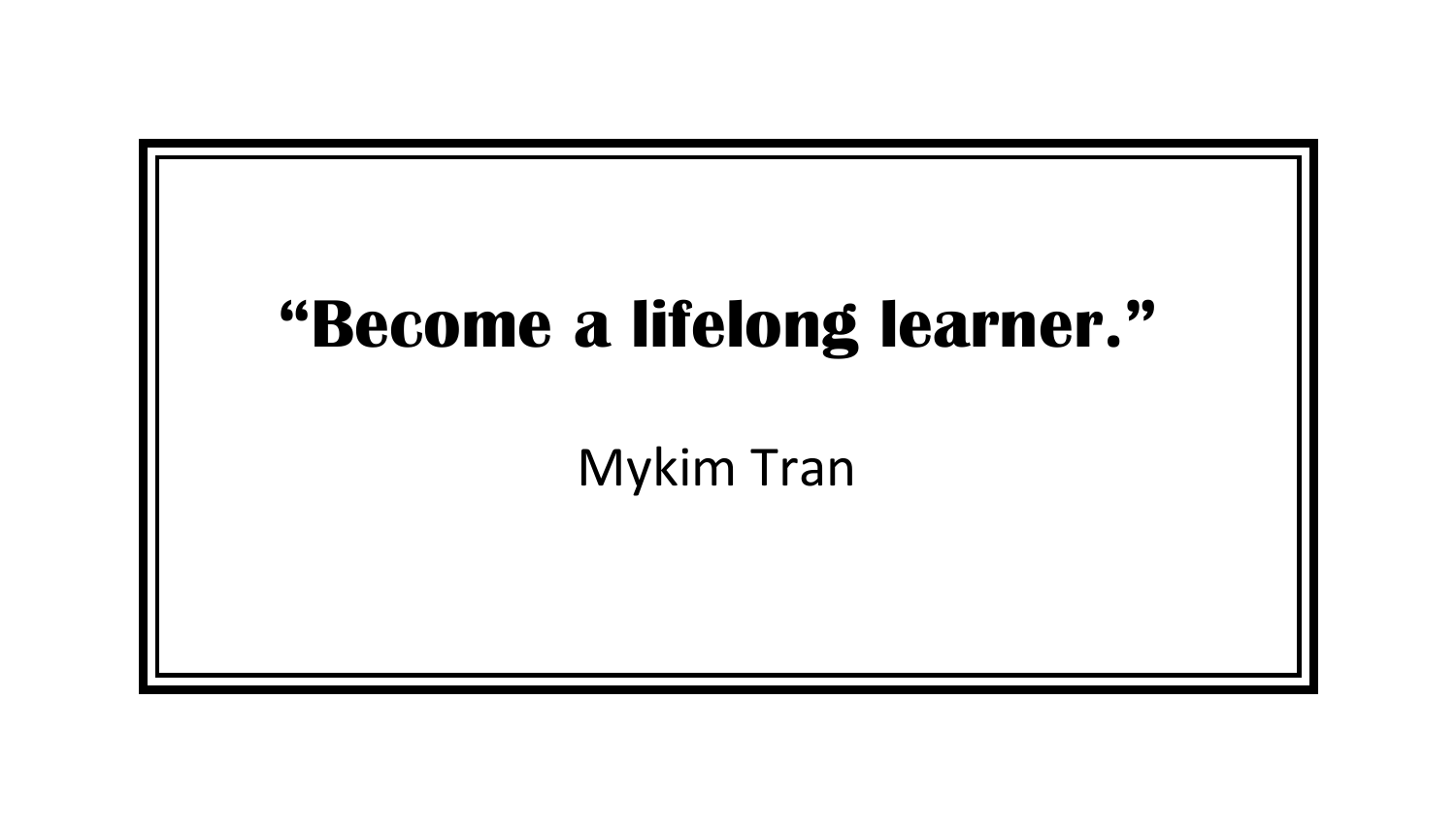**“Become a lifelong learner.”**

Mykim Tran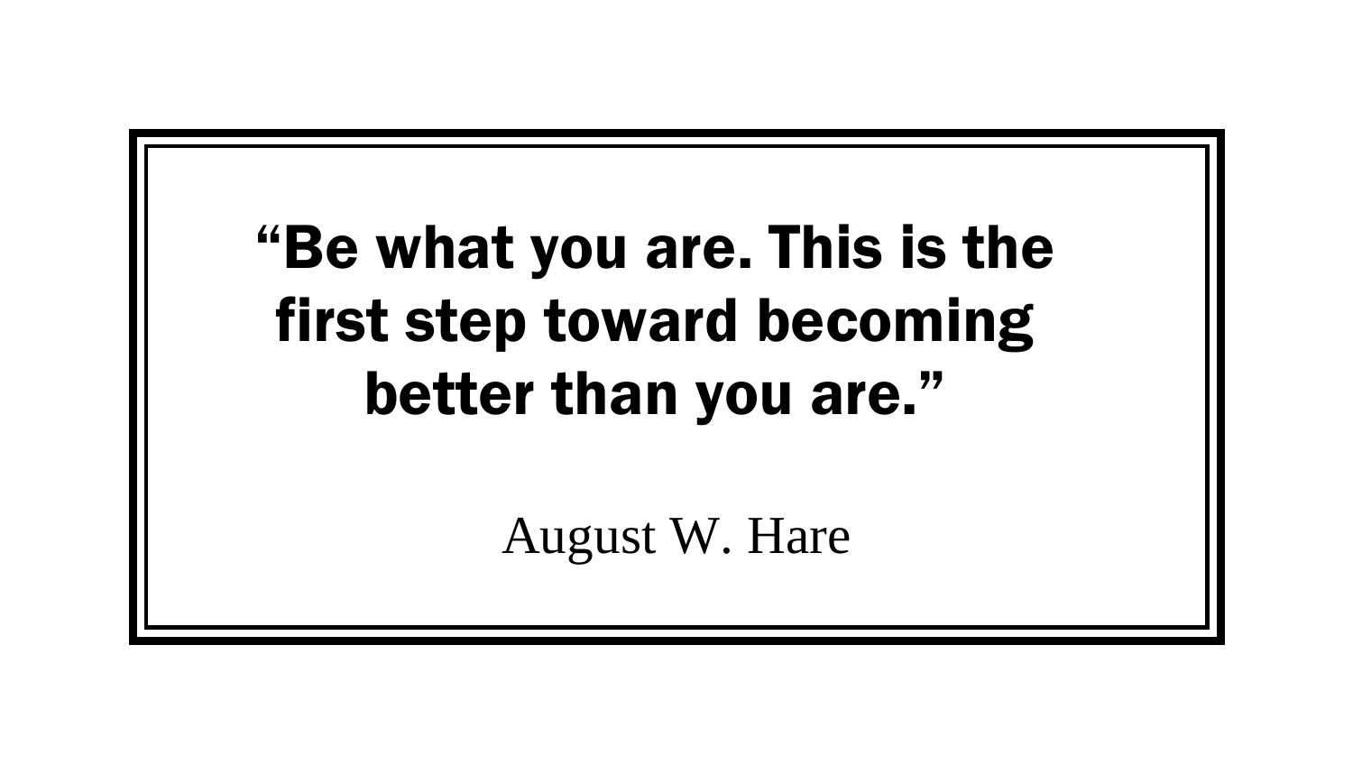**"Be what you are. This is the first step toward becoming better than you are."**

August W. Hare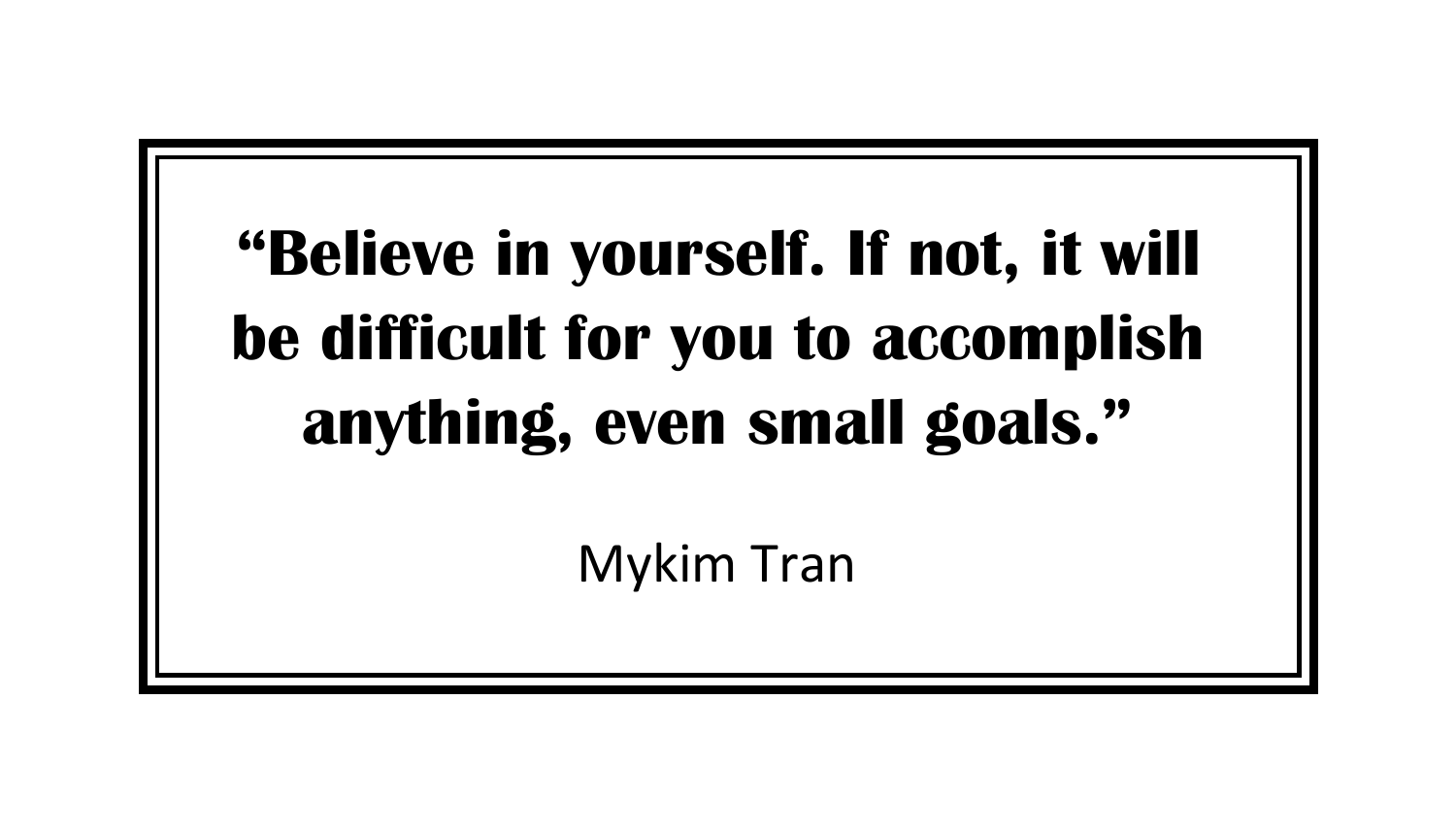**“Believe in yourself. If not, it will be difficult for you to accomplish anything, even small goals.”**

Mykim Tran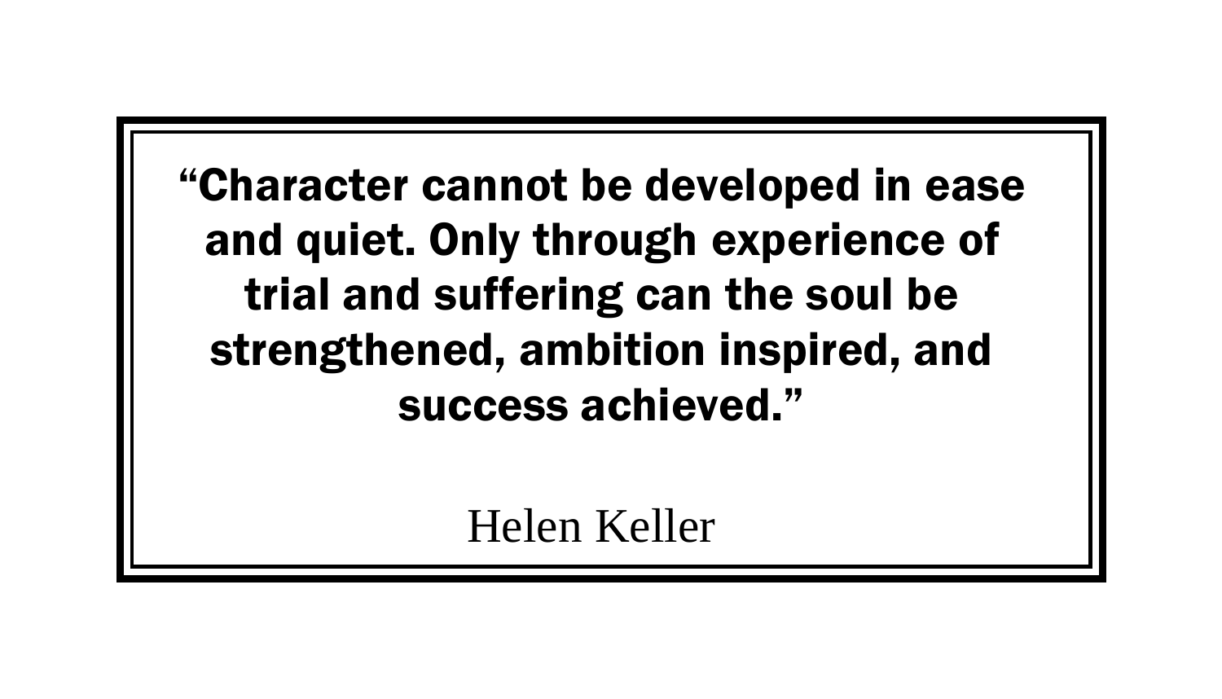**“Character cannot be developed in ease and quiet. Only through experience of trial and suffering can the soul be strengthened, ambition inspired, and success achieved.”**

Helen Keller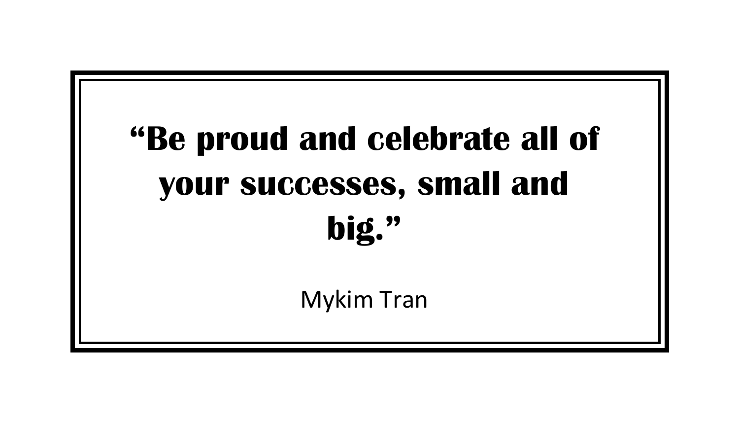**“Be proud and celebrate all of your successes, small and big.”**

Mykim Tran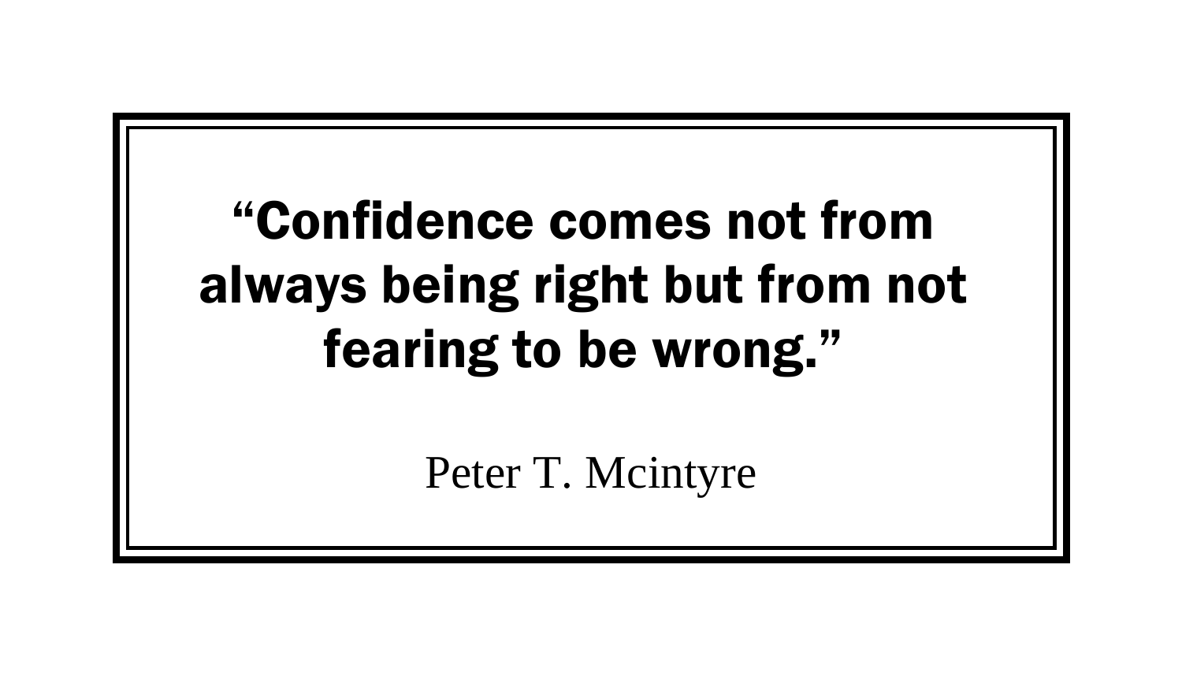**“Confidence comes not from always being right but from not fearing to be wrong.”**

Peter T. Mcintyre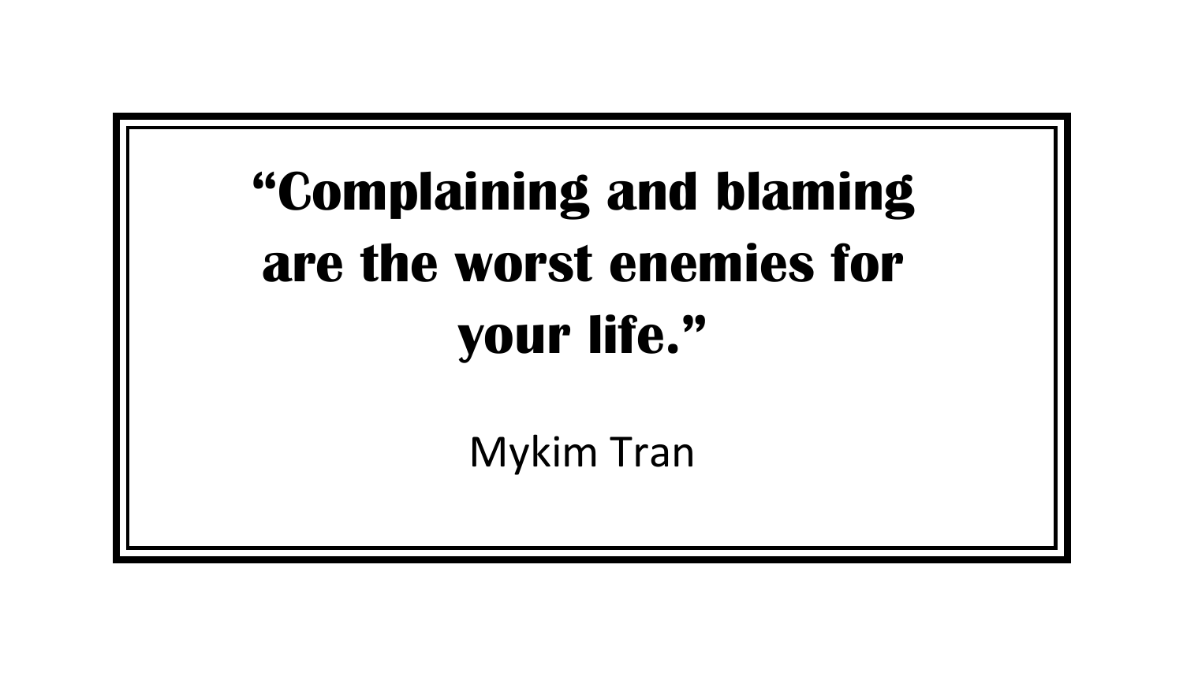**“Complaining and blaming are the worst enemies for your life.”**

Mykim Tran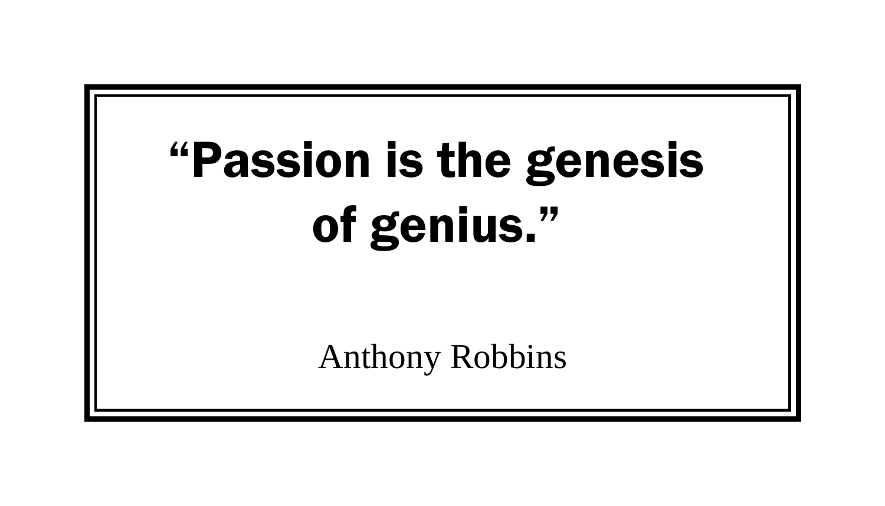**“Passion is the genesis of genius.”**

Anthony Robbins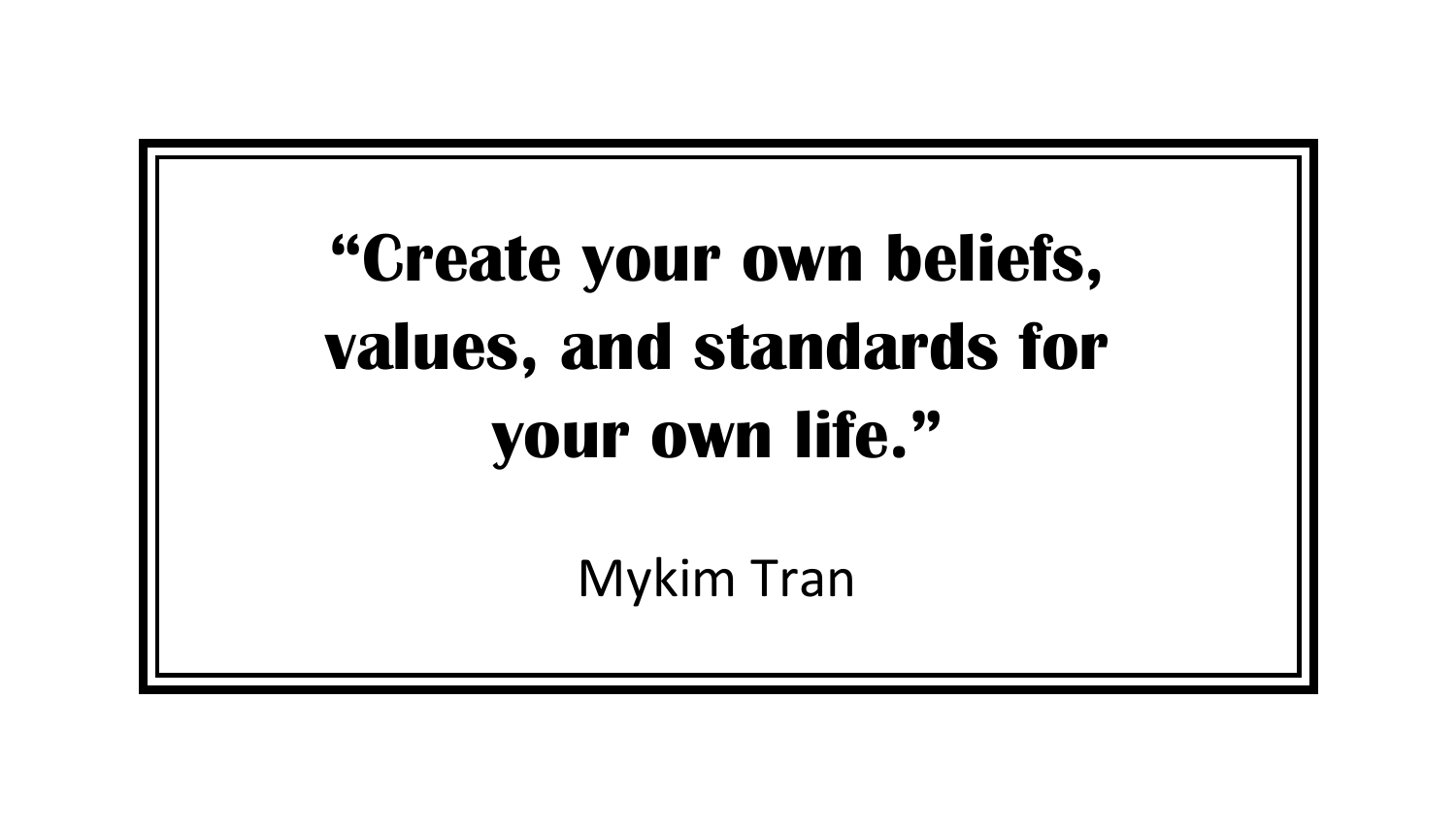**“Create your own beliefs, values, and standards for your own life.”**

Mykim Tran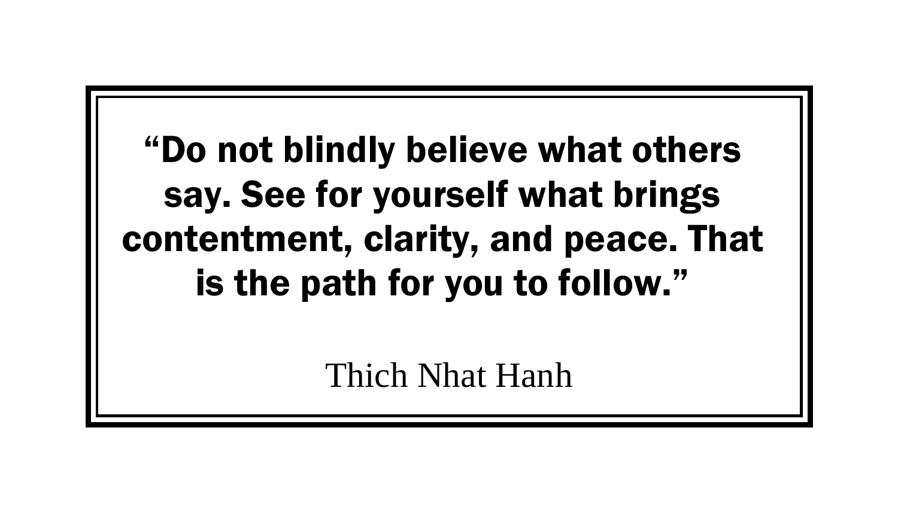**“Do not blindly believe what others say. See for yourself what brings contentment, clarity, and peace. That is the path for you to follow.”**

Thich Nhat Hanh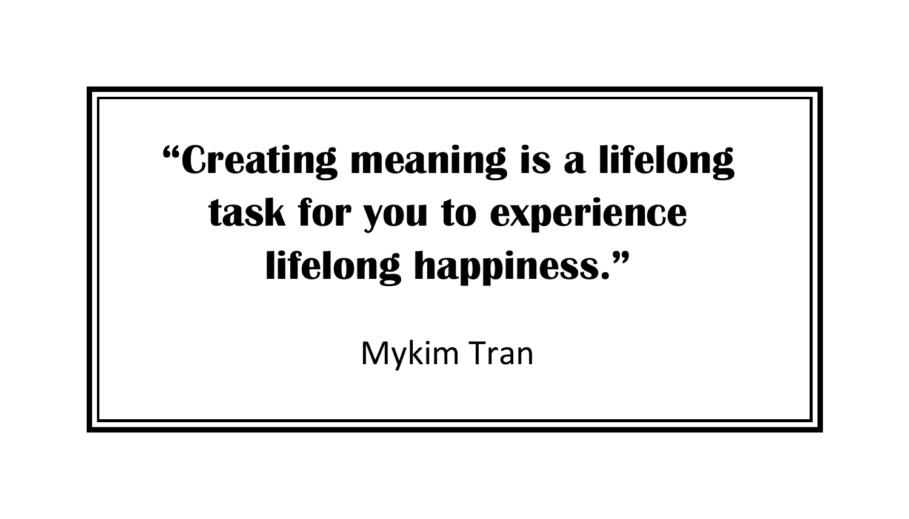**"Creating meaning is a lifelong task for you to experience lifelong happiness."**

Mykim Tran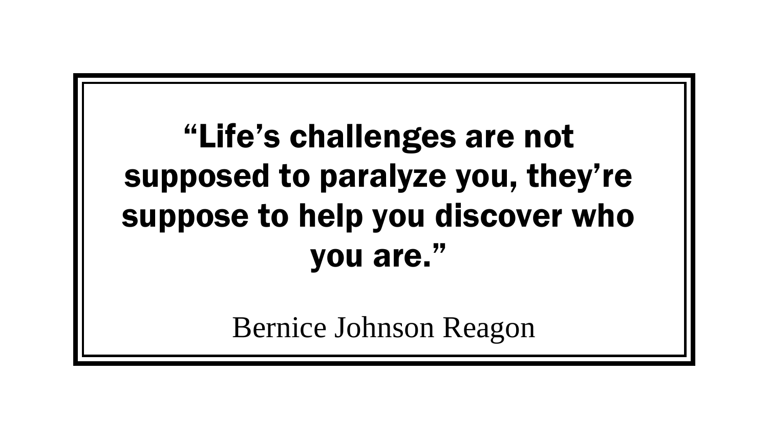**“Life’s challenges are not supposed to paralyze you, they’re suppose to help you discover who you are.”**

Bernice Johnson Reagon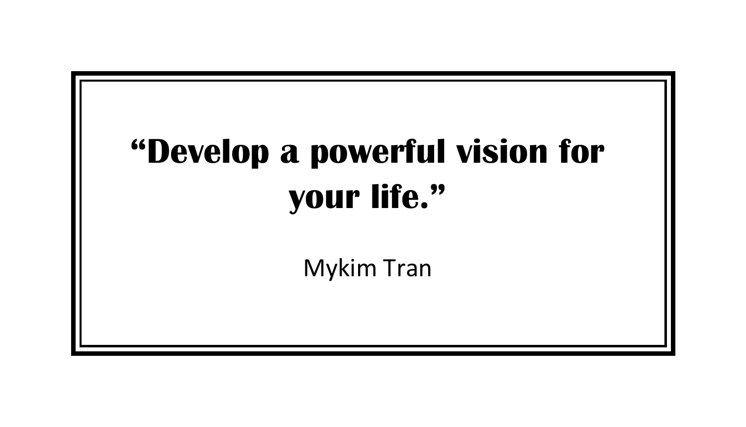**“Develop a powerful vision for your life.”**

Mykim Tran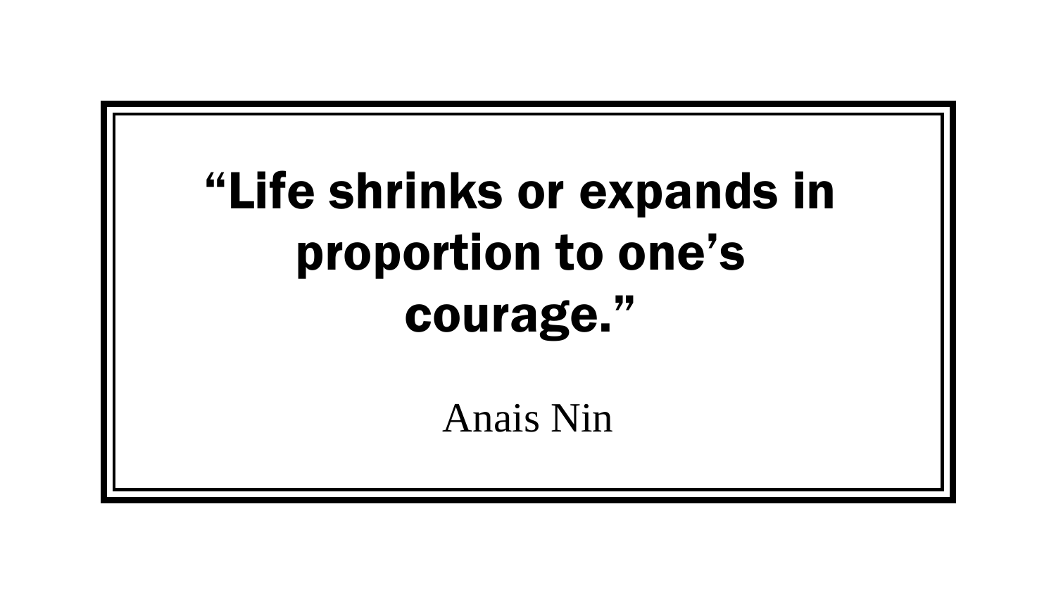**“Life shrinks or expands in proportion to one’s courage.”**

Anais Nin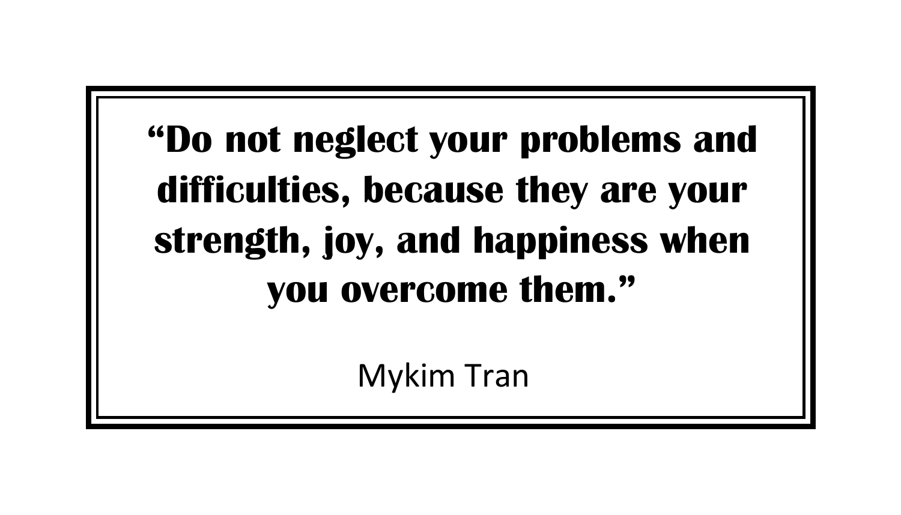**“Do not neglect your problems and difficulties, because they are your strength, joy, and happiness when you overcome them.”**

Mykim Tran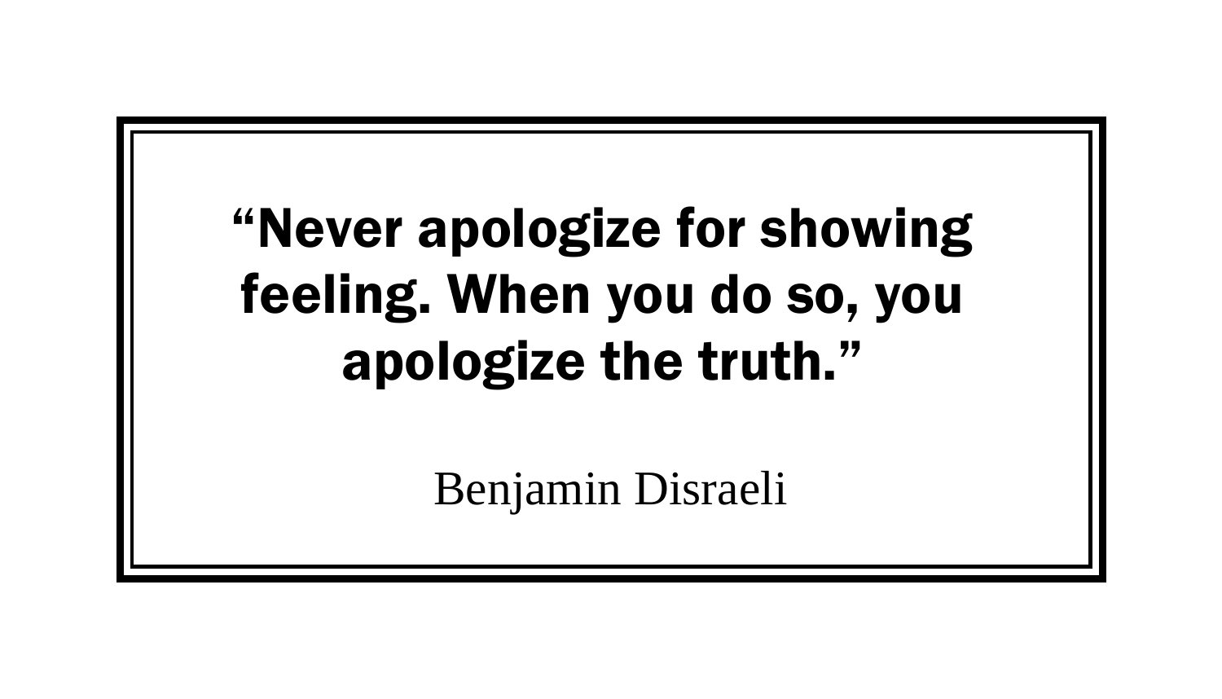**“Never apologize for showing feeling. When you do so, you apologize the truth.”**

Benjamin Disraeli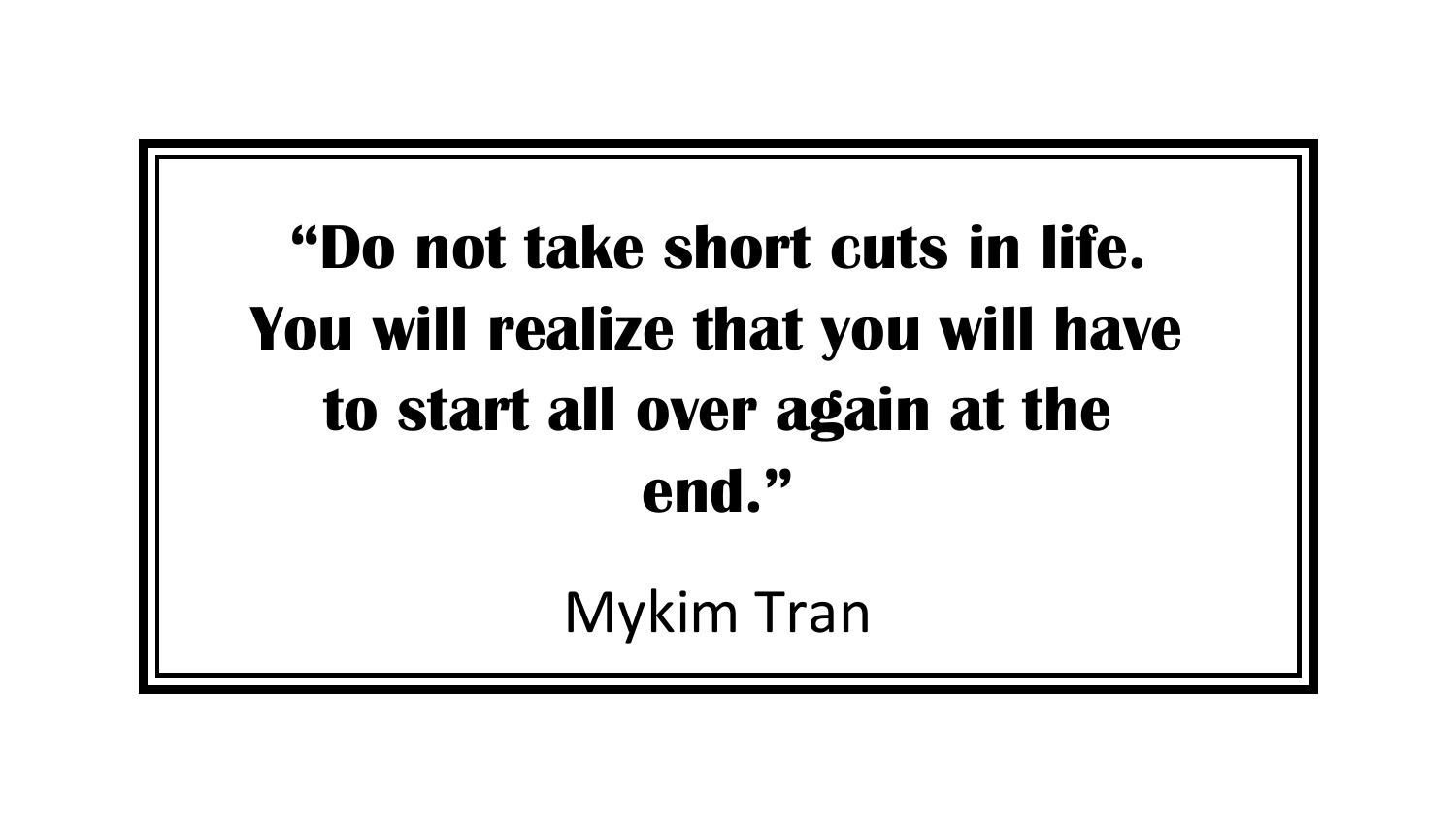**“Do not take short cuts in life. You will realize that you will have to start all over again at the end.”**

Mykim Tran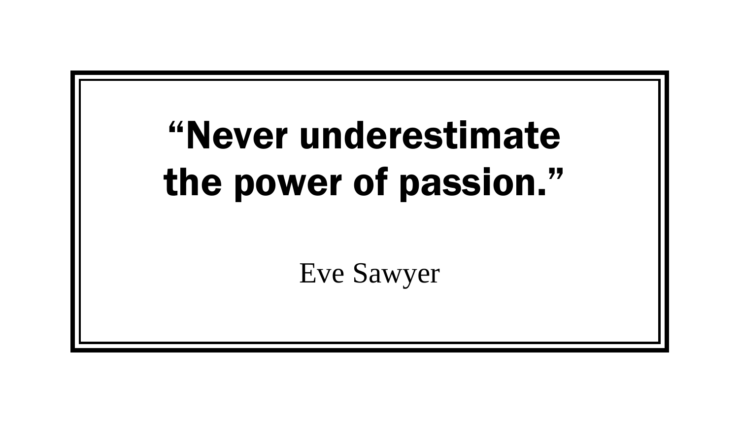**“Never underestimate the power of passion.”**

Eve Sawyer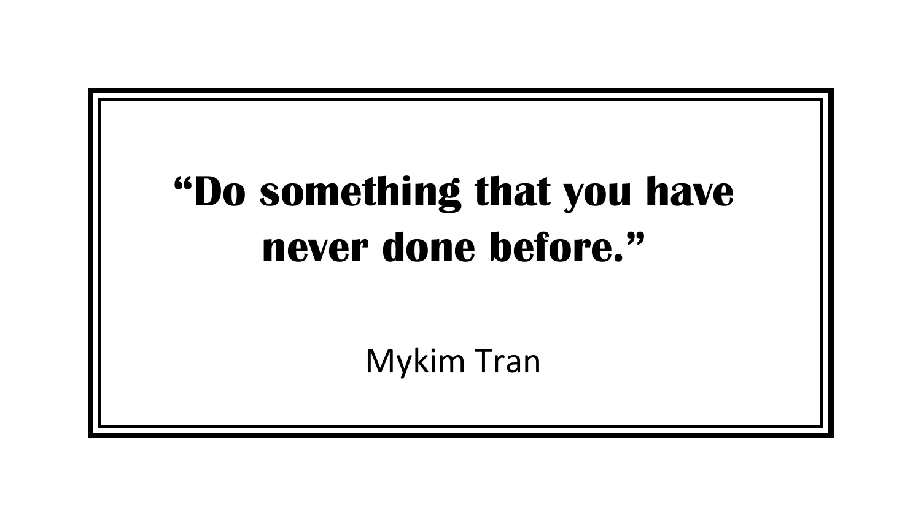**"Do something that you have never done before."**

Mykim Tran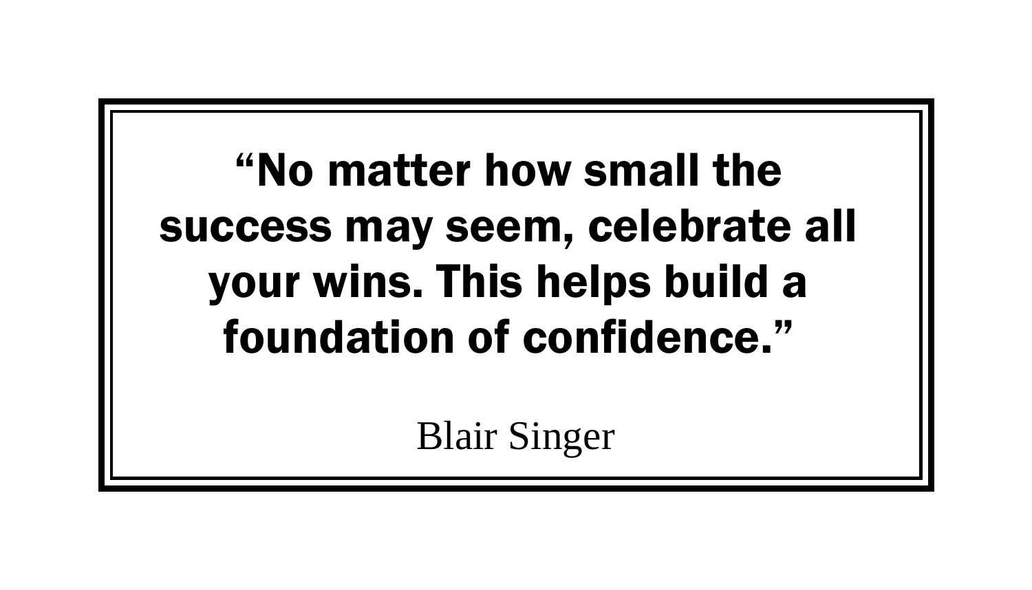**“No matter how small the success may seem, celebrate all your wins. This helps build a foundation of confidence.”**

Blair Singer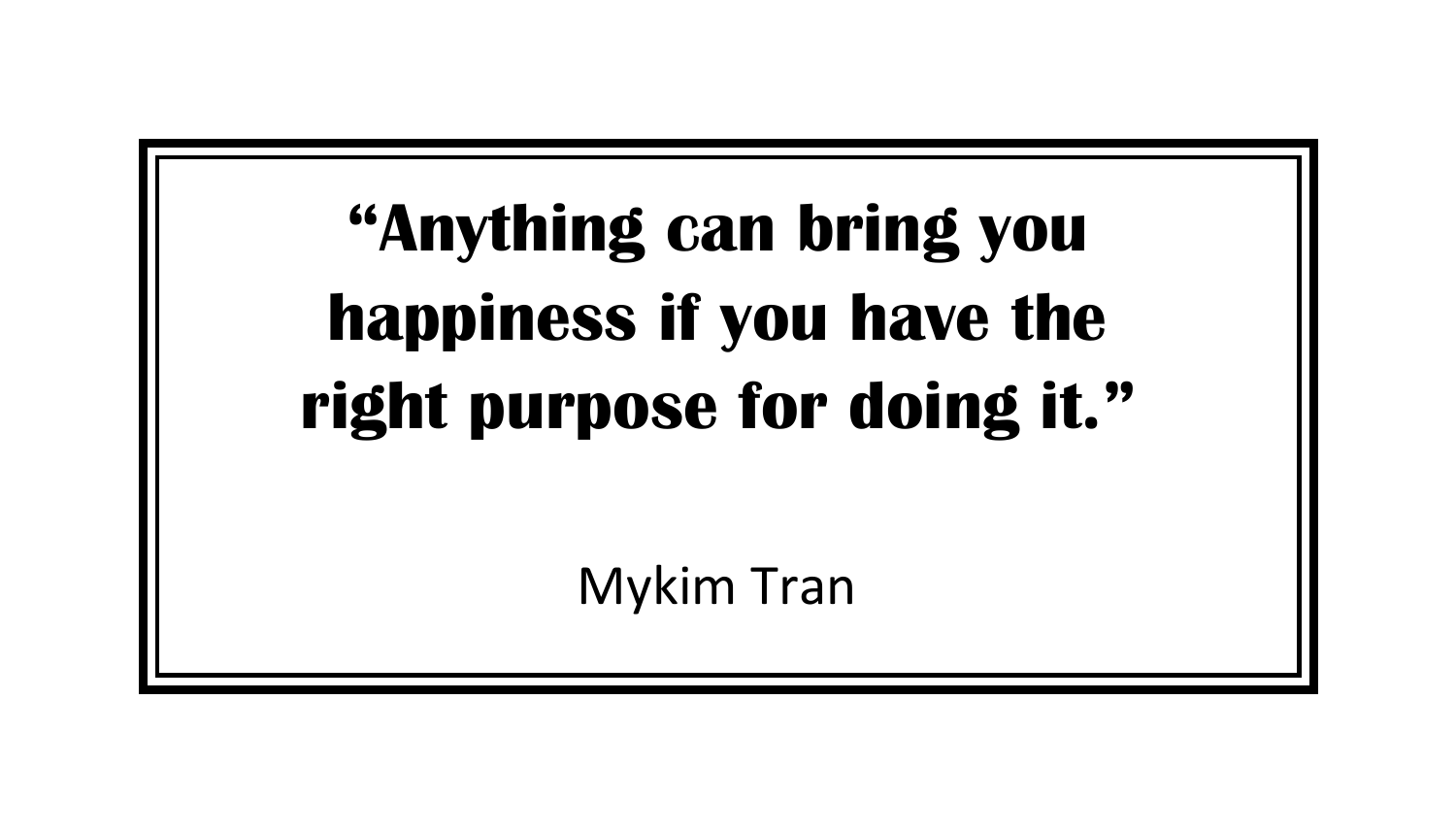**“Anything can bring you happiness if you have the right purpose for doing it.”**

Mykim Tran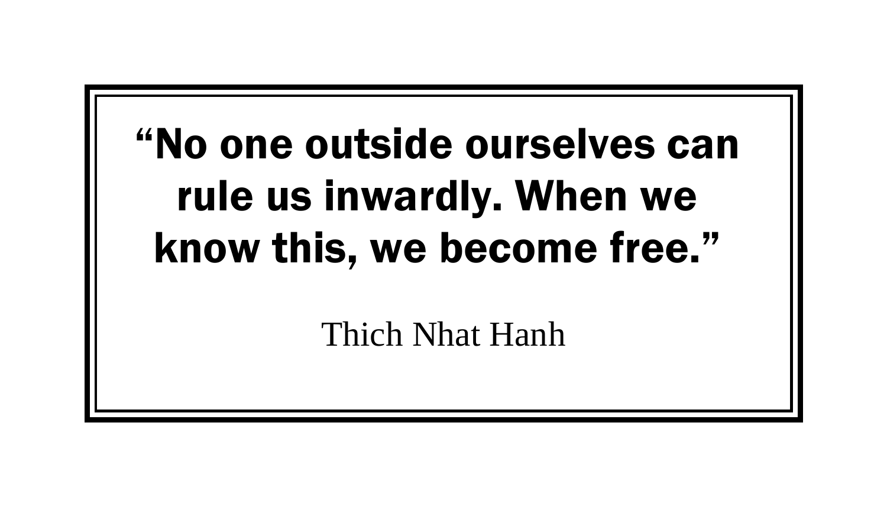**“No one outside ourselves can rule us inwardly. When we know this, we become free.”**

Thich Nhat Hanh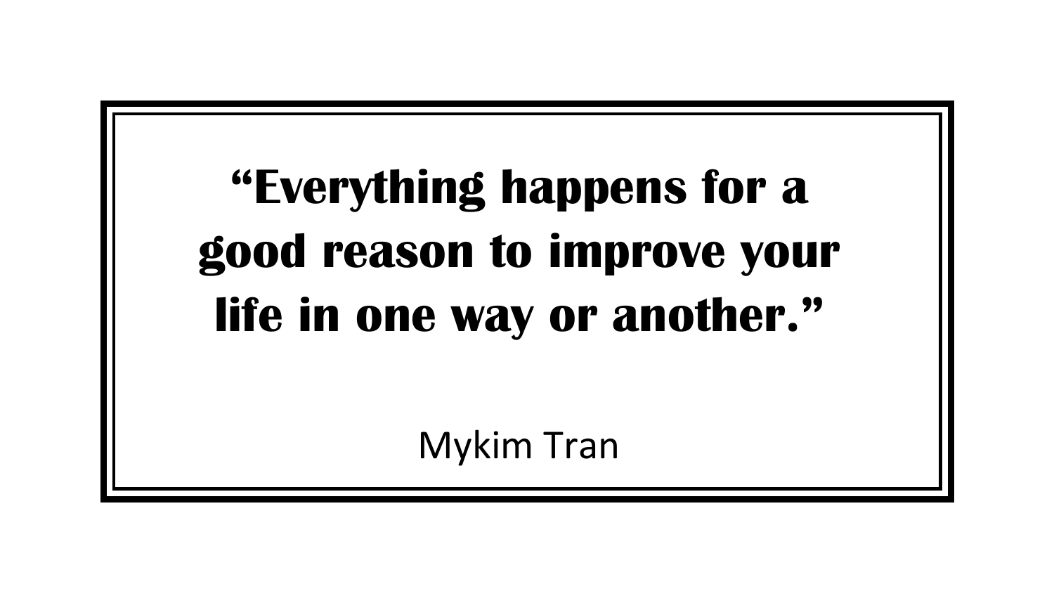**“Everything happens for a good reason to improve your life in one way or another.”**

Mykim Tran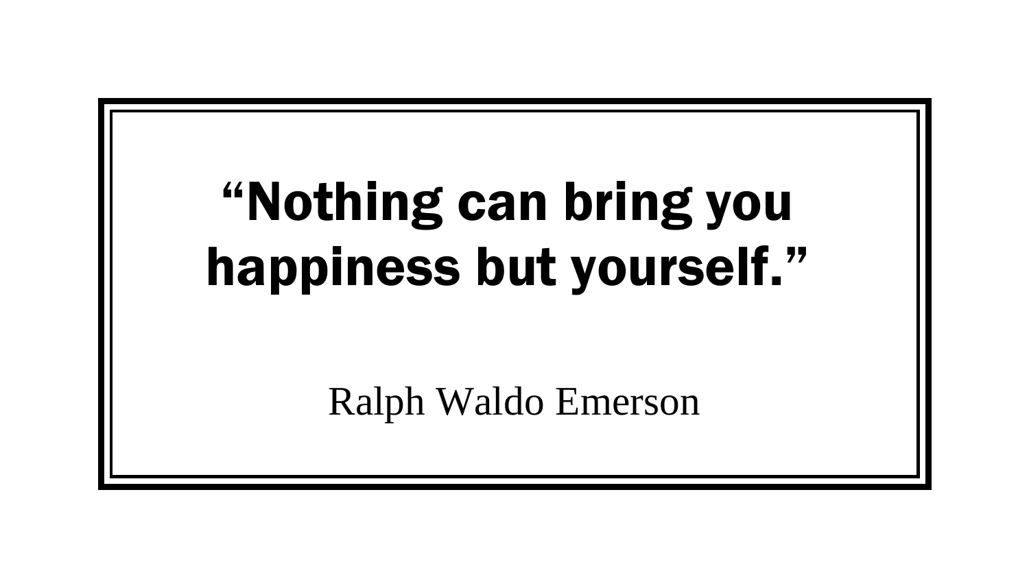**“Nothing can bring you happiness but yourself.”**

Ralph Waldo Emerson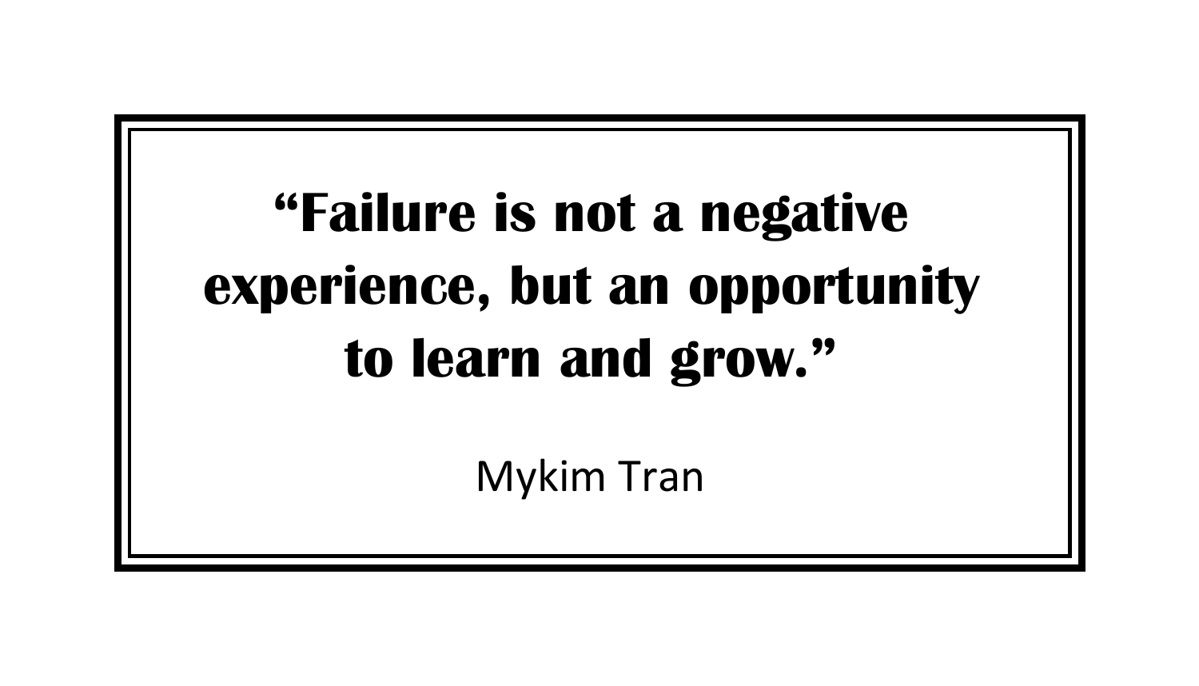**“Failure is not a negative experience, but an opportunity to learn and grow.”**

Mykim Tran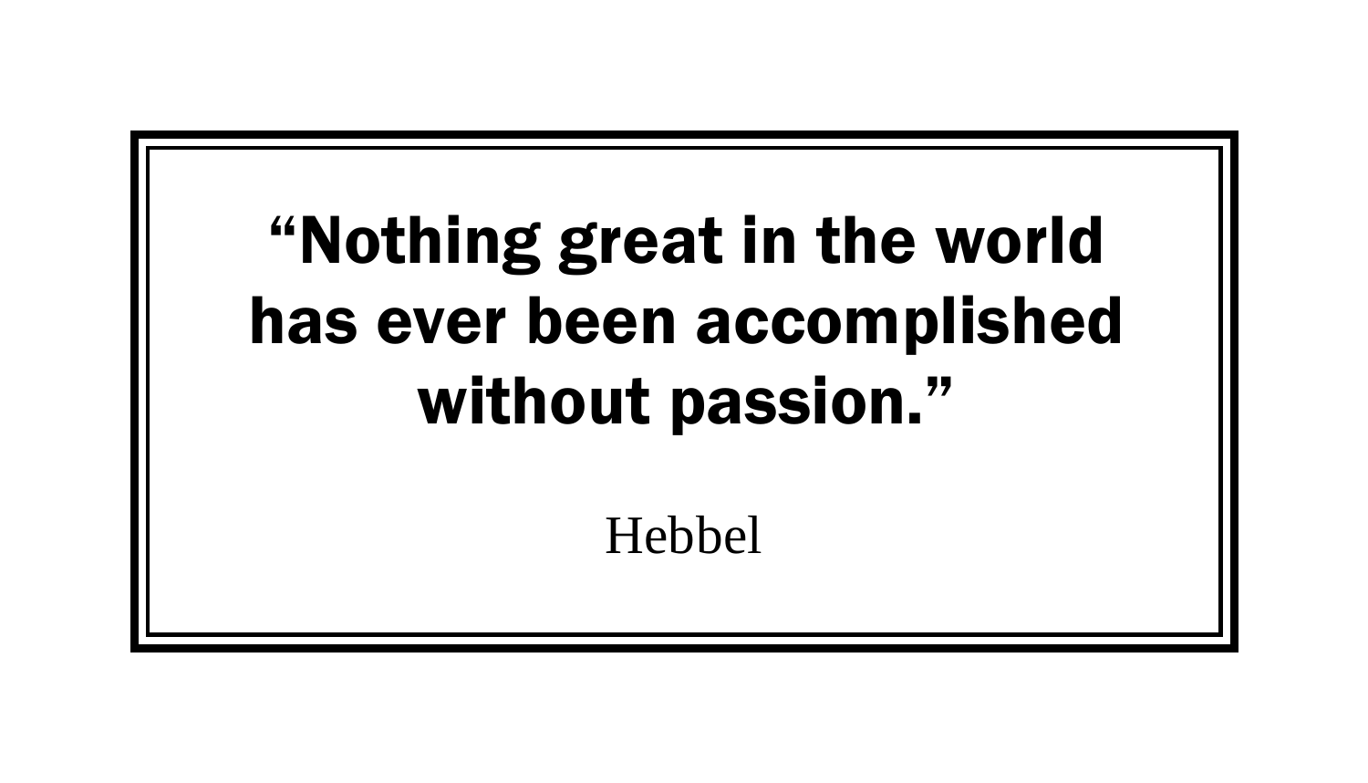**“Nothing great in the world has ever been accomplished without passion.”**

Hebbel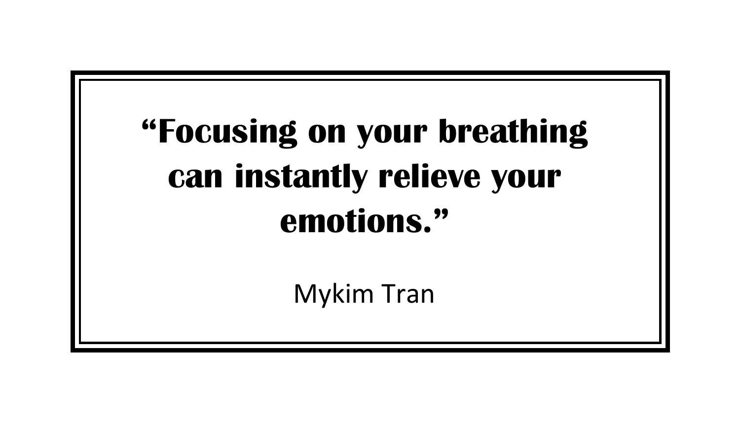**“Focusing on your breathing can instantly relieve your emotions.”**

Mykim Tran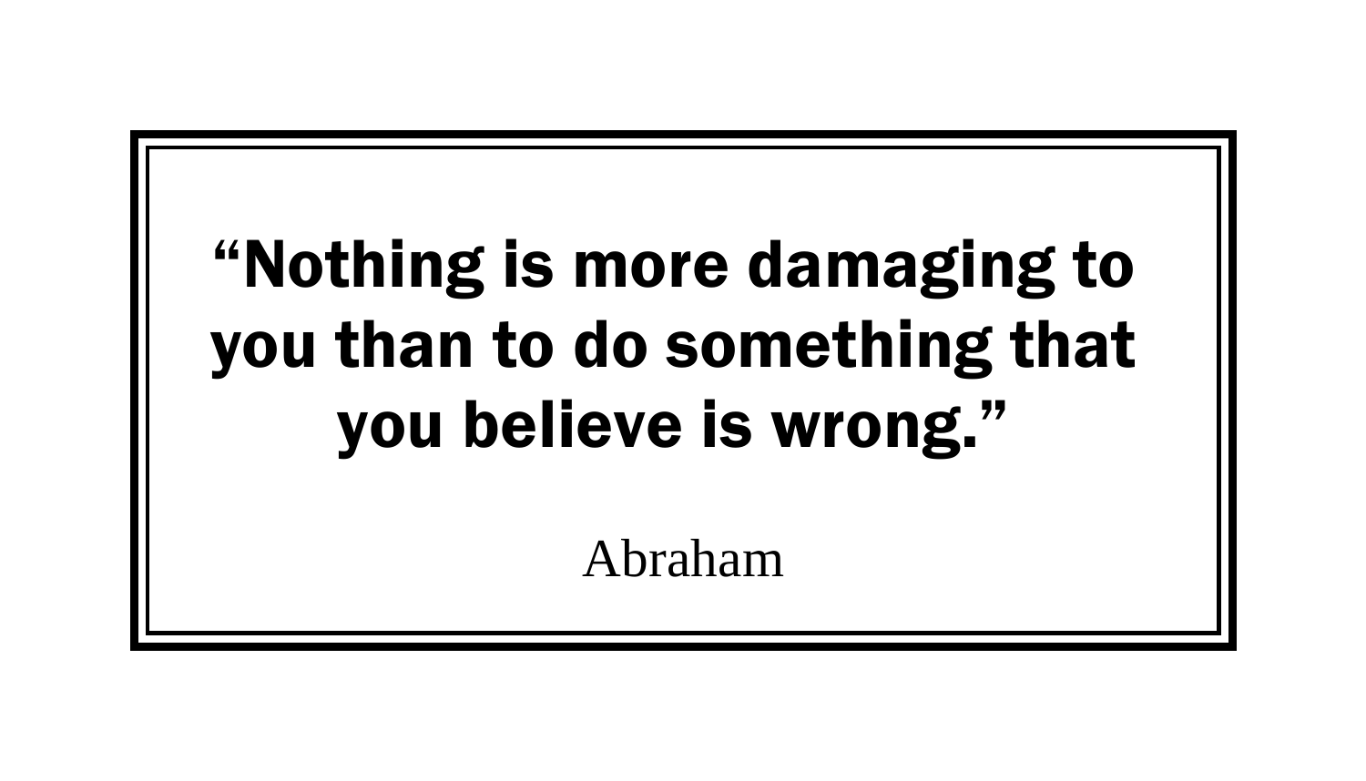**“Nothing is more damaging to you than to do something that you believe is wrong.”**

Abraham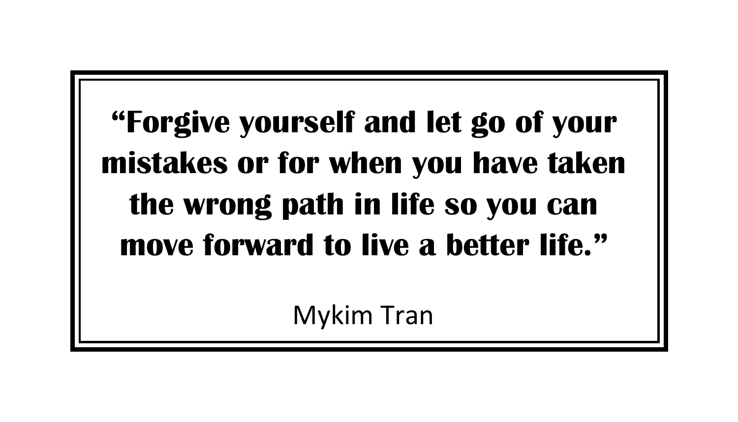**“Forgive yourself and let go of your mistakes or for when you have taken the wrong path in life so you can move forward to live a better life.”**

Mykim Tran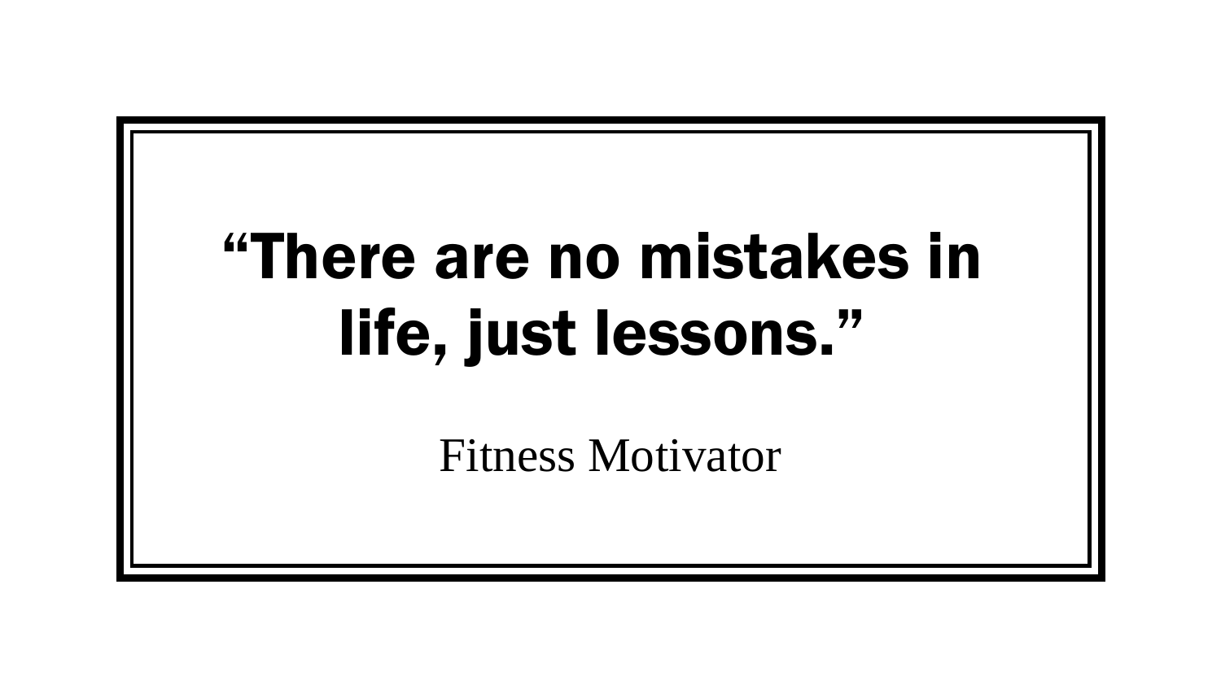**“There are no mistakes in life, just lessons.”**

Fitness Motivator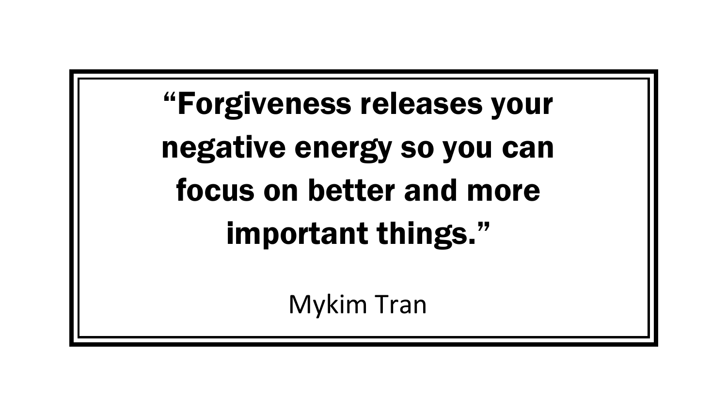**“Forgiveness releases your negative energy so you can focus on better and more important things.”**

Mykim Tran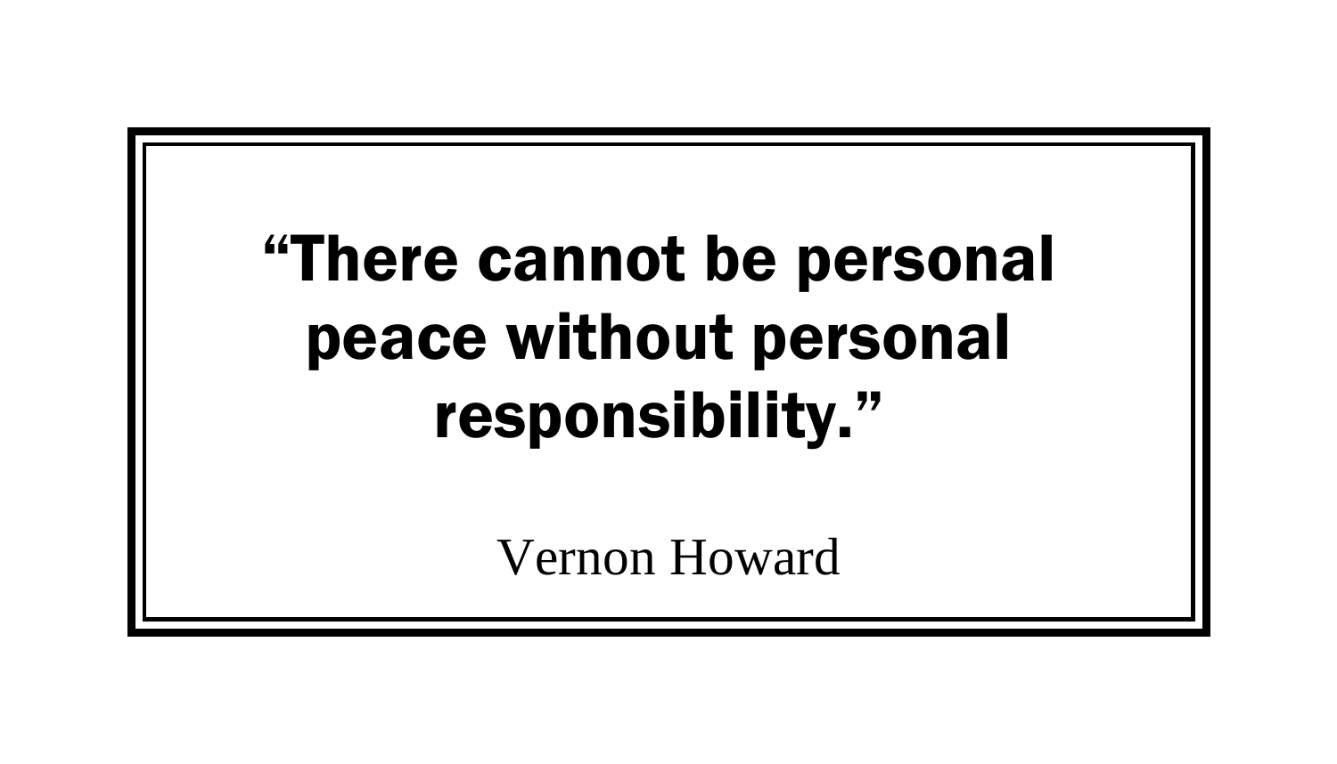**"There cannot be personal peace without personal responsibility."**

Vernon Howard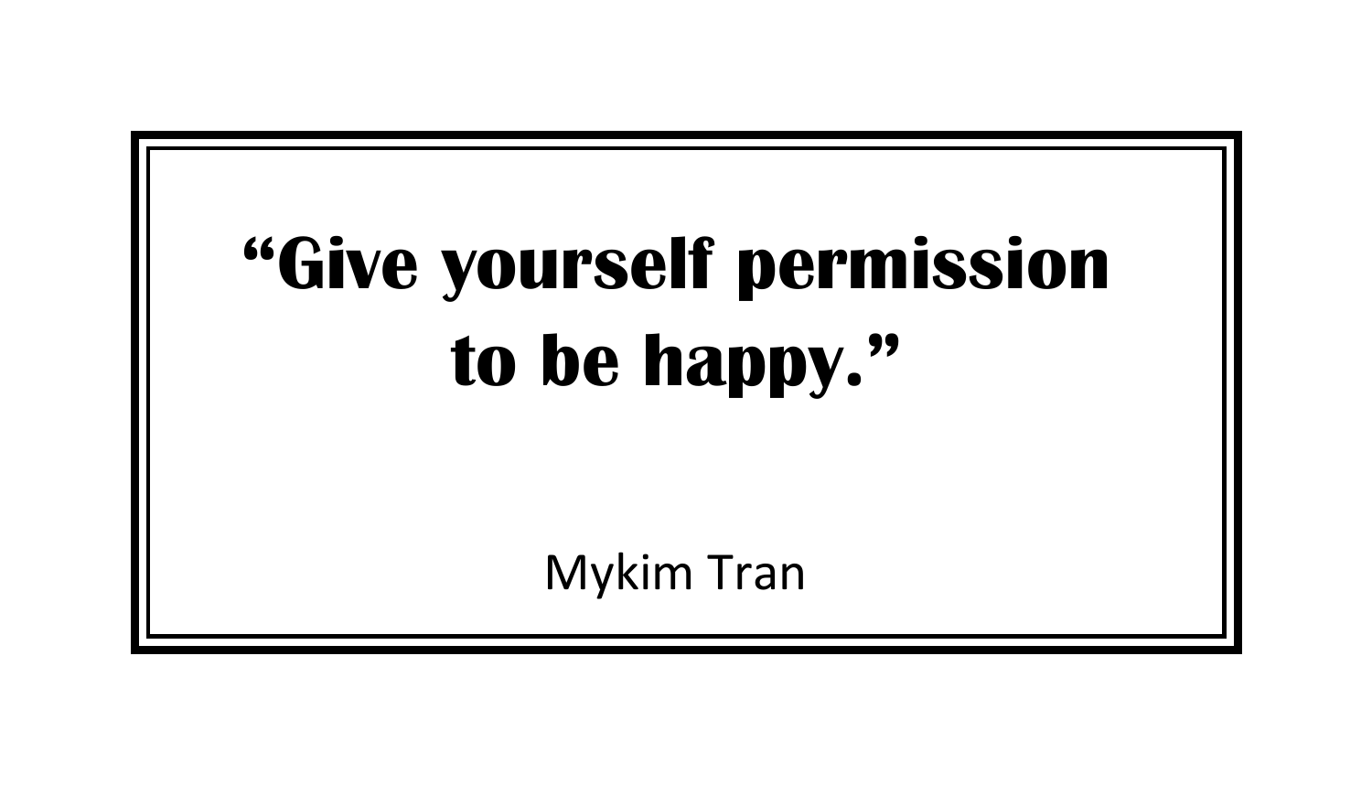**"Give yourself permission to be happy."**

Mykim Tran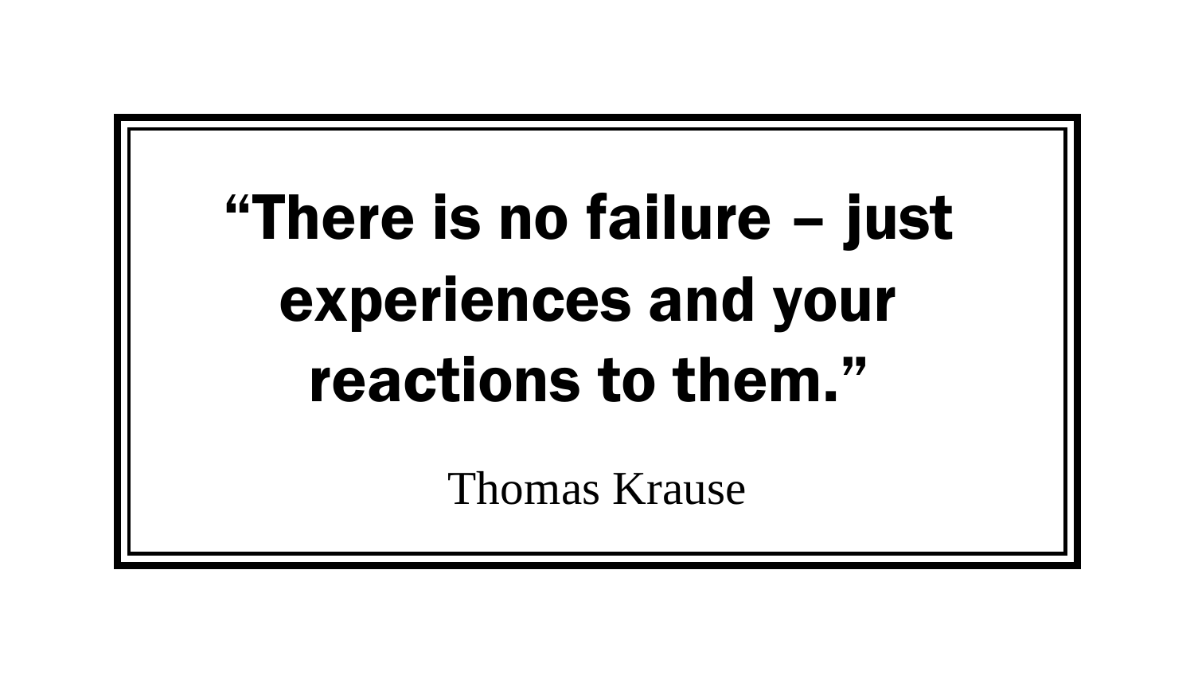**“There is no failure – just experiences and your reactions to them.”**

Thomas Krause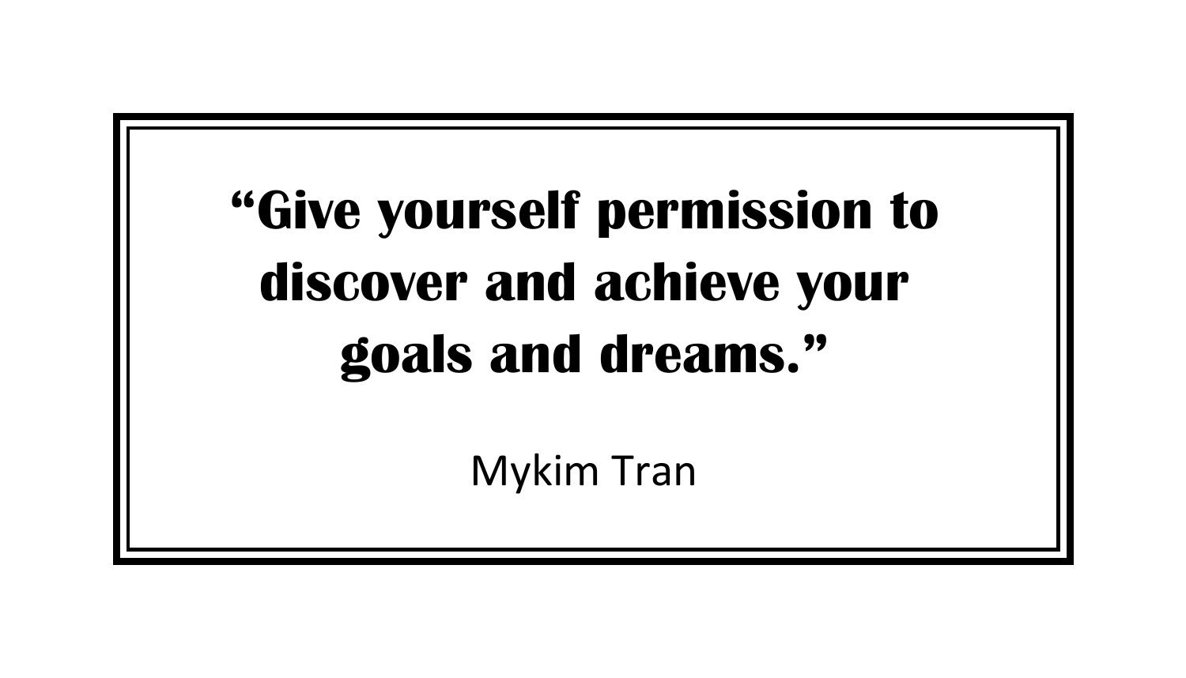**"Give yourself permission to discover and achieve your goals and dreams."**

Mykim Tran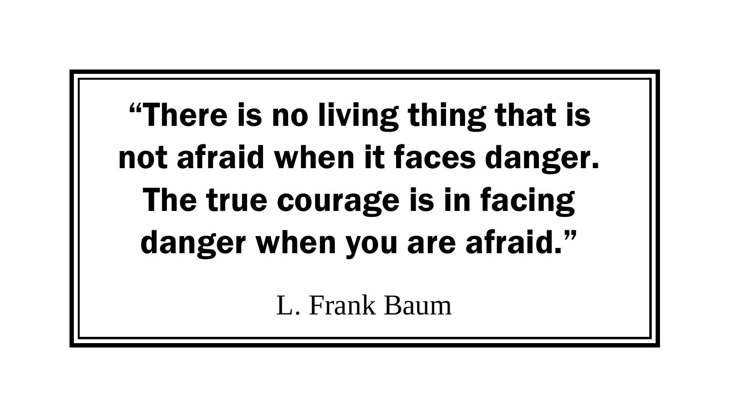**“There is no living thing that is not afraid when it faces danger. The true courage is in facing danger when you are afraid.”**

L. Frank Baum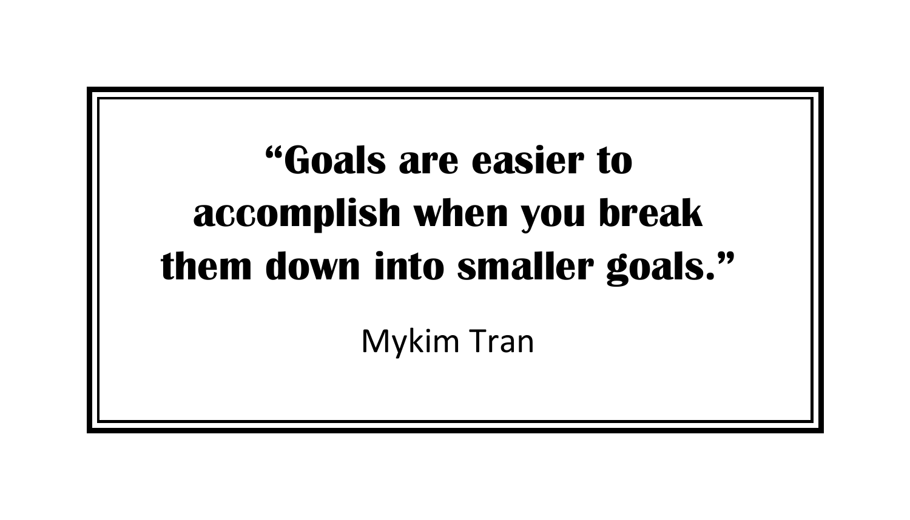**“Goals are easier to accomplish when you break them down into smaller goals.”**

Mykim Tran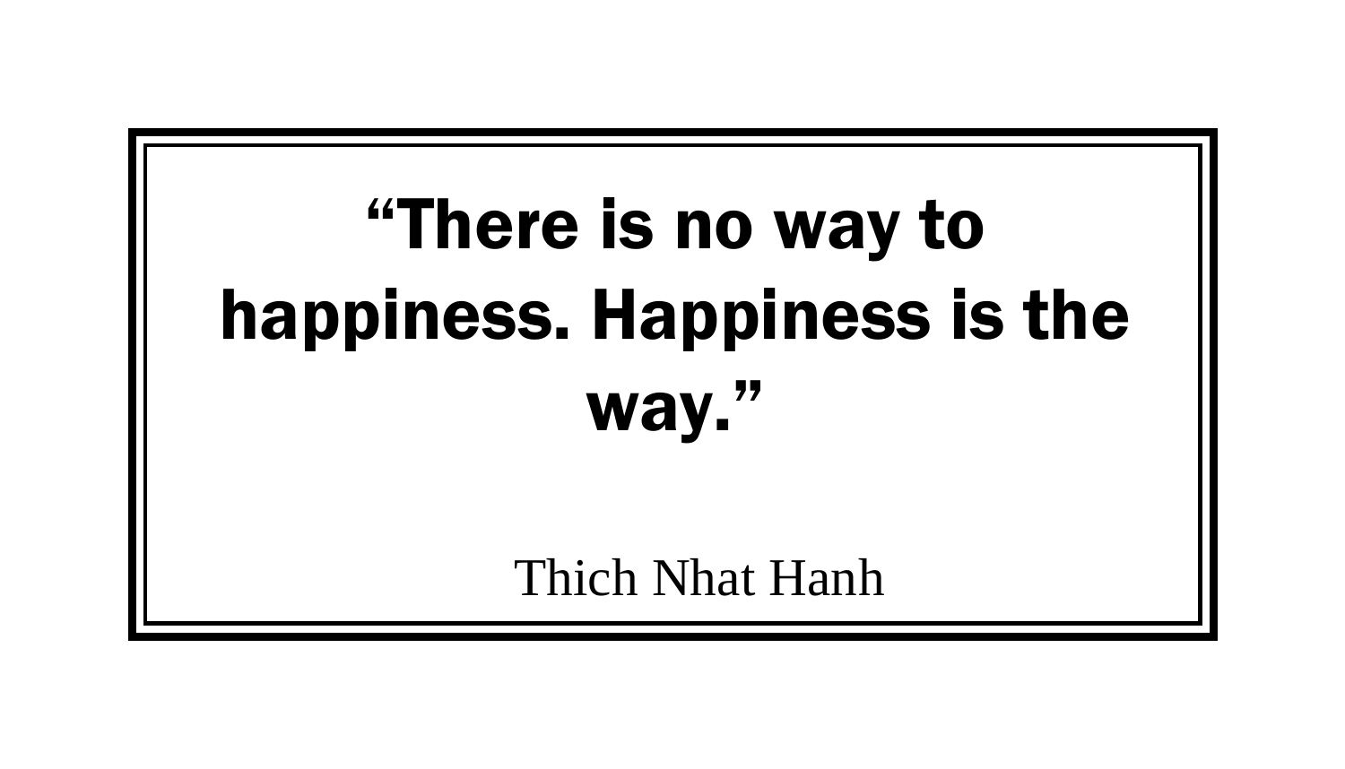**“There is no way to happiness. Happiness is the way.”**

Thich Nhat Hanh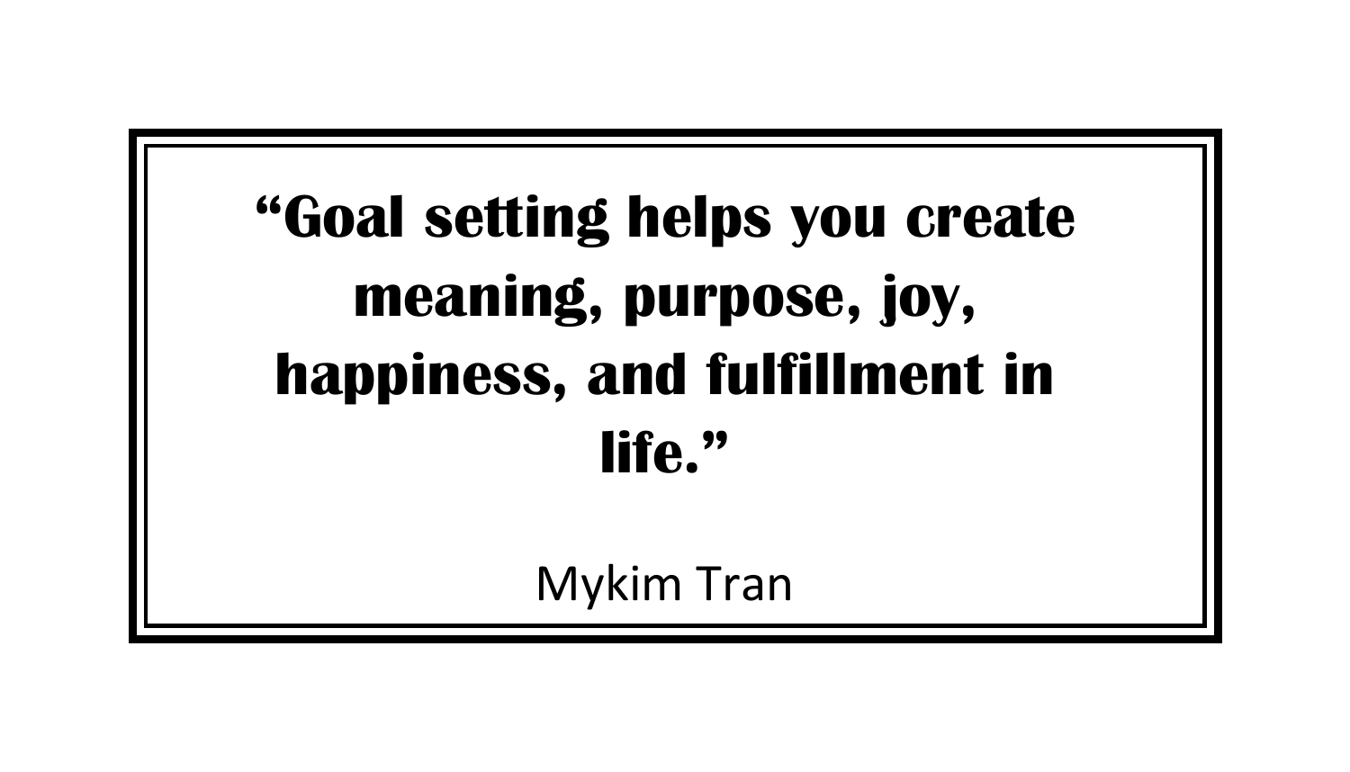**“Goal setting helps you create meaning, purpose, joy, happiness, and fulfillment in life.”**

Mykim Tran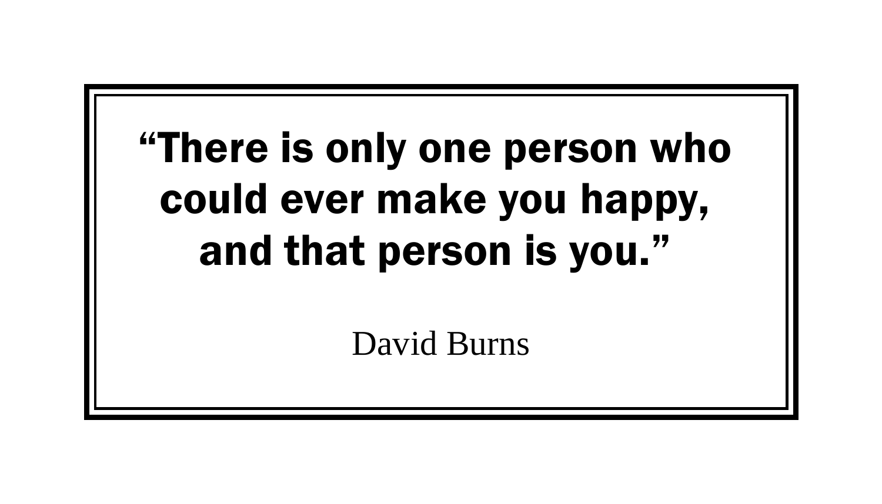**“There is only one person who could ever make you happy, and that person is you.”**

David Burns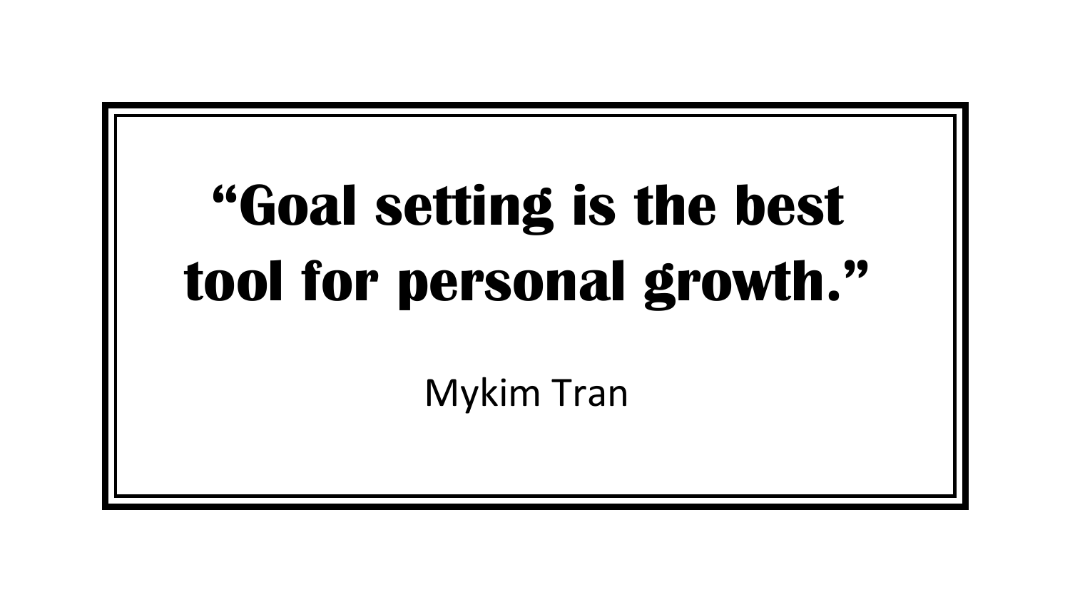**“Goal setting is the best tool for personal growth.”**

Mykim Tran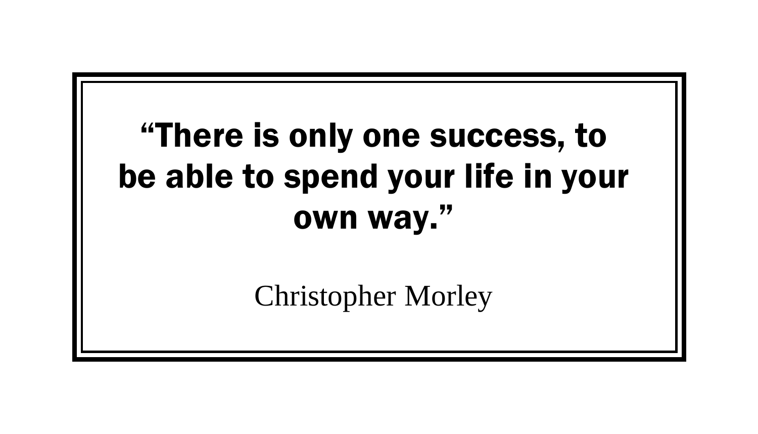**“There is only one success, to be able to spend your life in your own way.”**

Christopher Morley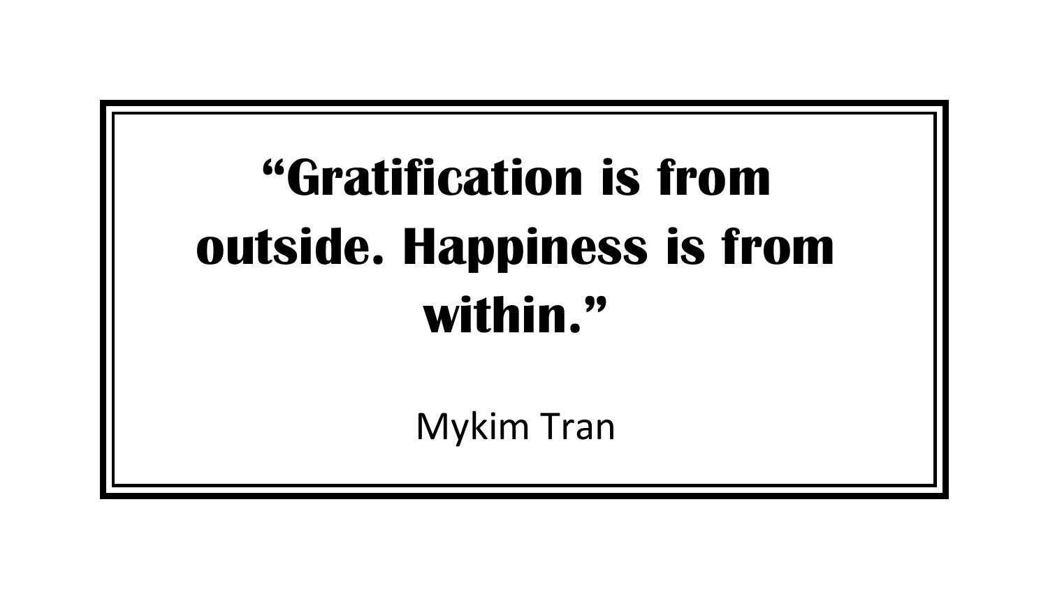**“Gratification is from outside. Happiness is from within.”**

Mykim Tran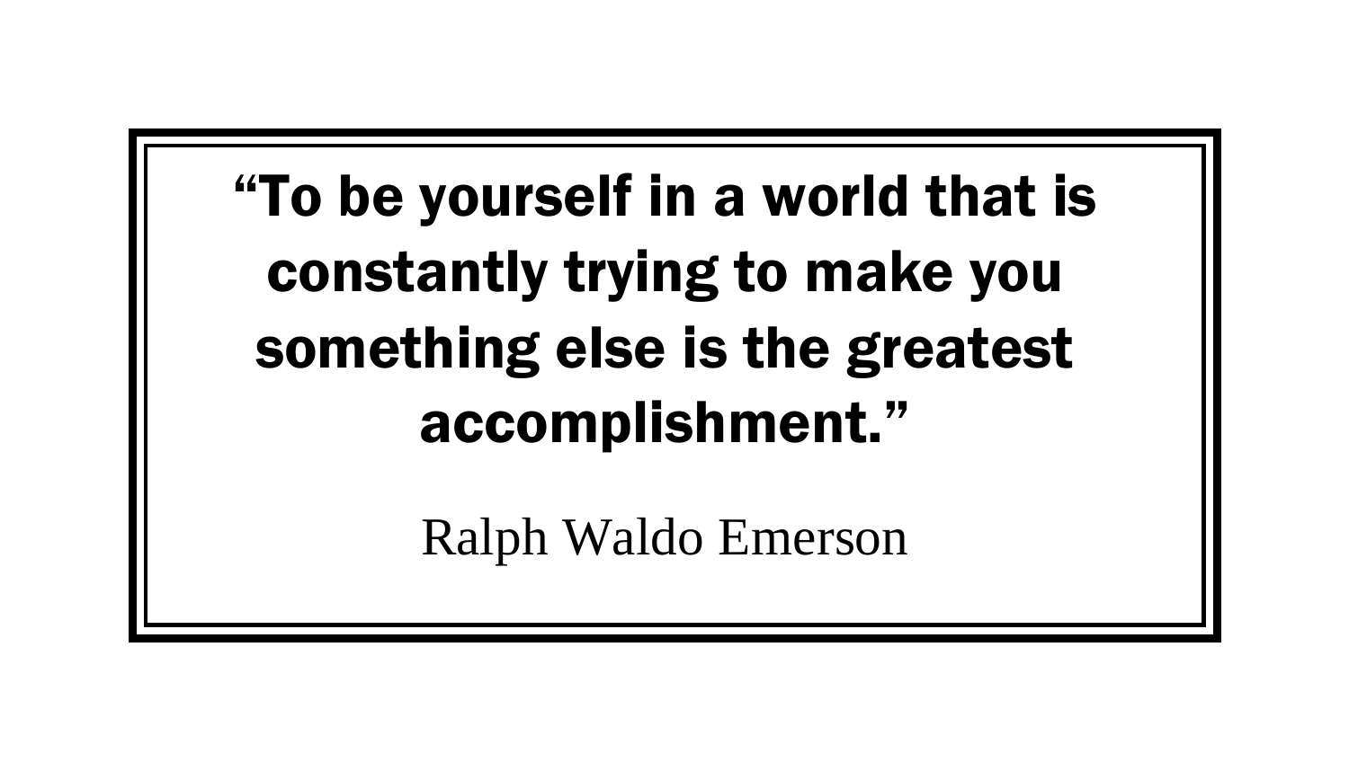**“To be yourself in a world that is constantly trying to make you something else is the greatest accomplishment.”**

Ralph Waldo Emerson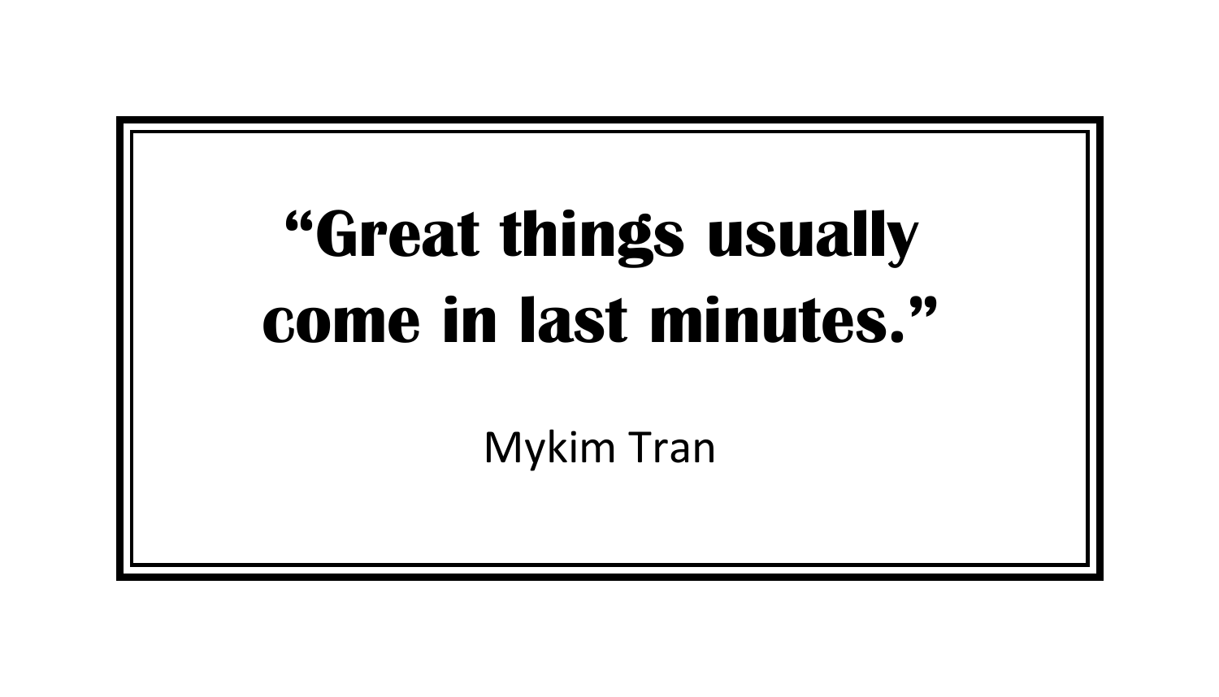**"Great things usually come in last minutes."**

Mykim Tran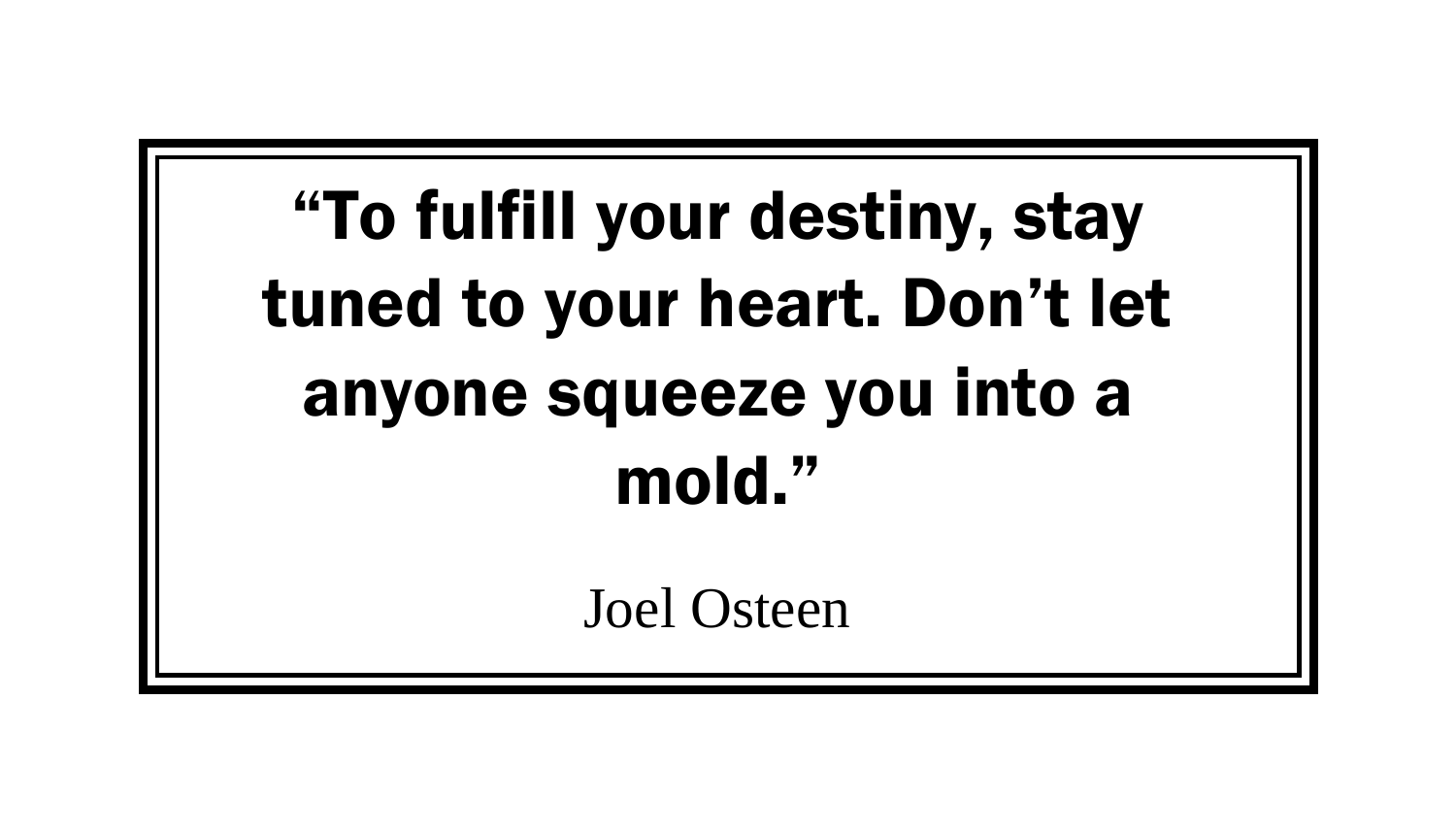**“To fulfill your destiny, stay tuned to your heart. Don’t let anyone squeeze you into a mold.”**

Joel Osteen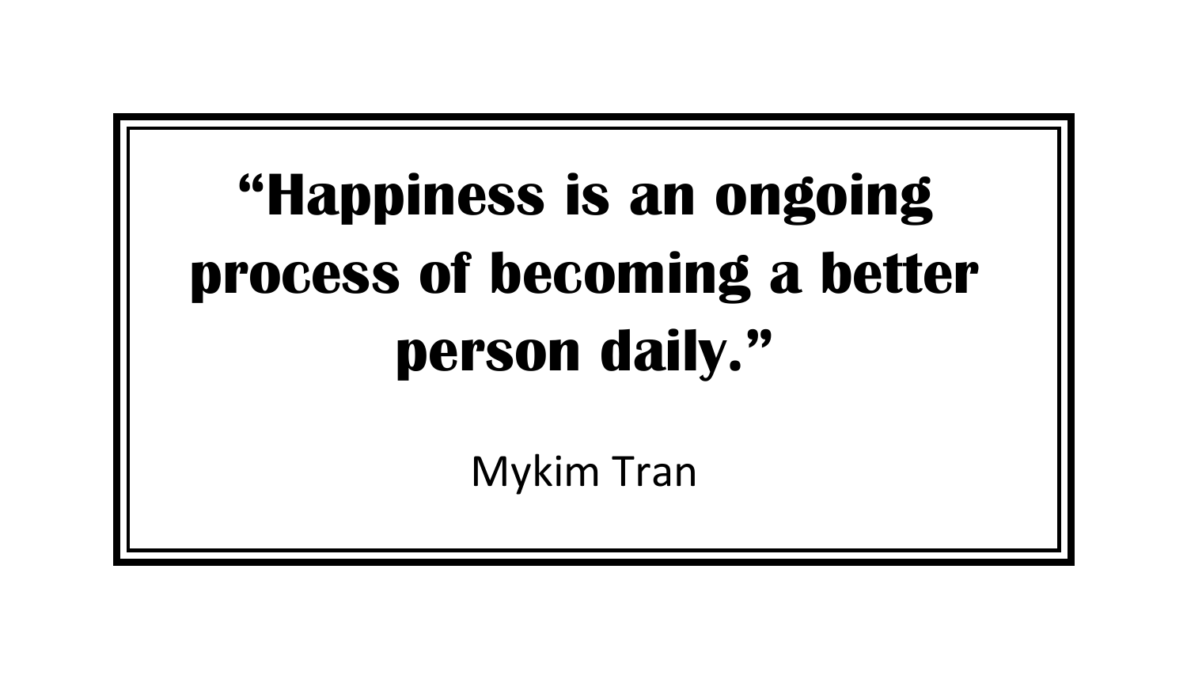**“Happiness is an ongoing process of becoming a better person daily.”**

Mykim Tran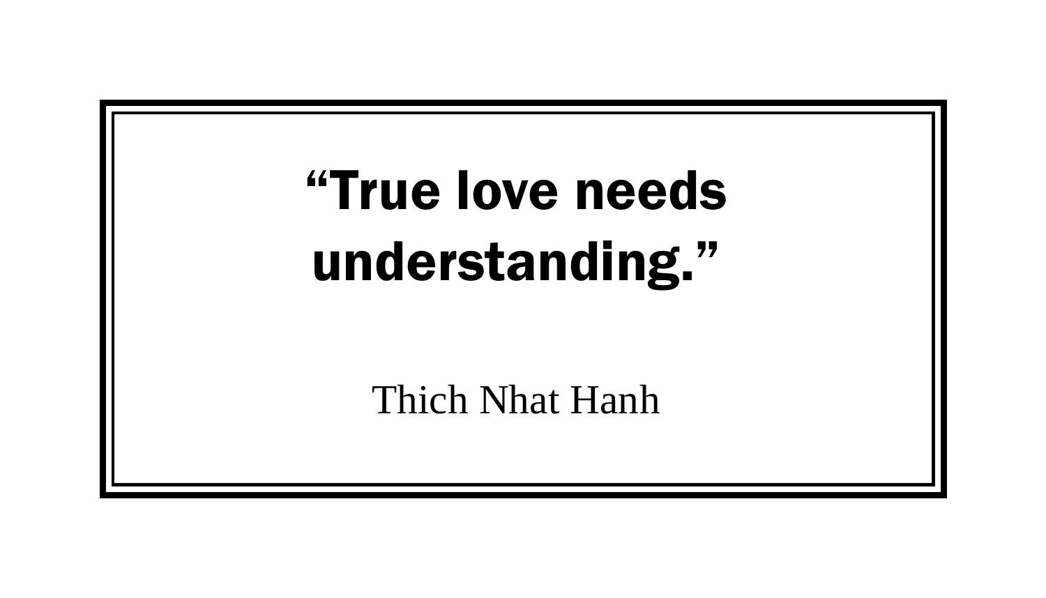**“True love needs understanding.”**

Thich Nhat Hanh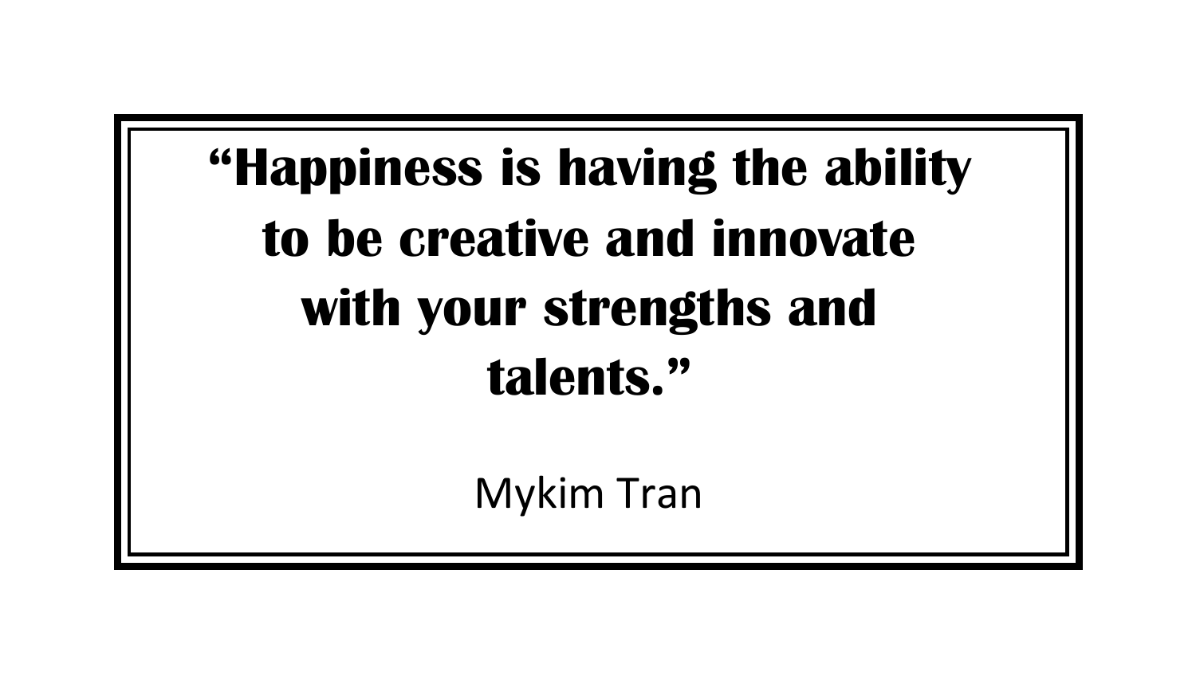**“Happiness is having the ability to be creative and innovate with your strengths and talents.”**

Mykim Tran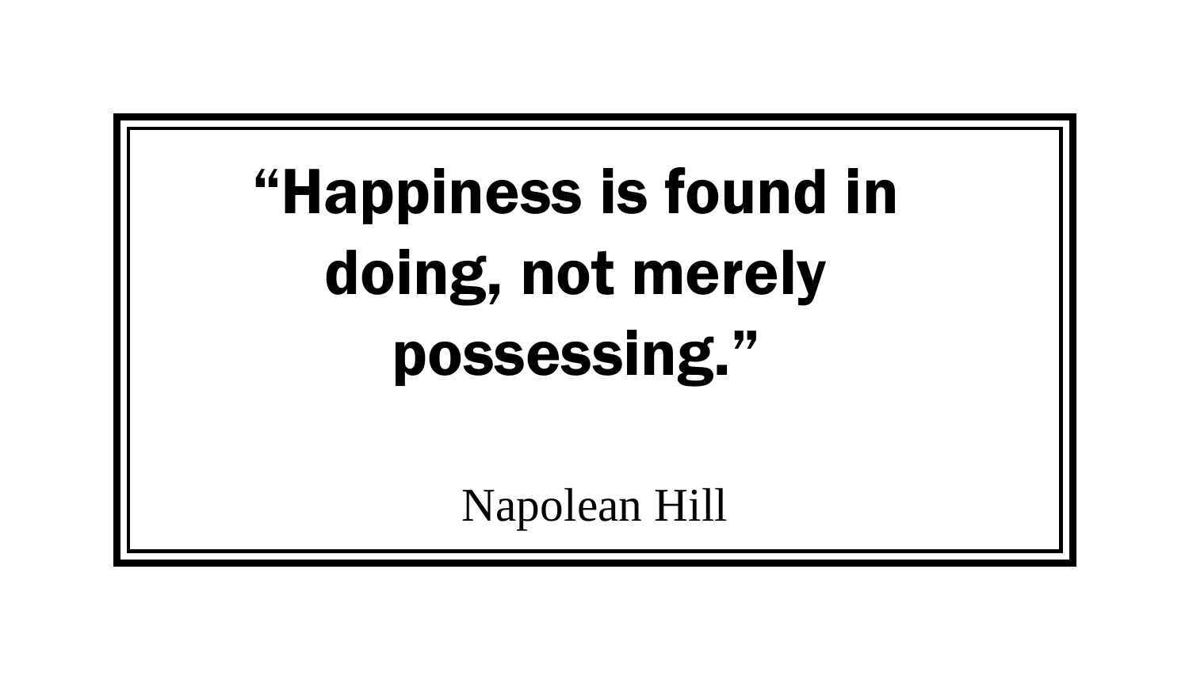**“Happiness is found in doing, not merely possessing.”**

Napolean Hill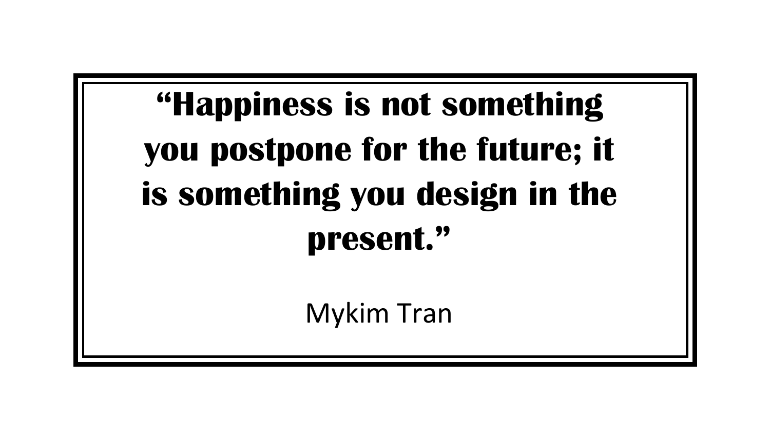**“Happiness is not something you postpone for the future; it is something you design in the present.”**

Mykim Tran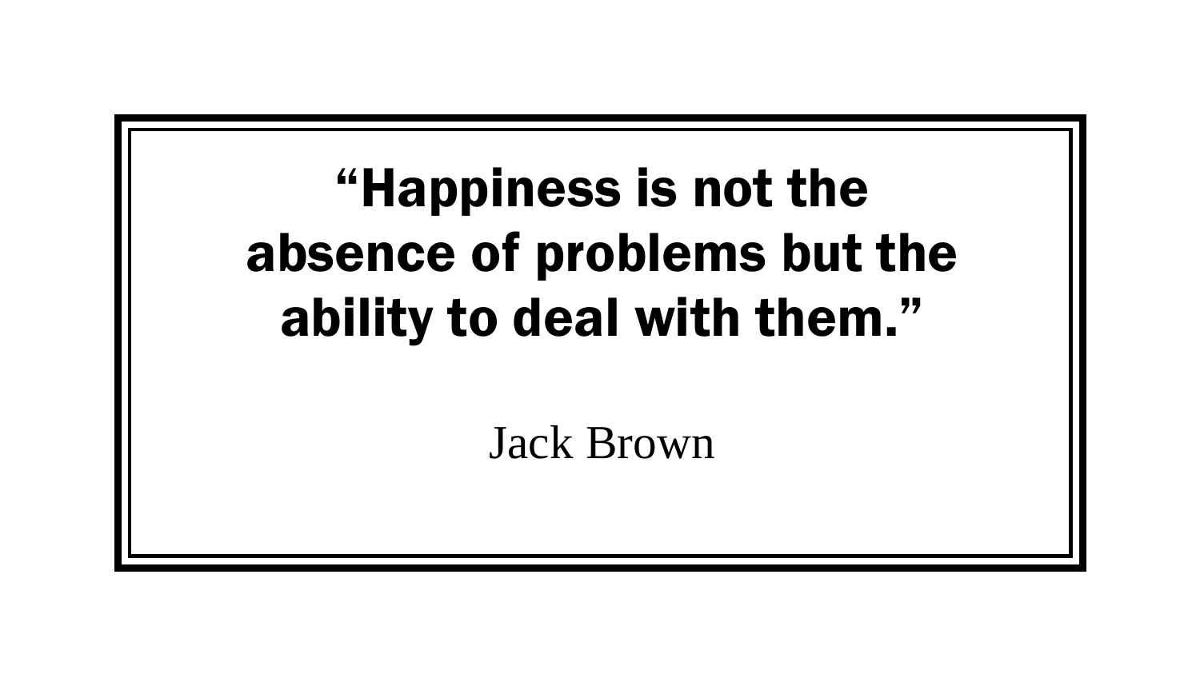**“Happiness is not the absence of problems but the ability to deal with them.”**

Jack Brown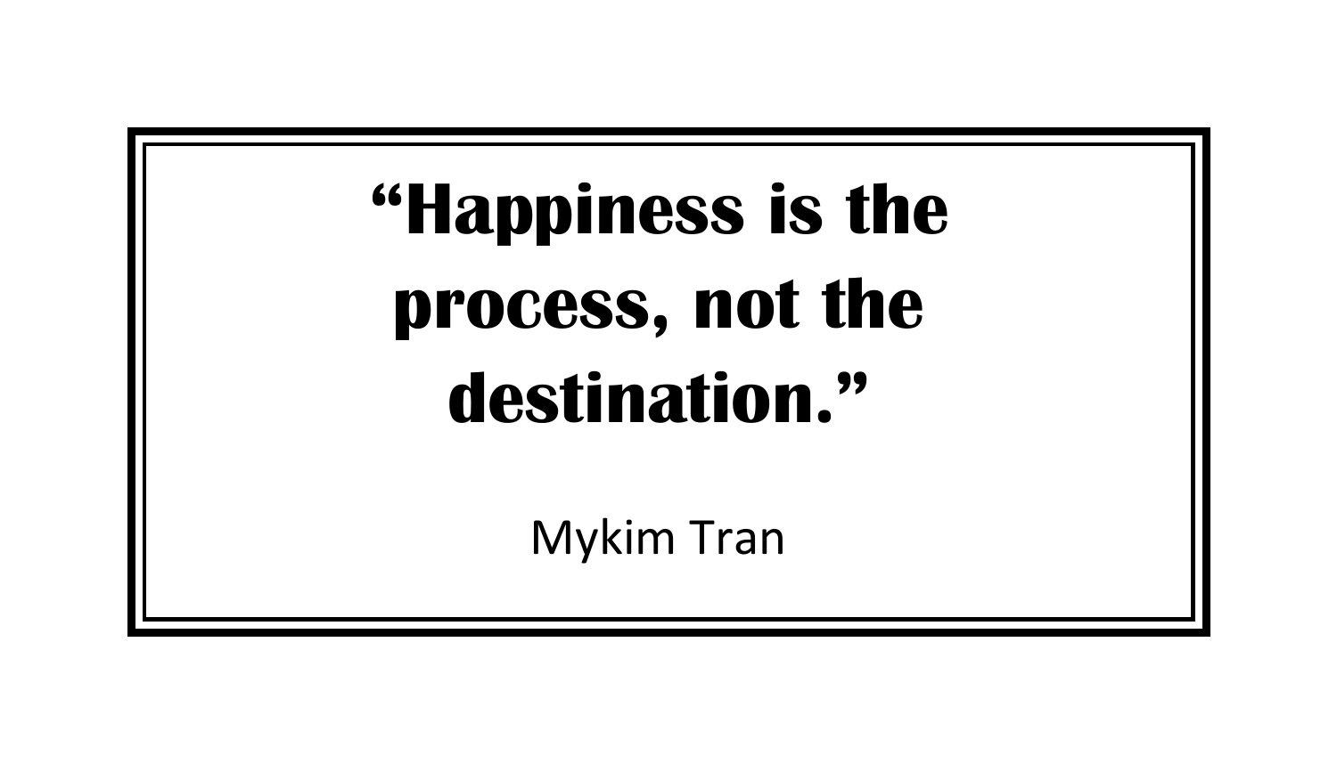**"Happiness is the process, not the destination."**

Mykim Tran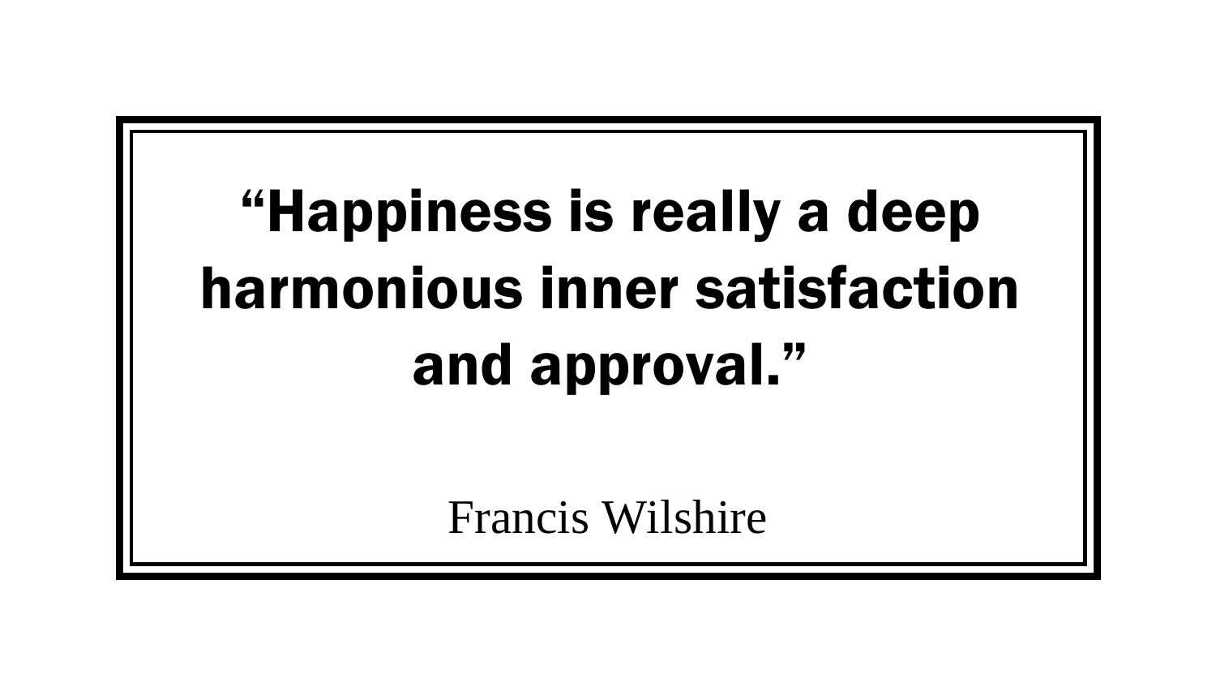**“Happiness is really a deep harmonious inner satisfaction and approval.”**

Francis Wilshire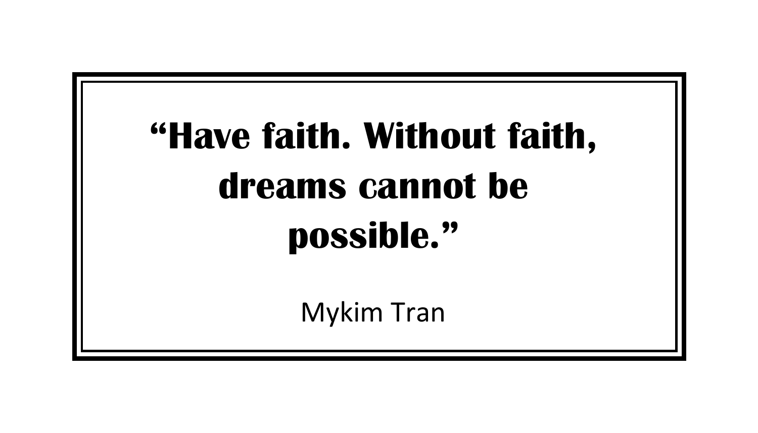**“Have faith. Without faith, dreams cannot be possible.”**

Mykim Tran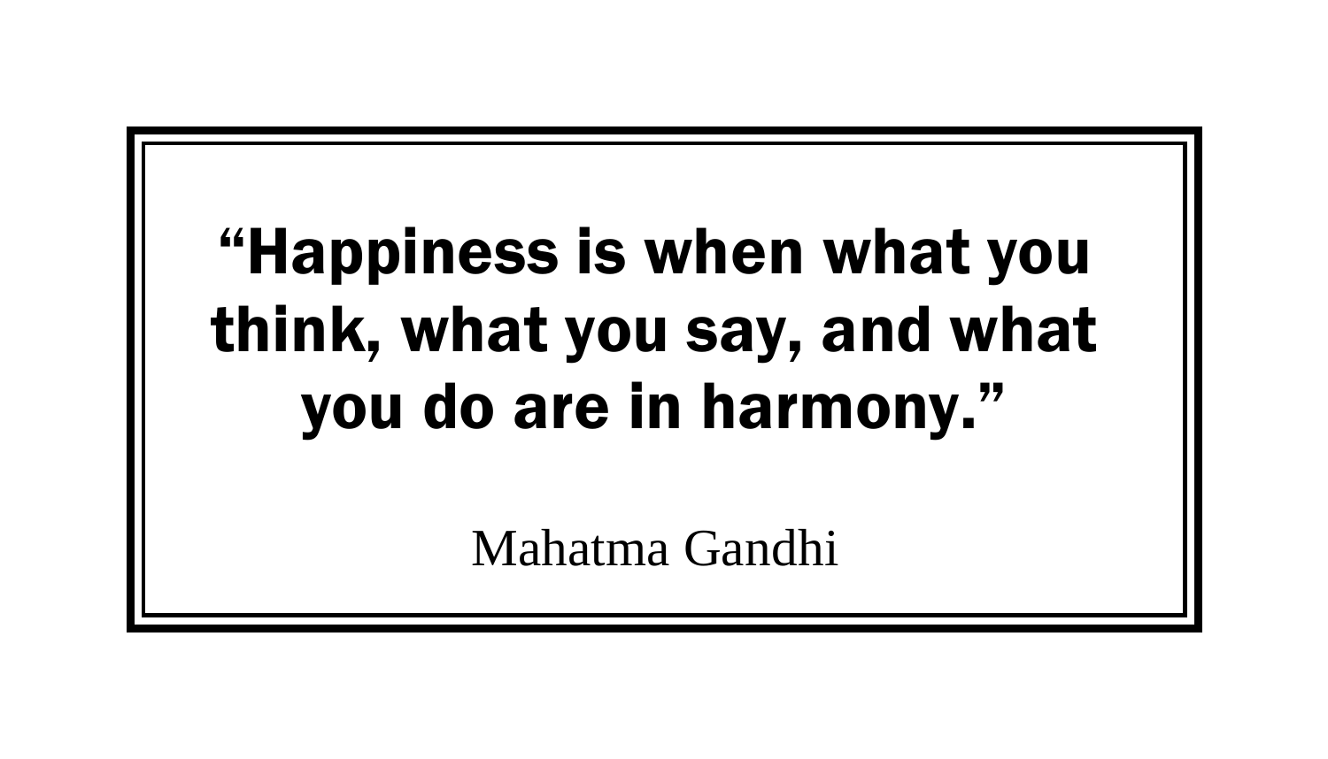**“Happiness is when what you think, what you say, and what you do are in harmony.”**

Mahatma Gandhi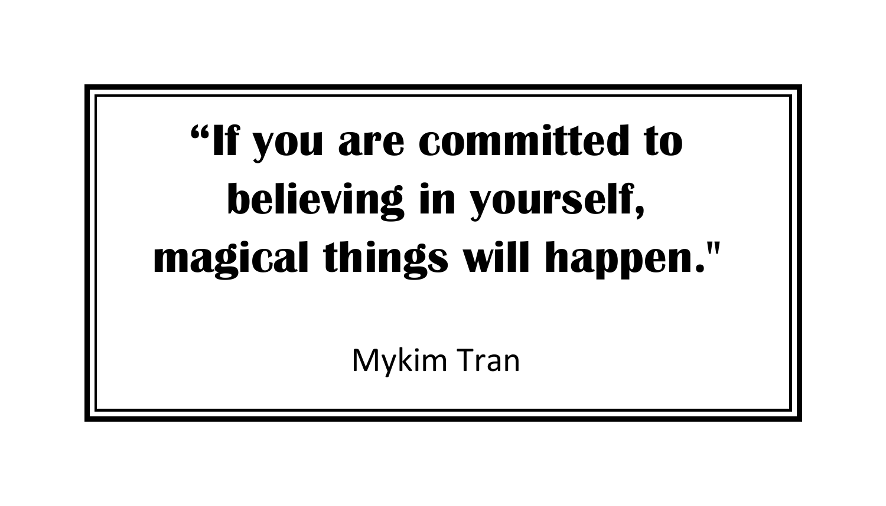**“If you are committed to believing in yourself, magical things will happen."**

Mykim Tran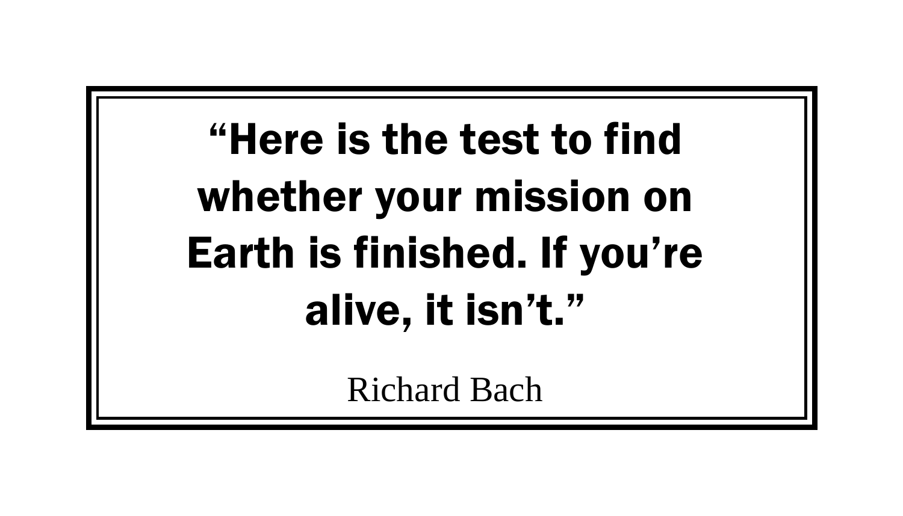**“Here is the test to find whether your mission on Earth is finished. If you’re alive, it isn’t.”**

Richard Bach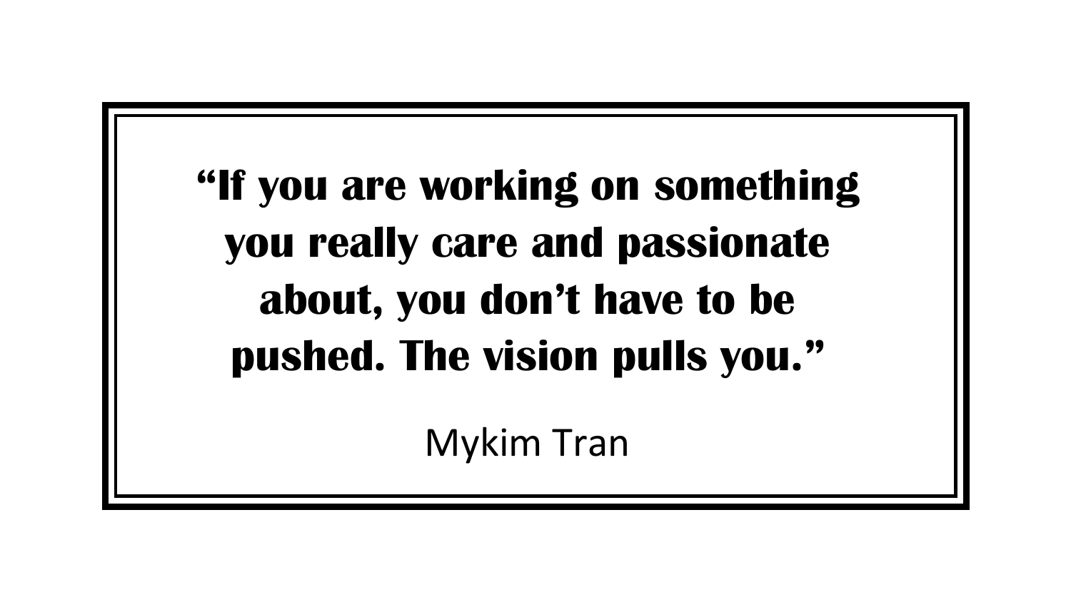**"If you are working on something you really care and passionate about, you don't have to be pushed. The vision pulls you."**

Mykim Tran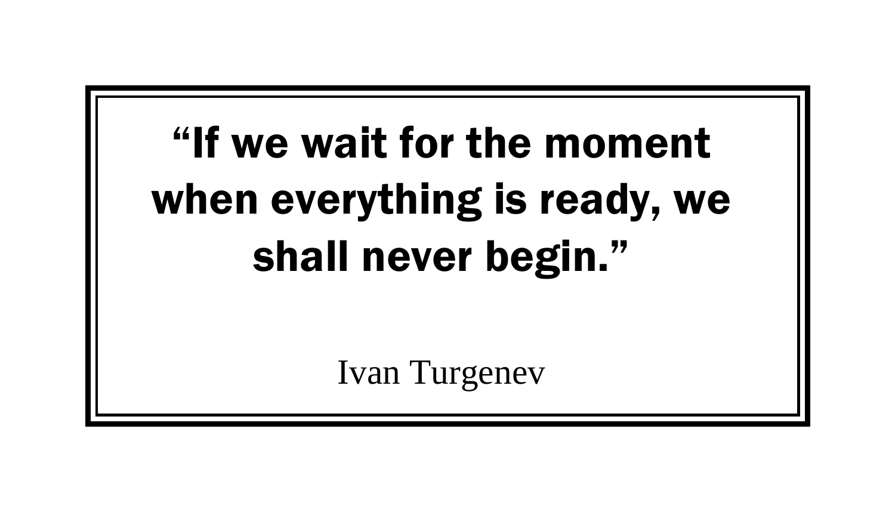**“If we wait for the moment when everything is ready, we shall never begin.”**

Ivan Turgenev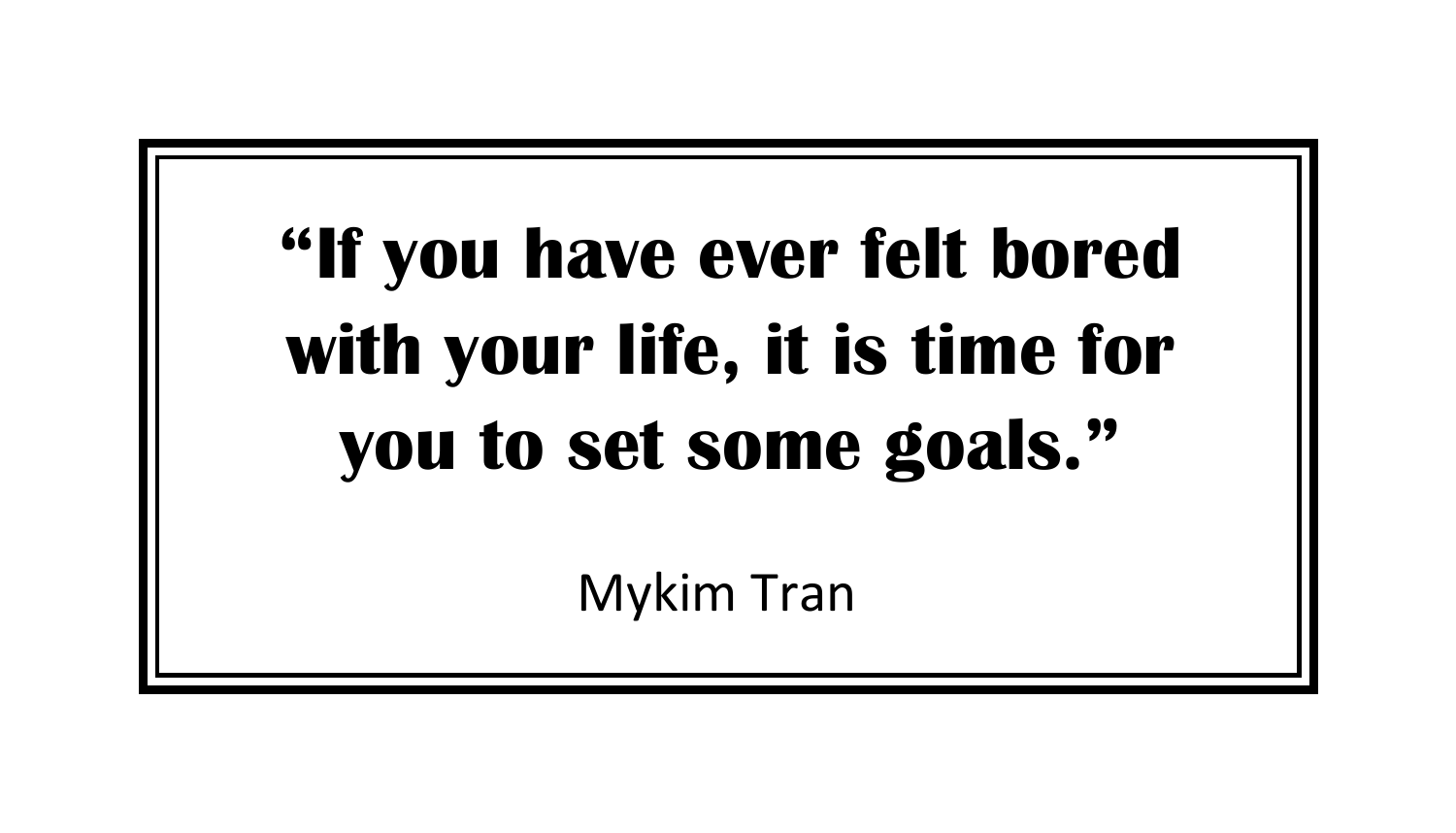**“If you have ever felt bored with your life, it is time for you to set some goals.”**

Mykim Tran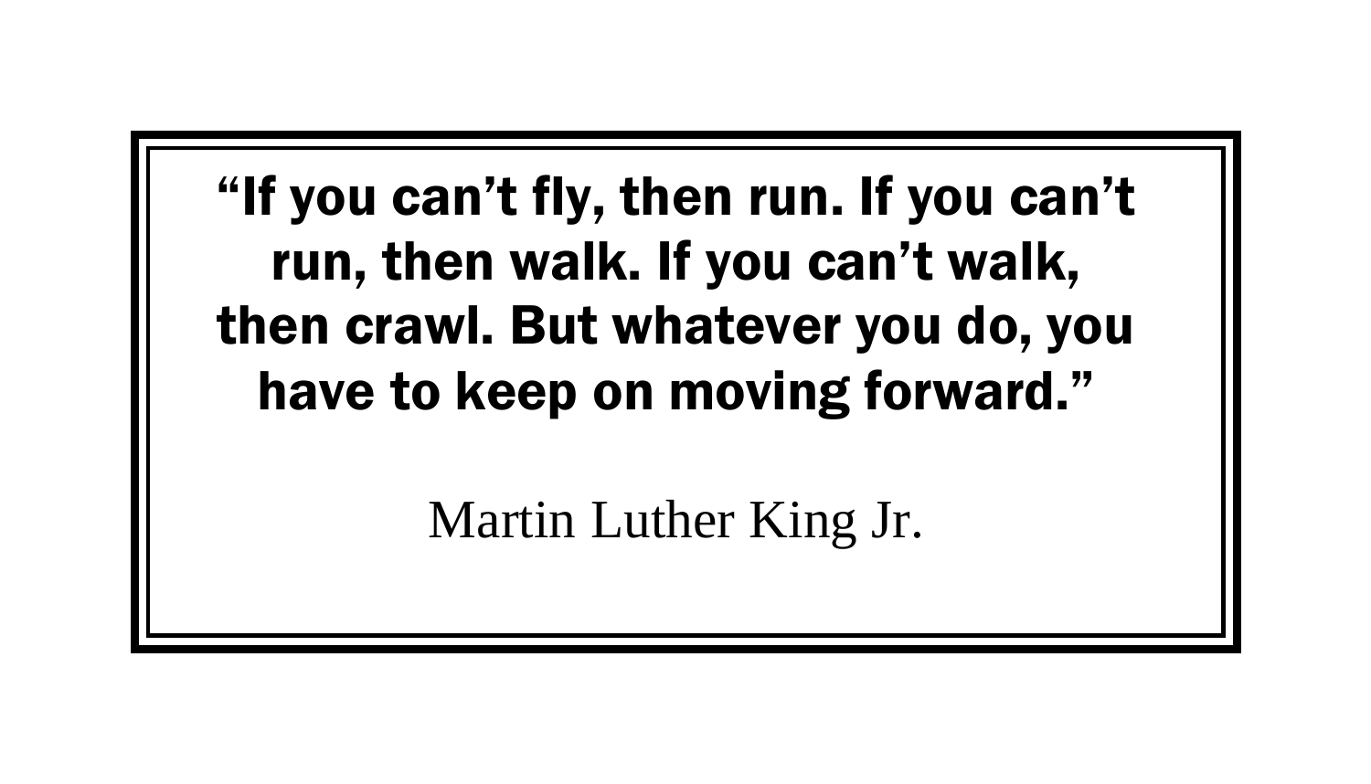**"If you can't fly, then run. If you can't run, then walk. If you can't walk, then crawl. But whatever you do, you have to keep on moving forward."**

Martin Luther King Jr.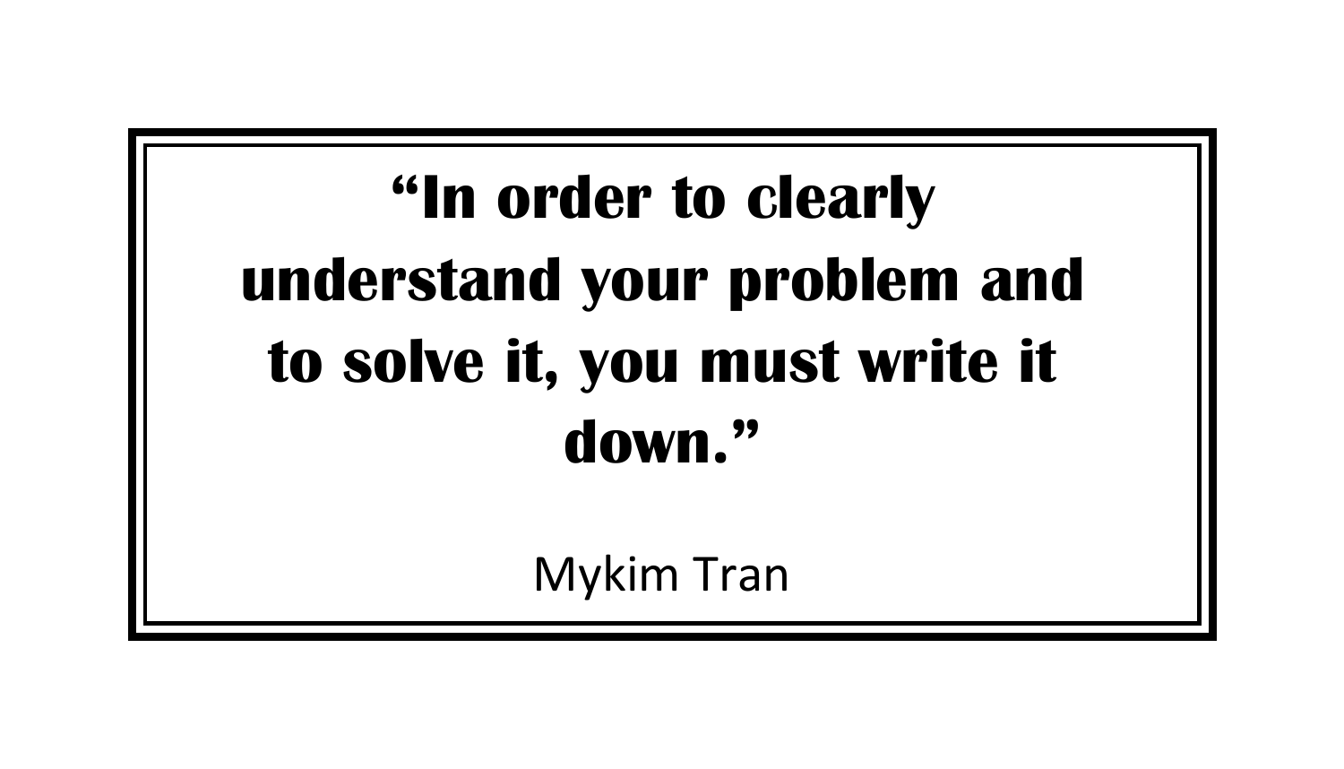**“In order to clearly understand your problem and to solve it, you must write it down.”**

Mykim Tran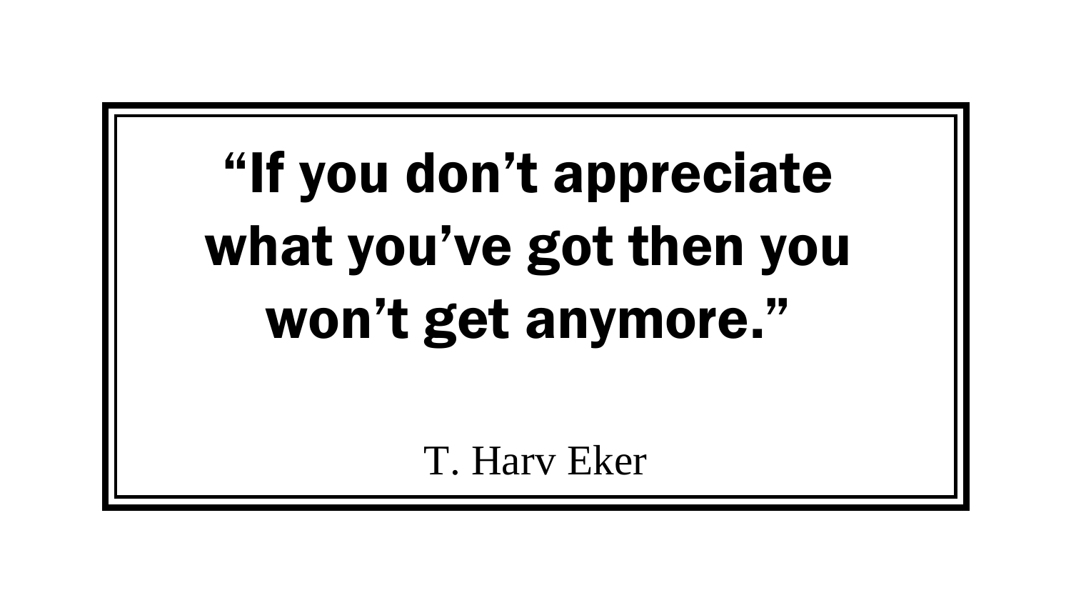**“If you don’t appreciate what you’ve got then you won’t get anymore.”**

T. Harv Eker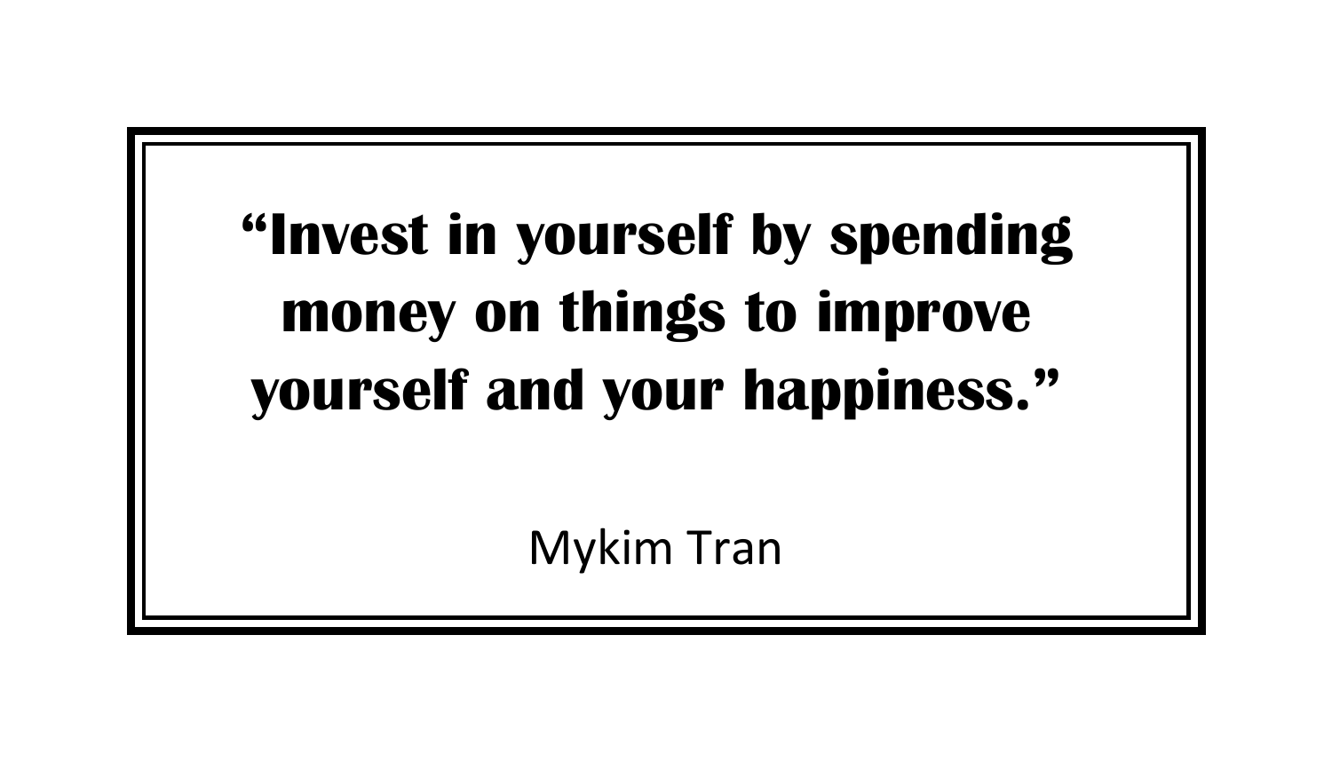**“Invest in yourself by spending money on things to improve yourself and your happiness.”**

Mykim Tran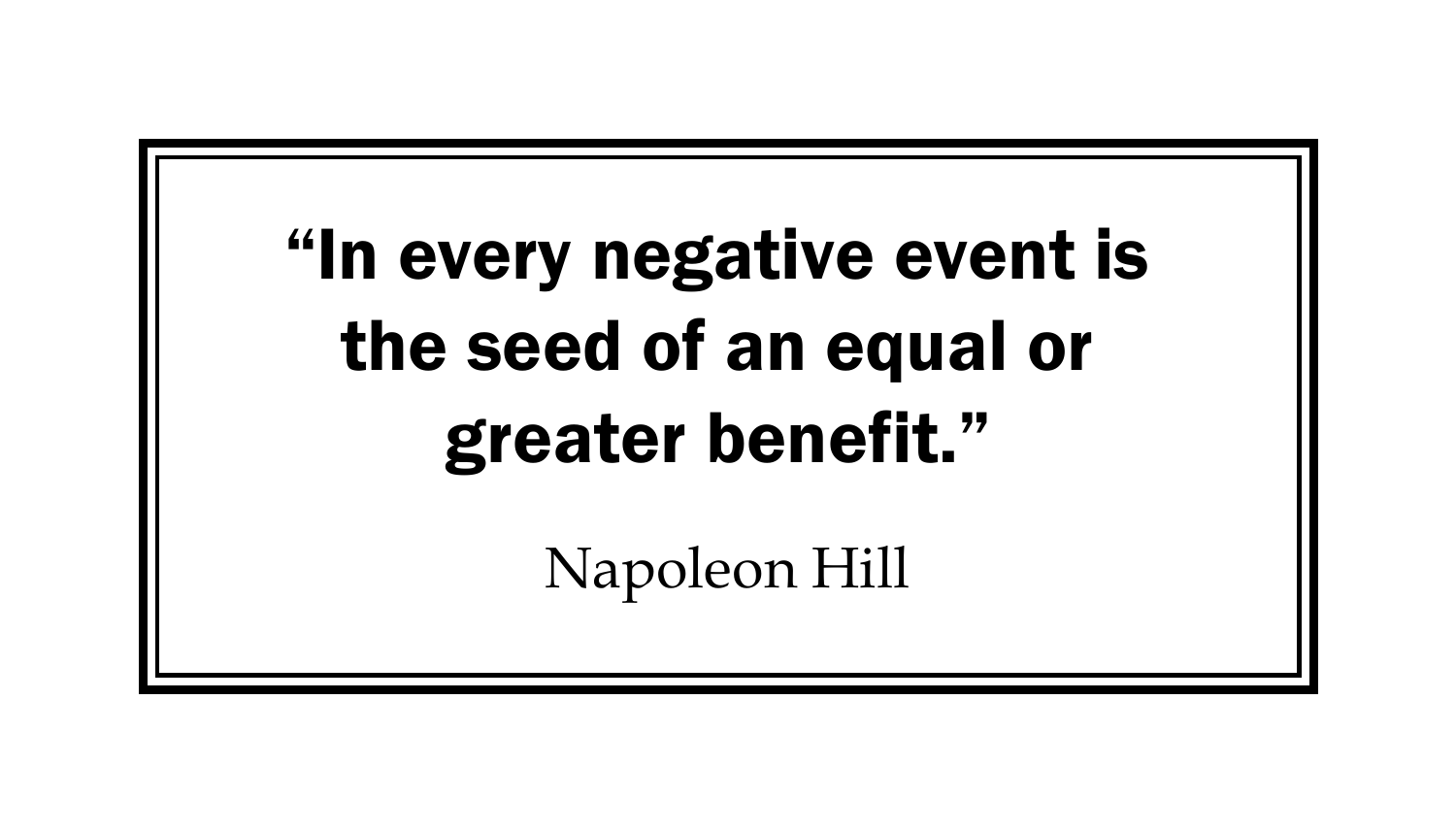**“In every negative event is the seed of an equal or greater benefit.”**

Napoleon Hill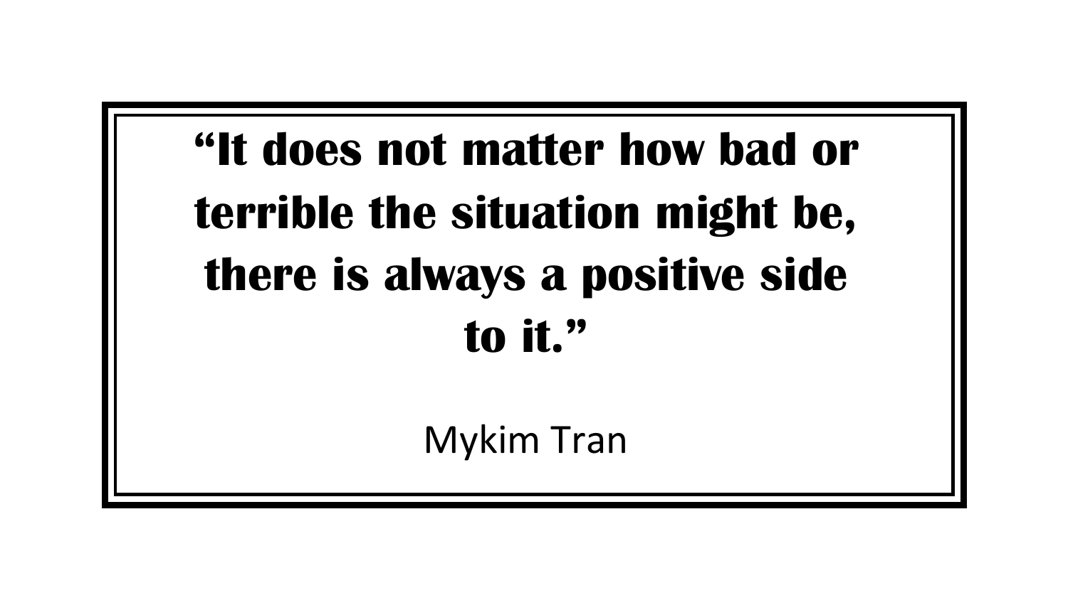**"It does not matter how bad or terrible the situation might be, there is always a positive side to it."**

Mykim Tran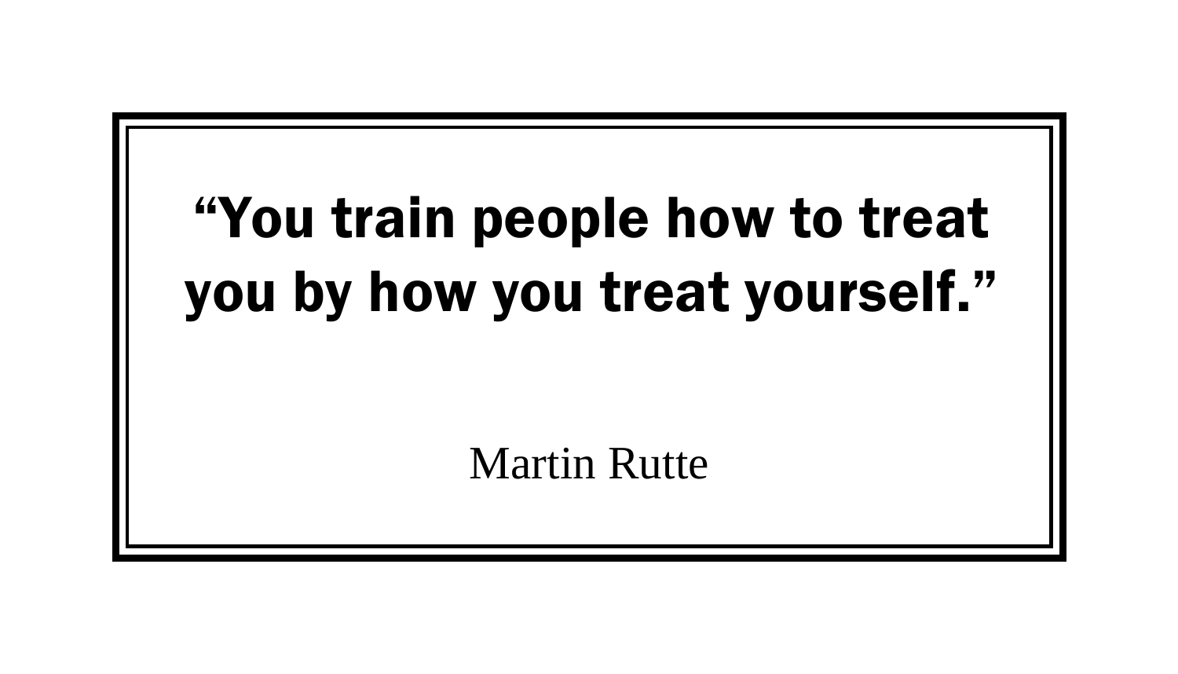**“You train people how to treat you by how you treat yourself.”**

Martin Rutte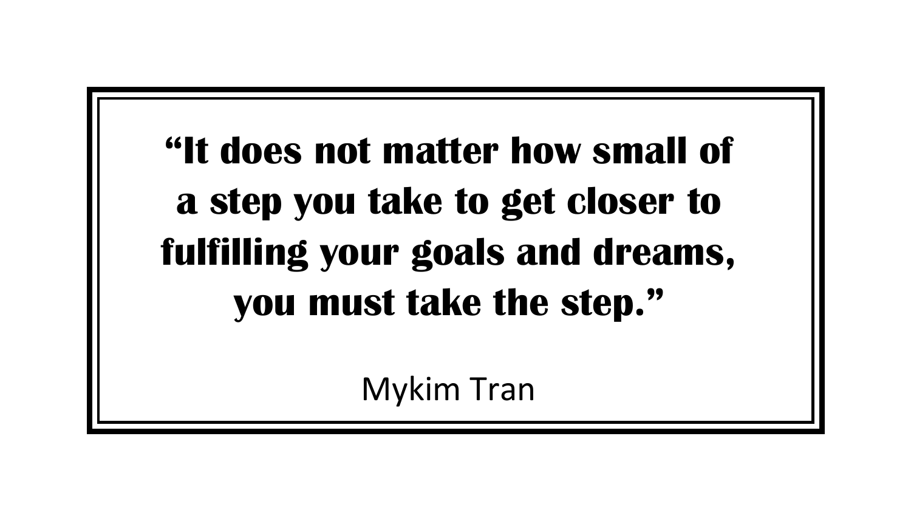**"It does not matter how small of a step you take to get closer to fulfilling your goals and dreams, you must take the step."**

Mykim Tran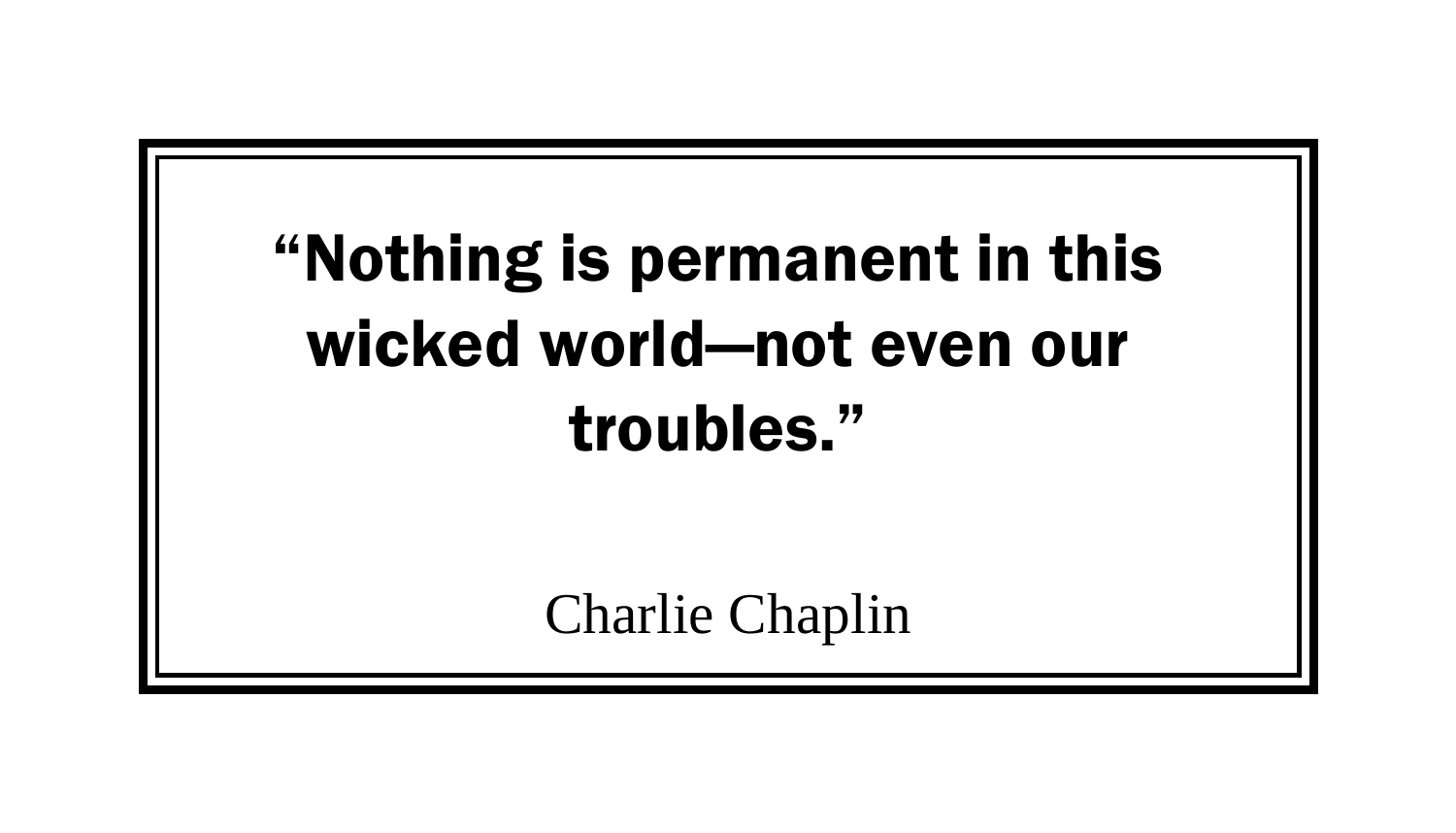**“Nothing is permanent in this wicked world—not even our troubles.”**

Charlie Chaplin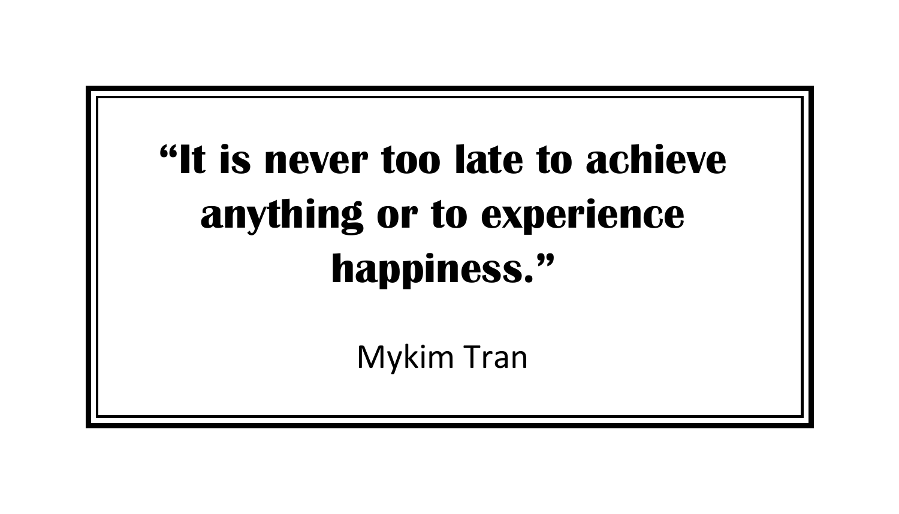**"It is never too late to achieve anything or to experience happiness."**

Mykim Tran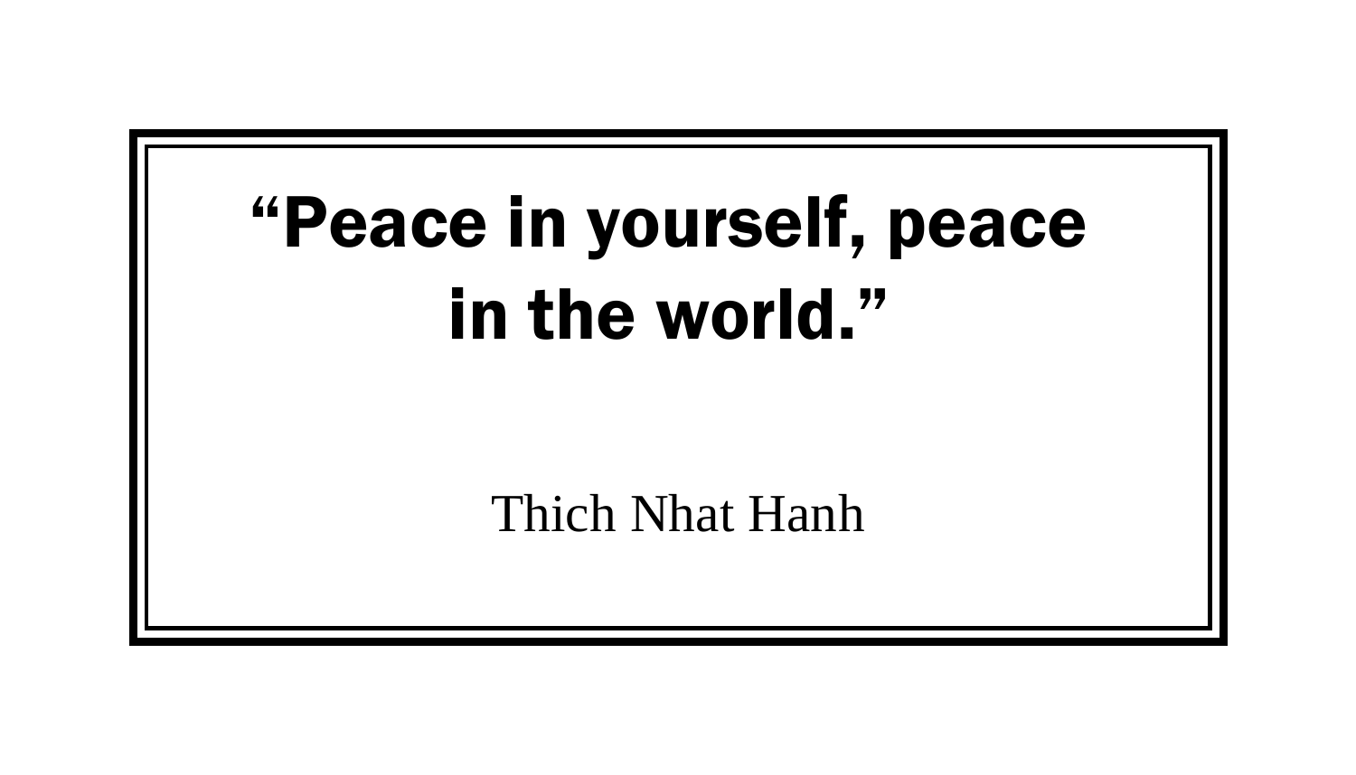**“Peace in yourself, peace in the world.”**

Thich Nhat Hanh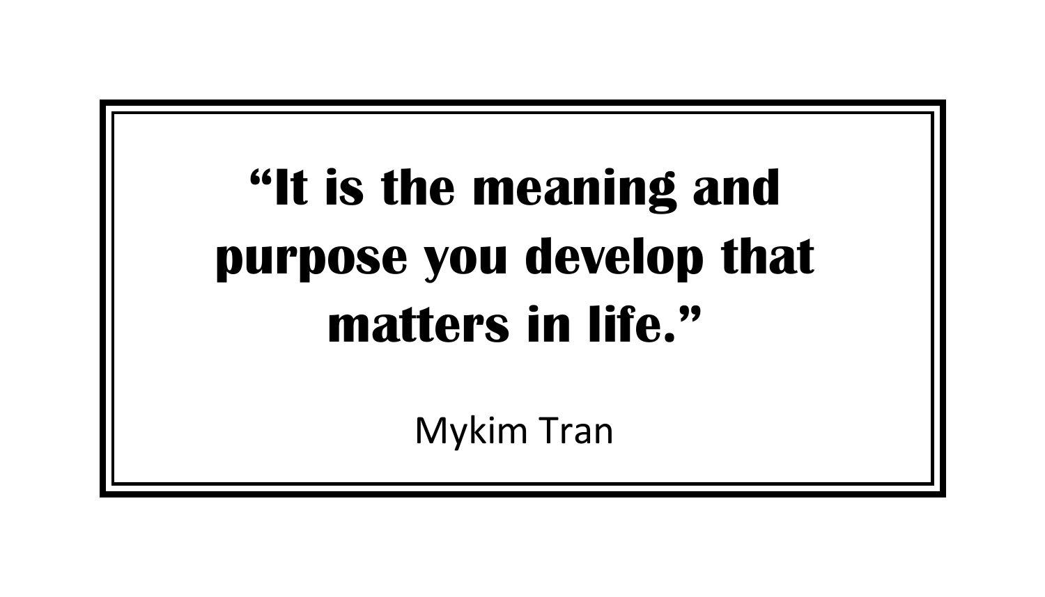**"It is the meaning and purpose you develop that matters in life."**

Mykim Tran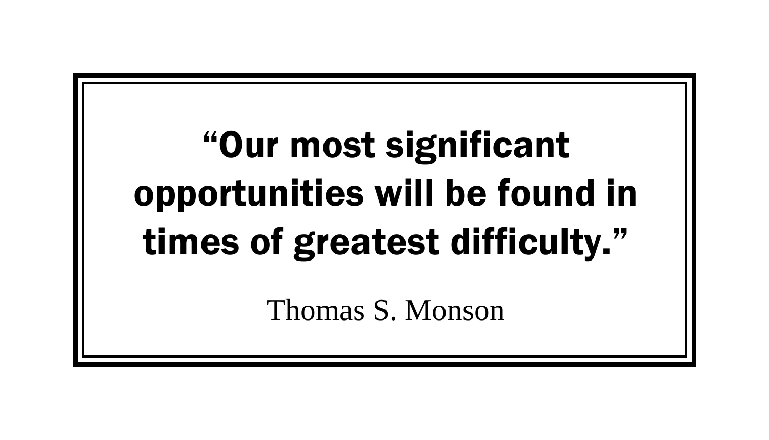**“Our most significant opportunities will be found in times of greatest difficulty.”**

Thomas S. Monson